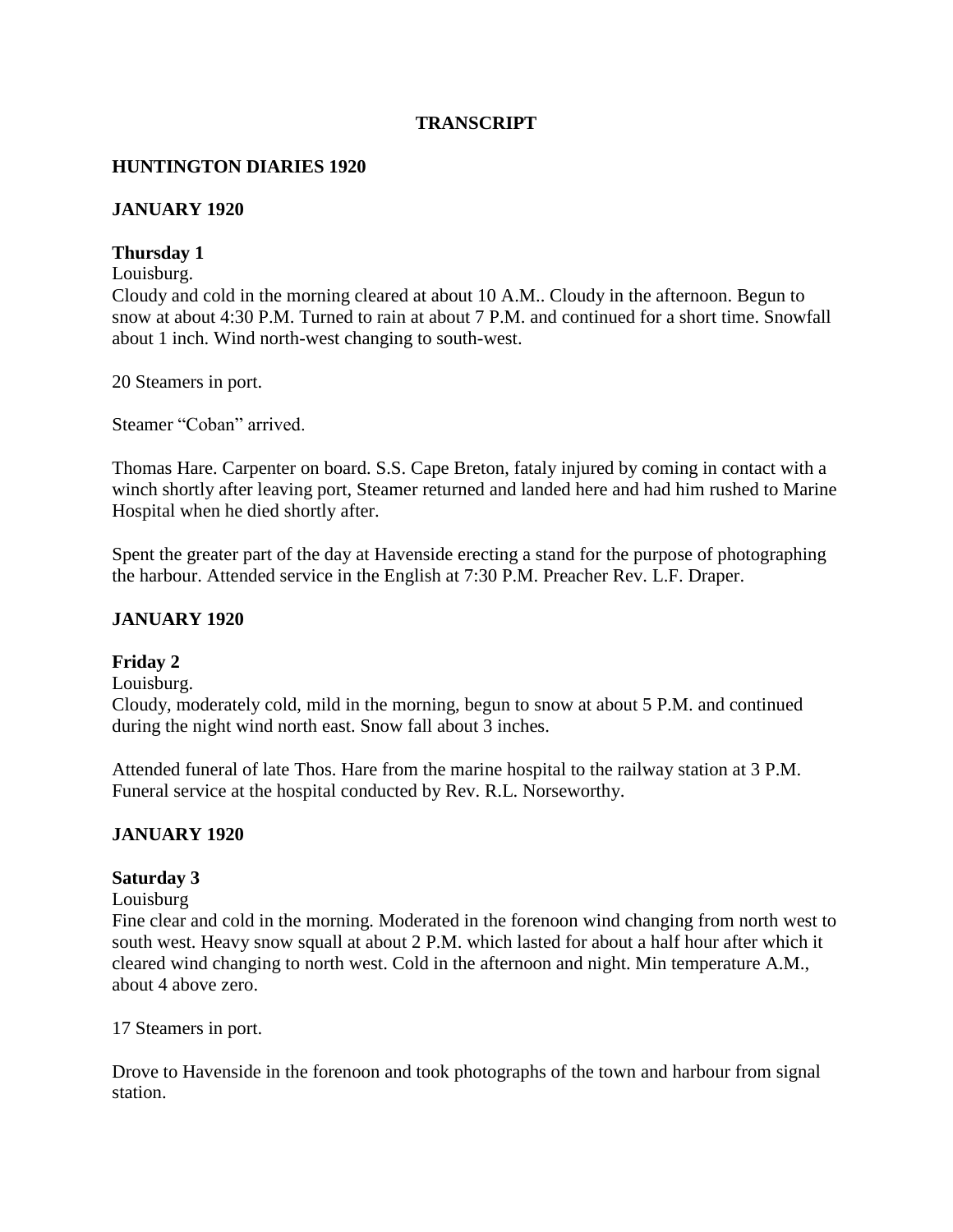**TRANSCRIPT**

**HUNTINGTON DIARIES 1920**

**JANUARY 1920**

**Thursday 1**

Louisburg.

Cloudy and cold in the morning cleared at about 10 A.M.. Cloudy in the afternoon. Begun to snow at about 4:30 P.M. Turned to rain at about 7 P.M. and continued for a short time. Snowfall about 1 inch. Wind north-west changing to south-west.

20 Steamers in port.

Steamer "Coban" arrived.

Thomas Hare. Carpenter on board. S.S. Cape Breton, fataly injured by coming in contact with a winch shortly after leaving port, Steamer returned and landed here and had him rushed to Marine Hospital when he died shortly after.

Spent the greater part of the day at Havenside erecting a stand for the purpose of photographing the harbour. Attended service in the English at 7:30 P.M. Preacher Rev. L.F. Draper.

**JANUARY 1920**

**Friday 2**

Louisburg.

Cloudy, moderately cold, mild in the morning, begun to snow at about 5 P.M. and continued during the night wind north east. Snow fall about 3 inches.

Attended funeral of late Thos. Hare from the marine hospital to the railway station at 3 P.M. Funeral service at the hospital conducted by Rev. R.L. Norseworthy.

**JANUARY 1920**

**Saturday 3**

Louisburg

Fine clear and cold in the morning. Moderated in the forenoon wind changing from north west to south west. Heavy snow squall at about 2 P.M. which lasted for about a half hour after which it cleared wind changing to north west. Cold in the afternoon and night. Min temperature A.M., about 4 above zero.

17 Steamers in port.

Drove to Havenside in the forenoon and took photographs of the town and harbour from signal station.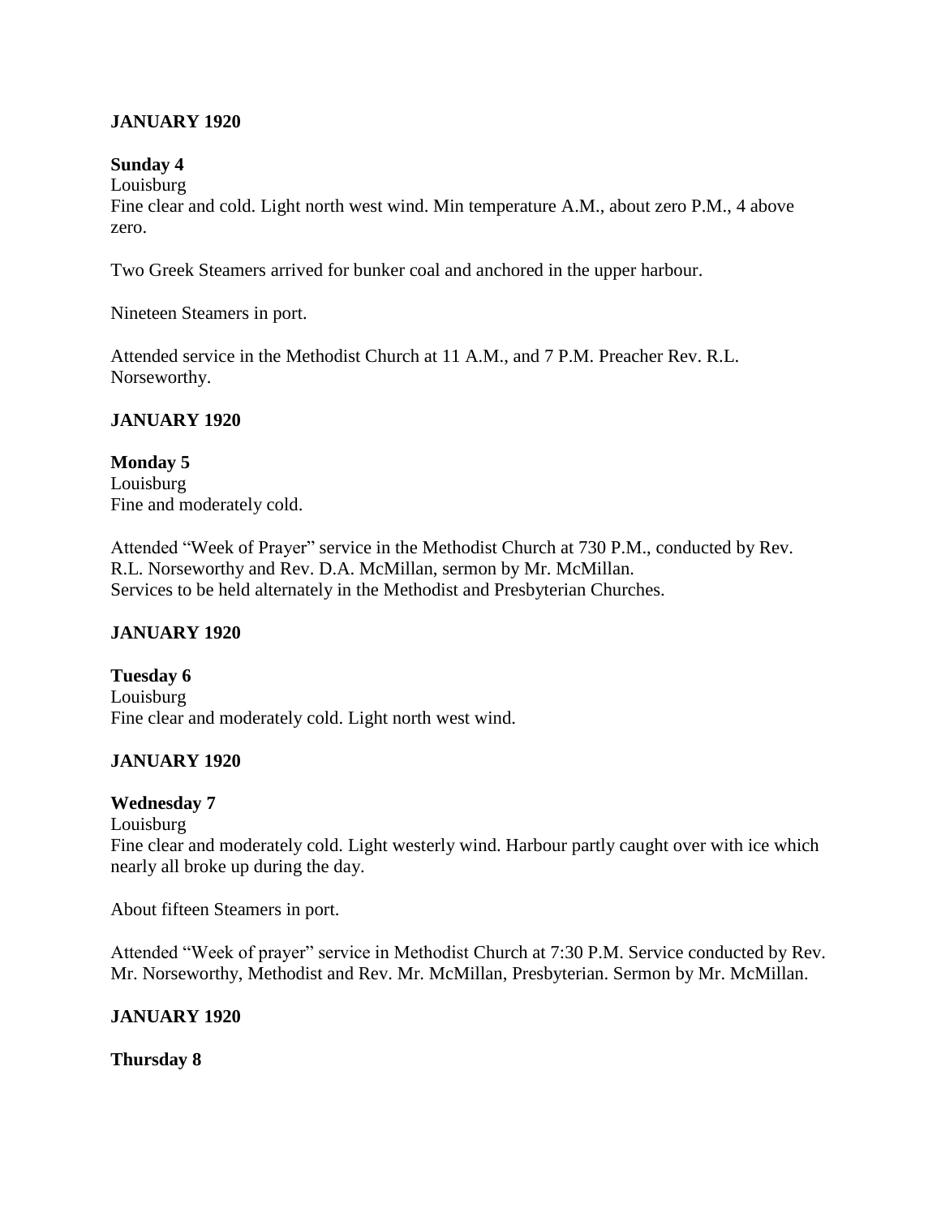**JANUARY 1920**

**Sunday 4**
Louisburg
Fine clear and cold. Light north west wind. Min temperature A.M., about zero P.M., 4 above zero.

Two Greek Steamers arrived for bunker coal and anchored in the upper harbour.

Nineteen Steamers in port.

Attended service in the Methodist Church at 11 A.M., and 7 P.M. Preacher Rev. R.L. Norseworthy.

**JANUARY 1920**

**Monday 5**
Louisburg
Fine and moderately cold.

Attended "Week of Prayer" service in the Methodist Church at 730 P.M., conducted by Rev. R.L. Norseworthy and Rev. D.A. McMillan, sermon by Mr. McMillan.
Services to be held alternately in the Methodist and Presbyterian Churches.

**JANUARY 1920**

**Tuesday 6**
Louisburg
Fine clear and moderately cold. Light north west wind.

**JANUARY 1920**

**Wednesday 7**
Louisburg
Fine clear and moderately cold. Light westerly wind. Harbour partly caught over with ice which nearly all broke up during the day.

About fifteen Steamers in port.

Attended "Week of prayer" service in Methodist Church at 7:30 P.M. Service conducted by Rev. Mr. Norseworthy, Methodist and Rev. Mr. McMillan, Presbyterian. Sermon by Mr. McMillan.

**JANUARY 1920**

**Thursday 8**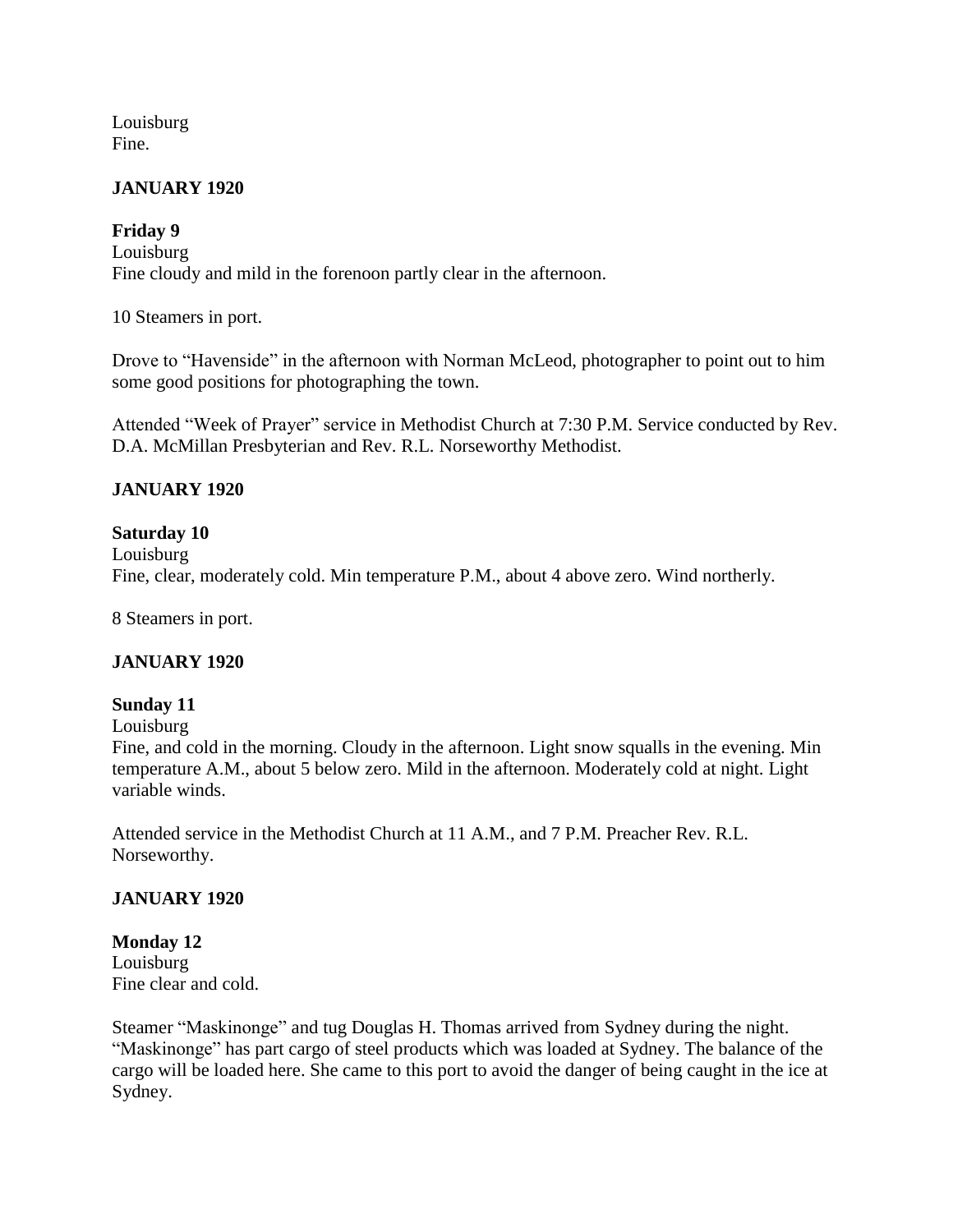Louisburg
Fine.

**JANUARY 1920**

**Friday 9**
Louisburg
Fine cloudy and mild in the forenoon partly clear in the afternoon.

10 Steamers in port.

Drove to "Havenside" in the afternoon with Norman McLeod, photographer to point out to him some good positions for photographing the town.

Attended "Week of Prayer" service in Methodist Church at 7:30 P.M. Service conducted by Rev. D.A. McMillan Presbyterian and Rev. R.L. Norseworthy Methodist.

**JANUARY 1920**

**Saturday 10**
Louisburg
Fine, clear, moderately cold. Min temperature P.M., about 4 above zero. Wind northerly.

8 Steamers in port.

**JANUARY 1920**

**Sunday 11**
Louisburg
Fine, and cold in the morning. Cloudy in the afternoon. Light snow squalls in the evening. Min temperature A.M., about 5 below zero. Mild in the afternoon. Moderately cold at night. Light variable winds.

Attended service in the Methodist Church at 11 A.M., and 7 P.M. Preacher Rev. R.L. Norseworthy.

**JANUARY 1920**

**Monday 12**
Louisburg
Fine clear and cold.

Steamer "Maskinonge" and tug Douglas H. Thomas arrived from Sydney during the night. "Maskinonge" has part cargo of steel products which was loaded at Sydney. The balance of the cargo will be loaded here. She came to this port to avoid the danger of being caught in the ice at Sydney.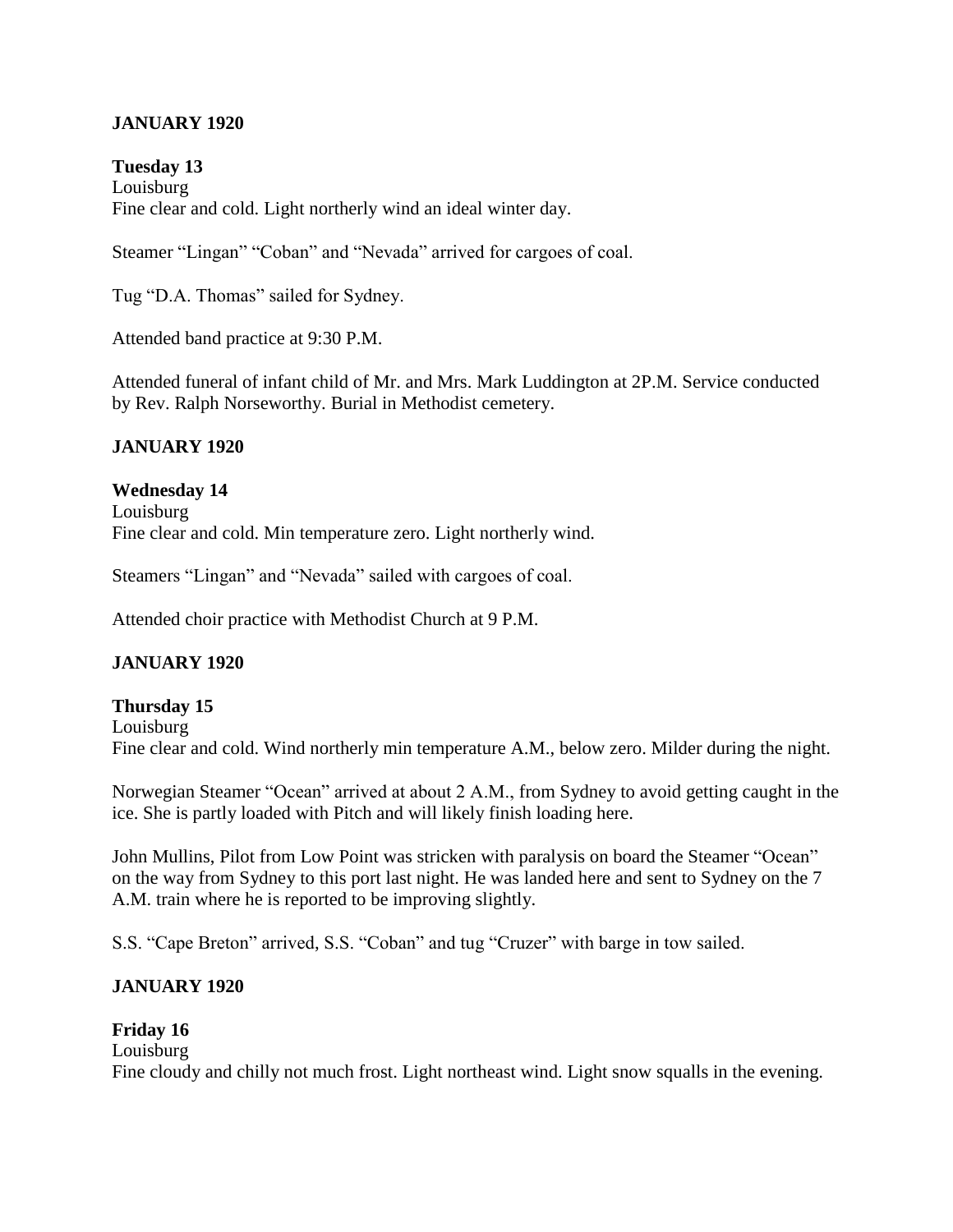**JANUARY 1920**

**Tuesday 13**
Louisburg
Fine clear and cold. Light northerly wind an ideal winter day.

Steamer "Lingan" "Coban" and "Nevada" arrived for cargoes of coal.

Tug "D.A. Thomas" sailed for Sydney.

Attended band practice at 9:30 P.M.

Attended funeral of infant child of Mr. and Mrs. Mark Luddington at 2P.M. Service conducted by Rev. Ralph Norseworthy. Burial in Methodist cemetery.

**JANUARY 1920**

**Wednesday 14**
Louisburg
Fine clear and cold. Min temperature zero. Light northerly wind.

Steamers "Lingan" and "Nevada" sailed with cargoes of coal.

Attended choir practice with Methodist Church at 9 P.M.

**JANUARY 1920**

**Thursday 15**
Louisburg
Fine clear and cold. Wind northerly min temperature A.M., below zero. Milder during the night.

Norwegian Steamer "Ocean" arrived at about 2 A.M., from Sydney to avoid getting caught in the ice. She is partly loaded with Pitch and will likely finish loading here.

John Mullins, Pilot from Low Point was stricken with paralysis on board the Steamer "Ocean" on the way from Sydney to this port last night. He was landed here and sent to Sydney on the 7 A.M. train where he is reported to be improving slightly.

S.S. "Cape Breton" arrived, S.S. "Coban" and tug "Cruzer" with barge in tow sailed.

**JANUARY 1920**

**Friday 16**
Louisburg
Fine cloudy and chilly not much frost. Light northeast wind. Light snow squalls in the evening.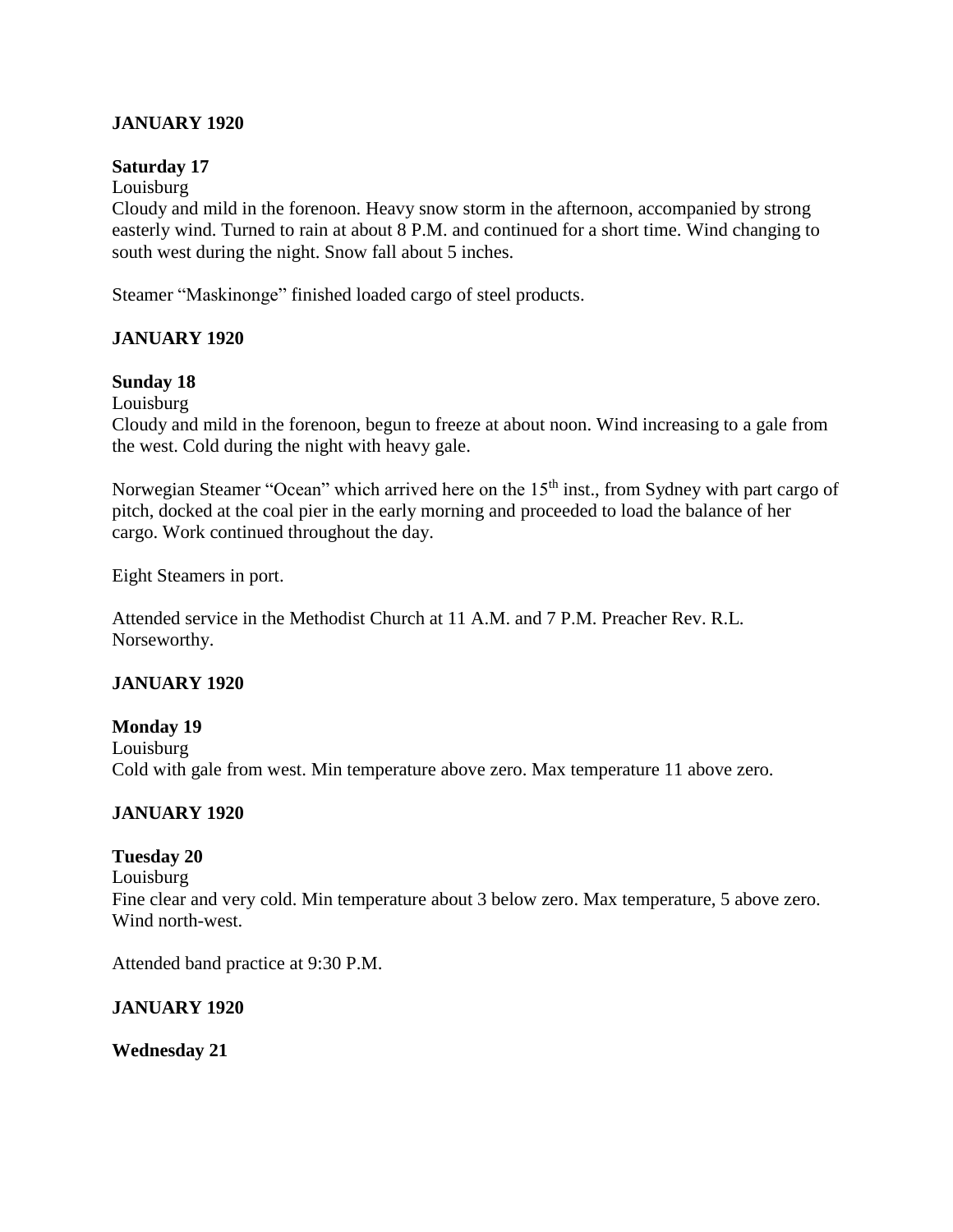**JANUARY 1920**

**Saturday 17**

Louisburg

Cloudy and mild in the forenoon. Heavy snow storm in the afternoon, accompanied by strong easterly wind. Turned to rain at about 8 P.M. and continued for a short time. Wind changing to south west during the night. Snow fall about 5 inches.

Steamer "Maskinonge" finished loaded cargo of steel products.

**JANUARY 1920**

**Sunday 18**

Louisburg

Cloudy and mild in the forenoon, begun to freeze at about noon. Wind increasing to a gale from the west. Cold during the night with heavy gale.

Norwegian Steamer "Ocean" which arrived here on the 15th inst., from Sydney with part cargo of pitch, docked at the coal pier in the early morning and proceeded to load the balance of her cargo. Work continued throughout the day.

Eight Steamers in port.

Attended service in the Methodist Church at 11 A.M. and 7 P.M. Preacher Rev. R.L. Norseworthy.

**JANUARY 1920**

**Monday 19**

Louisburg

Cold with gale from west. Min temperature above zero. Max temperature 11 above zero.

**JANUARY 1920**

**Tuesday 20**

Louisburg

Fine clear and very cold. Min temperature about 3 below zero. Max temperature, 5 above zero. Wind north-west.

Attended band practice at 9:30 P.M.

**JANUARY 1920**

**Wednesday 21**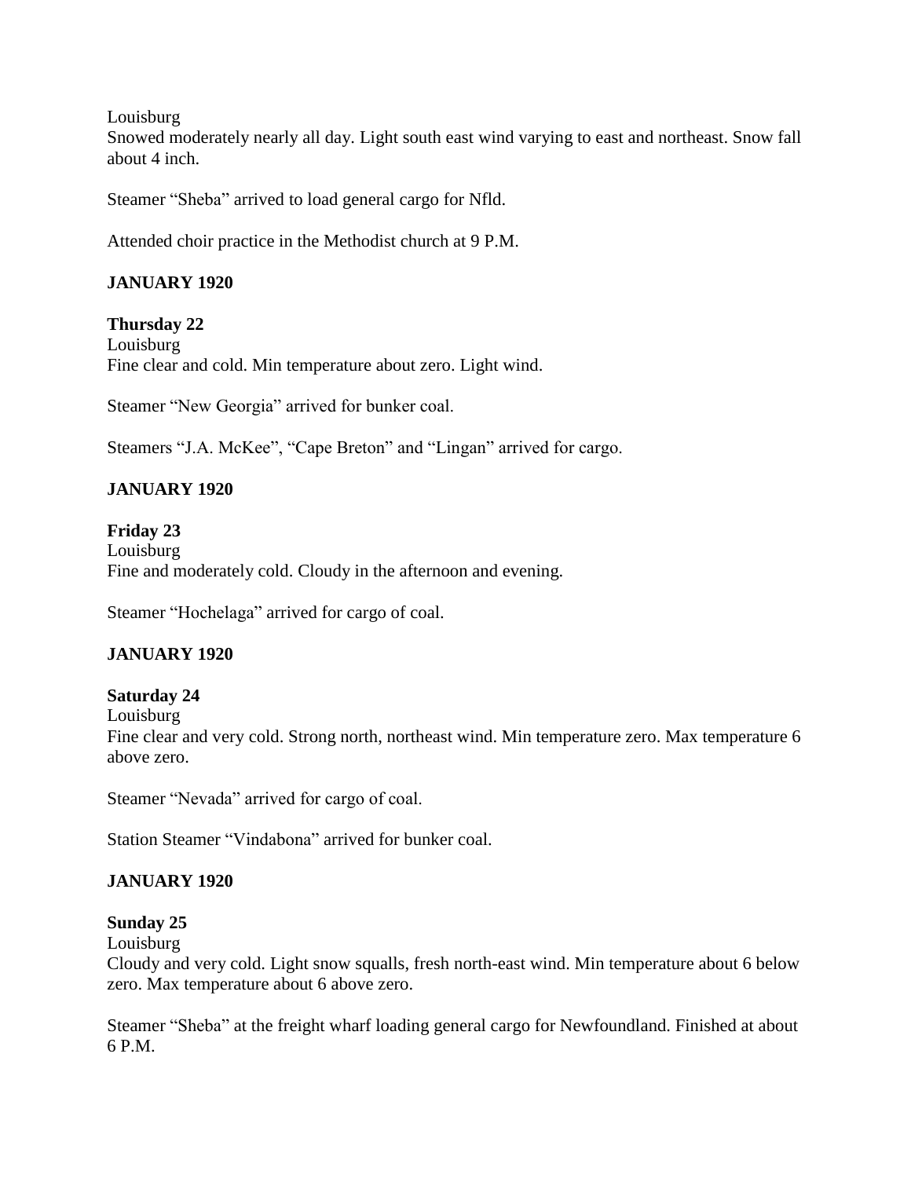Louisburg
Snowed moderately nearly all day. Light south east wind varying to east and northeast. Snow fall about 4 inch.

Steamer "Sheba" arrived to load general cargo for Nfld.

Attended choir practice in the Methodist church at 9 P.M.

**JANUARY 1920**

**Thursday 22**
Louisburg
Fine clear and cold. Min temperature about zero. Light wind.

Steamer "New Georgia" arrived for bunker coal.

Steamers "J.A. McKee", "Cape Breton" and "Lingan" arrived for cargo.

**JANUARY 1920**

**Friday 23**
Louisburg
Fine and moderately cold. Cloudy in the afternoon and evening.

Steamer "Hochelaga" arrived for cargo of coal.

**JANUARY 1920**

**Saturday 24**
Louisburg
Fine clear and very cold. Strong north, northeast wind. Min temperature zero. Max temperature 6 above zero.

Steamer "Nevada" arrived for cargo of coal.

Station Steamer "Vindabona" arrived for bunker coal.

**JANUARY 1920**

**Sunday 25**
Louisburg
Cloudy and very cold. Light snow squalls, fresh north-east wind. Min temperature about 6 below zero. Max temperature about 6 above zero.

Steamer "Sheba" at the freight wharf loading general cargo for Newfoundland. Finished at about 6 P.M.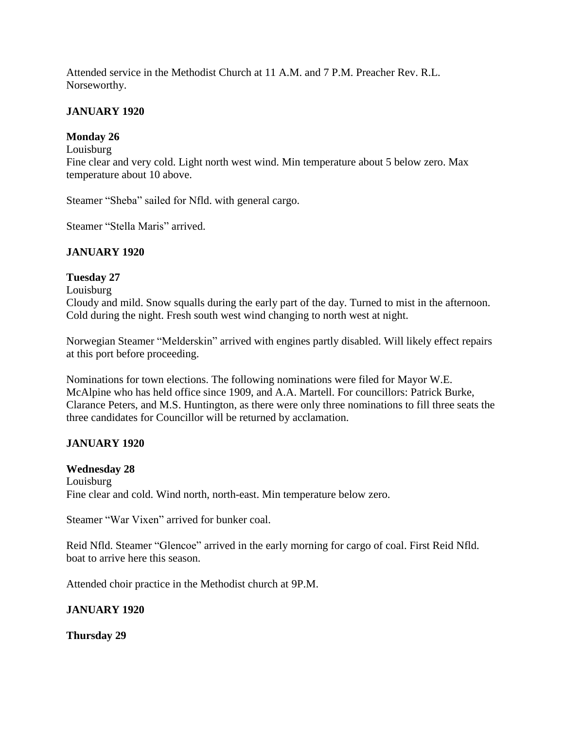Attended service in the Methodist Church at 11 A.M. and 7 P.M. Preacher Rev. R.L. Norseworthy.

**JANUARY 1920**

**Monday 26**

Louisburg

Fine clear and very cold. Light north west wind. Min temperature about 5 below zero. Max temperature about 10 above.

Steamer "Sheba" sailed for Nfld. with general cargo.

Steamer "Stella Maris" arrived.

**JANUARY 1920**

**Tuesday 27**

Louisburg

Cloudy and mild. Snow squalls during the early part of the day. Turned to mist in the afternoon. Cold during the night. Fresh south west wind changing to north west at night.

Norwegian Steamer "Melderskin" arrived with engines partly disabled. Will likely effect repairs at this port before proceeding.

Nominations for town elections. The following nominations were filed for Mayor W.E. McAlpine who has held office since 1909, and A.A. Martell. For councillors: Patrick Burke, Clarance Peters, and M.S. Huntington, as there were only three nominations to fill three seats the three candidates for Councillor will be returned by acclamation.

**JANUARY 1920**

**Wednesday 28**

Louisburg

Fine clear and cold. Wind north, north-east. Min temperature below zero.

Steamer "War Vixen" arrived for bunker coal.

Reid Nfld. Steamer "Glencoe" arrived in the early morning for cargo of coal. First Reid Nfld. boat to arrive here this season.

Attended choir practice in the Methodist church at 9P.M.

**JANUARY 1920**

**Thursday 29**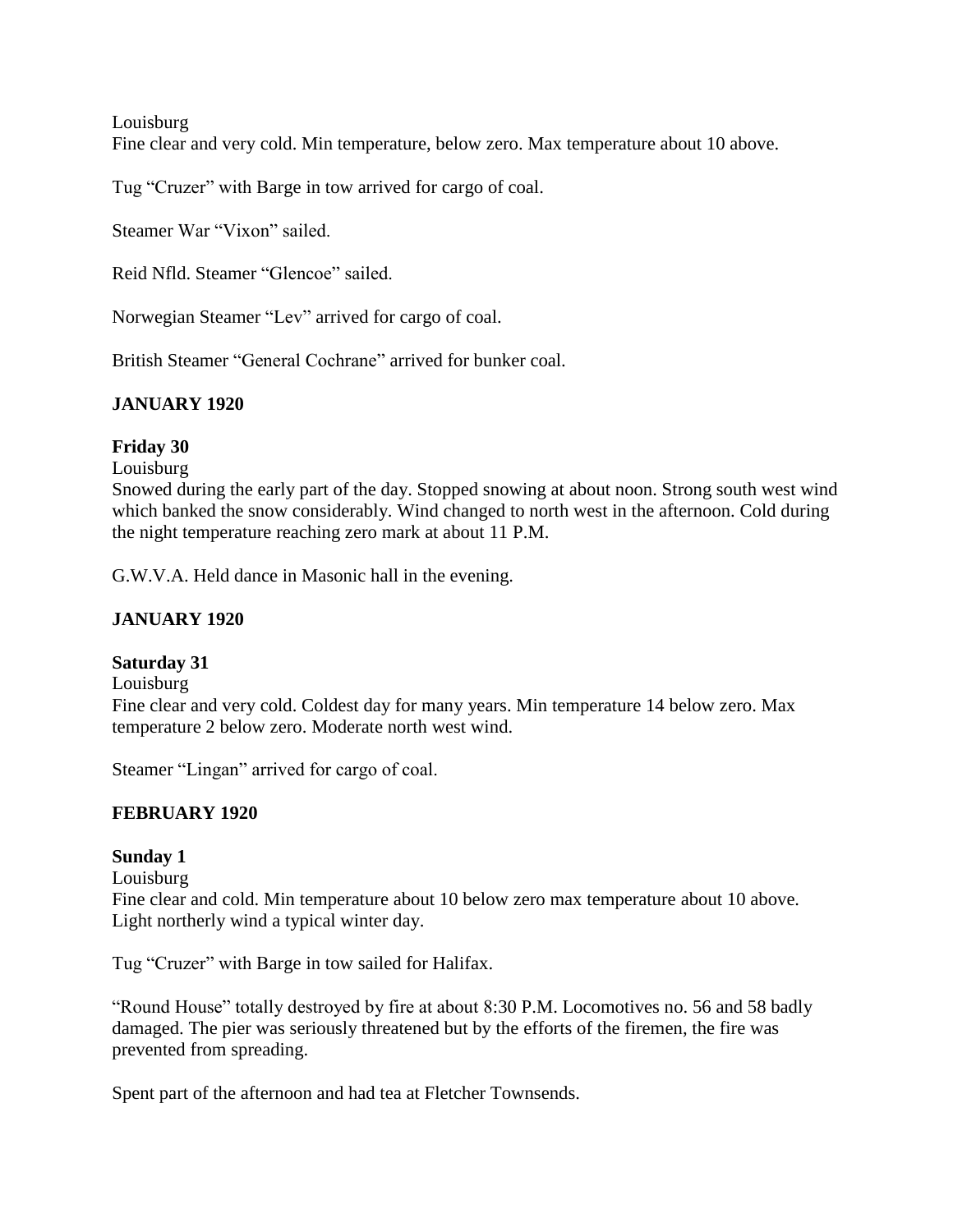Louisburg

Fine clear and very cold. Min temperature, below zero. Max temperature about 10 above.

Tug "Cruzer" with Barge in tow arrived for cargo of coal.

Steamer War "Vixon" sailed.

Reid Nfld. Steamer "Glencoe" sailed.

Norwegian Steamer "Lev" arrived for cargo of coal.

British Steamer "General Cochrane" arrived for bunker coal.

## JANUARY 1920

### Friday 30

Louisburg

Snowed during the early part of the day. Stopped snowing at about noon. Strong south west wind which banked the snow considerably. Wind changed to north west in the afternoon. Cold during the night temperature reaching zero mark at about 11 P.M.

G.W.V.A. Held dance in Masonic hall in the evening.

## JANUARY 1920

### Saturday 31

Louisburg

Fine clear and very cold. Coldest day for many years. Min temperature 14 below zero. Max temperature 2 below zero. Moderate north west wind.

Steamer "Lingan" arrived for cargo of coal.

## FEBRUARY 1920

### Sunday 1

Louisburg

Fine clear and cold. Min temperature about 10 below zero max temperature about 10 above. Light northerly wind a typical winter day.

Tug "Cruzer" with Barge in tow sailed for Halifax.

"Round House" totally destroyed by fire at about 8:30 P.M. Locomotives no. 56 and 58 badly damaged. The pier was seriously threatened but by the efforts of the firemen, the fire was prevented from spreading.

Spent part of the afternoon and had tea at Fletcher Townsends.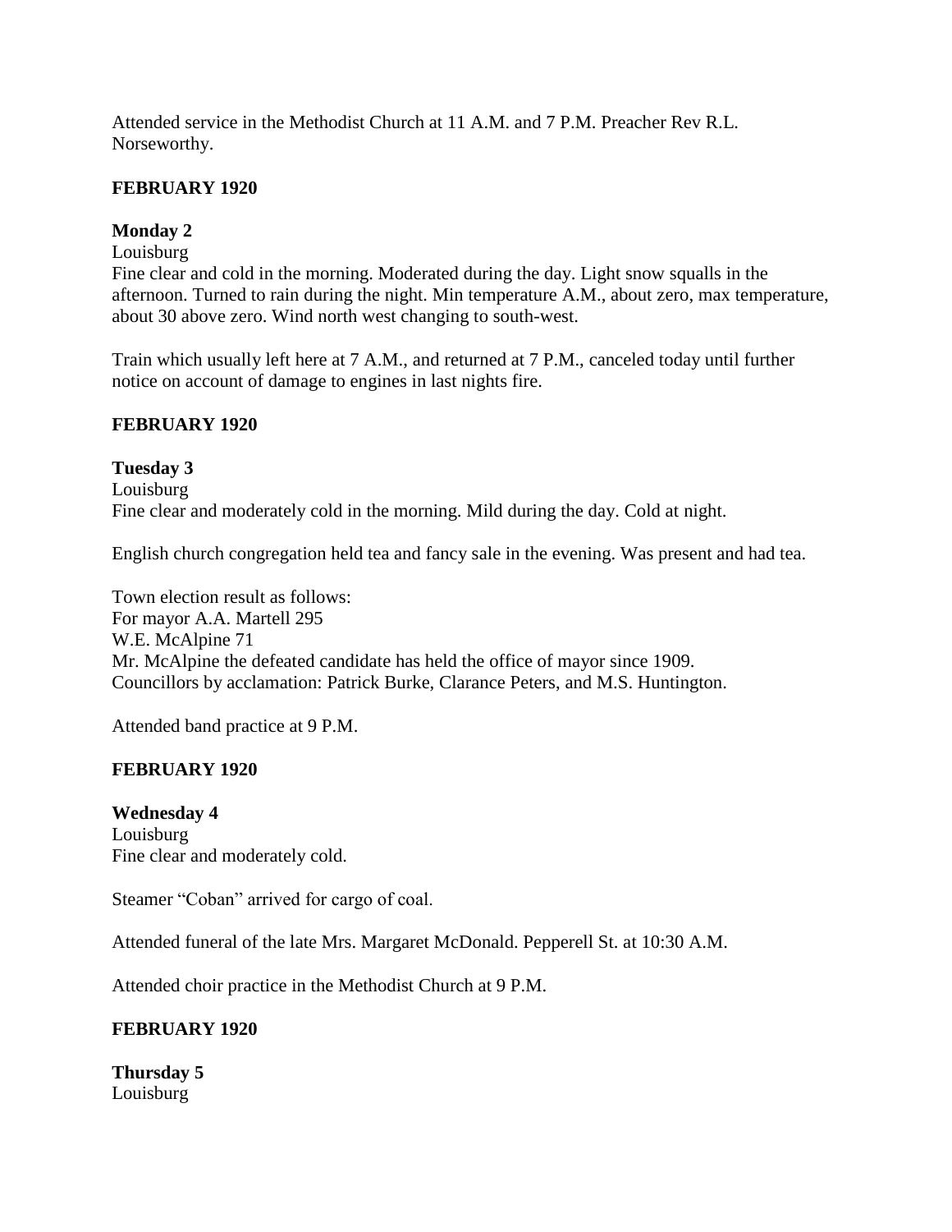Attended service in the Methodist Church at 11 A.M. and 7 P.M. Preacher Rev R.L. Norseworthy.

**FEBRUARY 1920**

**Monday 2**

Louisburg

Fine clear and cold in the morning. Moderated during the day. Light snow squalls in the afternoon. Turned to rain during the night. Min temperature A.M., about zero, max temperature, about 30 above zero. Wind north west changing to south-west.

Train which usually left here at 7 A.M., and returned at 7 P.M., canceled today until further notice on account of damage to engines in last nights fire.

**FEBRUARY 1920**

**Tuesday 3**

Louisburg

Fine clear and moderately cold in the morning. Mild during the day. Cold at night.

English church congregation held tea and fancy sale in the evening. Was present and had tea.

Town election result as follows:
For mayor A.A. Martell 295
W.E. McAlpine 71
Mr. McAlpine the defeated candidate has held the office of mayor since 1909.
Councillors by acclamation: Patrick Burke, Clarance Peters, and M.S. Huntington.

Attended band practice at 9 P.M.

**FEBRUARY 1920**

**Wednesday 4**

Louisburg

Fine clear and moderately cold.

Steamer "Coban" arrived for cargo of coal.

Attended funeral of the late Mrs. Margaret McDonald. Pepperell St. at 10:30 A.M.

Attended choir practice in the Methodist Church at 9 P.M.

**FEBRUARY 1920**

**Thursday 5**

Louisburg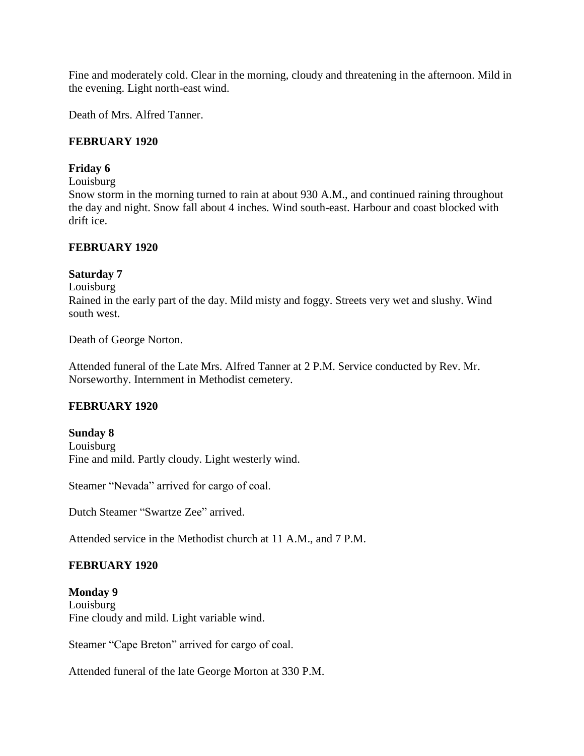Fine and moderately cold. Clear in the morning, cloudy and threatening in the afternoon. Mild in the evening. Light north-east wind.

Death of Mrs. Alfred Tanner.

**FEBRUARY 1920**

**Friday 6**
Louisburg
Snow storm in the morning turned to rain at about 930 A.M., and continued raining throughout the day and night. Snow fall about 4 inches. Wind south-east. Harbour and coast blocked with drift ice.

**FEBRUARY 1920**

**Saturday 7**
Louisburg
Rained in the early part of the day. Mild misty and foggy. Streets very wet and slushy. Wind south west.

Death of George Norton.

Attended funeral of the Late Mrs. Alfred Tanner at 2 P.M. Service conducted by Rev. Mr. Norseworthy. Internment in Methodist cemetery.

**FEBRUARY 1920**

**Sunday 8**
Louisburg
Fine and mild. Partly cloudy. Light westerly wind.

Steamer "Nevada" arrived for cargo of coal.

Dutch Steamer "Swartze Zee" arrived.

Attended service in the Methodist church at 11 A.M., and 7 P.M.

**FEBRUARY 1920**

**Monday 9**
Louisburg
Fine cloudy and mild. Light variable wind.

Steamer "Cape Breton" arrived for cargo of coal.

Attended funeral of the late George Morton at 330 P.M.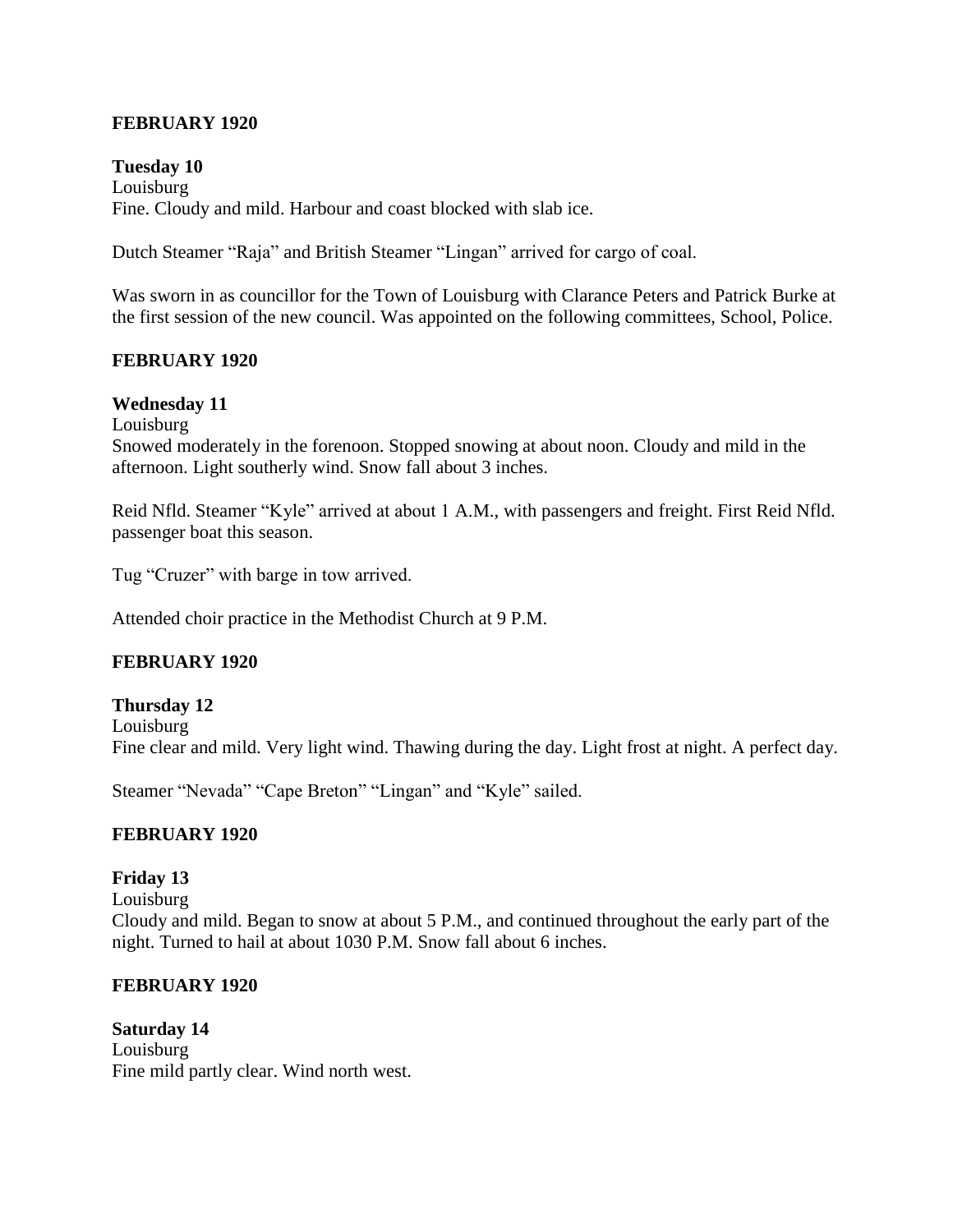**FEBRUARY 1920**

**Tuesday 10**
Louisburg
Fine. Cloudy and mild. Harbour and coast blocked with slab ice.

Dutch Steamer "Raja" and British Steamer "Lingan" arrived for cargo of coal.

Was sworn in as councillor for the Town of Louisburg with Clarance Peters and Patrick Burke at the first session of the new council. Was appointed on the following committees, School, Police.

**FEBRUARY 1920**

**Wednesday 11**
Louisburg
Snowed moderately in the forenoon. Stopped snowing at about noon. Cloudy and mild in the afternoon. Light southerly wind. Snow fall about 3 inches.

Reid Nfld. Steamer "Kyle" arrived at about 1 A.M., with passengers and freight. First Reid Nfld. passenger boat this season.

Tug "Cruzer" with barge in tow arrived.

Attended choir practice in the Methodist Church at 9 P.M.

**FEBRUARY 1920**

**Thursday 12**
Louisburg
Fine clear and mild. Very light wind. Thawing during the day. Light frost at night. A perfect day.

Steamer "Nevada" "Cape Breton" "Lingan" and "Kyle" sailed.

**FEBRUARY 1920**

**Friday 13**
Louisburg
Cloudy and mild. Began to snow at about 5 P.M., and continued throughout the early part of the night. Turned to hail at about 1030 P.M. Snow fall about 6 inches.

**FEBRUARY 1920**

**Saturday 14**
Louisburg
Fine mild partly clear. Wind north west.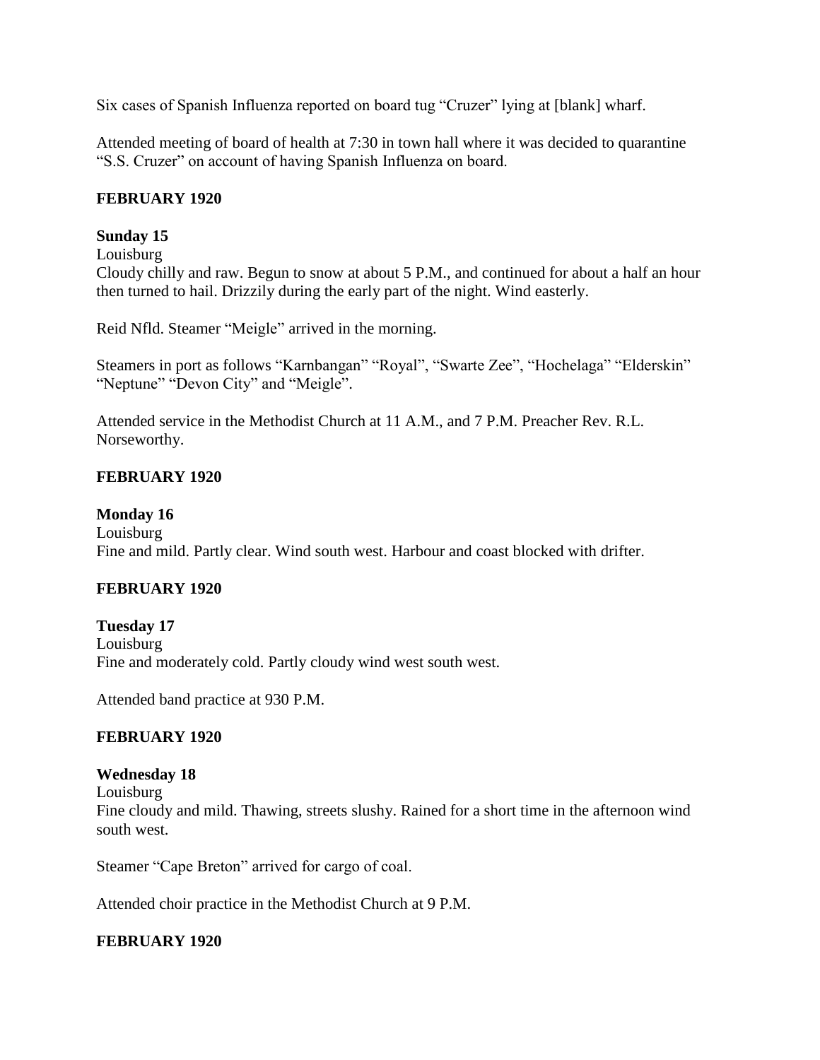Six cases of Spanish Influenza reported on board tug "Cruzer" lying at [blank] wharf.

Attended meeting of board of health at 7:30 in town hall where it was decided to quarantine "S.S. Cruzer" on account of having Spanish Influenza on board.

**FEBRUARY 1920**

**Sunday 15**
Louisburg
Cloudy chilly and raw. Begun to snow at about 5 P.M., and continued for about a half an hour then turned to hail. Drizzily during the early part of the night. Wind easterly.

Reid Nfld. Steamer "Meigle" arrived in the morning.

Steamers in port as follows "Karnbangan" "Royal", "Swarte Zee", "Hochelaga" "Elderskin" "Neptune" "Devon City" and "Meigle".

Attended service in the Methodist Church at 11 A.M., and 7 P.M. Preacher Rev. R.L. Norseworthy.

**FEBRUARY 1920**

**Monday 16**
Louisburg
Fine and mild. Partly clear. Wind south west. Harbour and coast blocked with drifter.

**FEBRUARY 1920**

**Tuesday 17**
Louisburg
Fine and moderately cold. Partly cloudy wind west south west.

Attended band practice at 930 P.M.

**FEBRUARY 1920**

**Wednesday 18**
Louisburg
Fine cloudy and mild. Thawing, streets slushy. Rained for a short time in the afternoon wind south west.

Steamer "Cape Breton" arrived for cargo of coal.

Attended choir practice in the Methodist Church at 9 P.M.

**FEBRUARY 1920**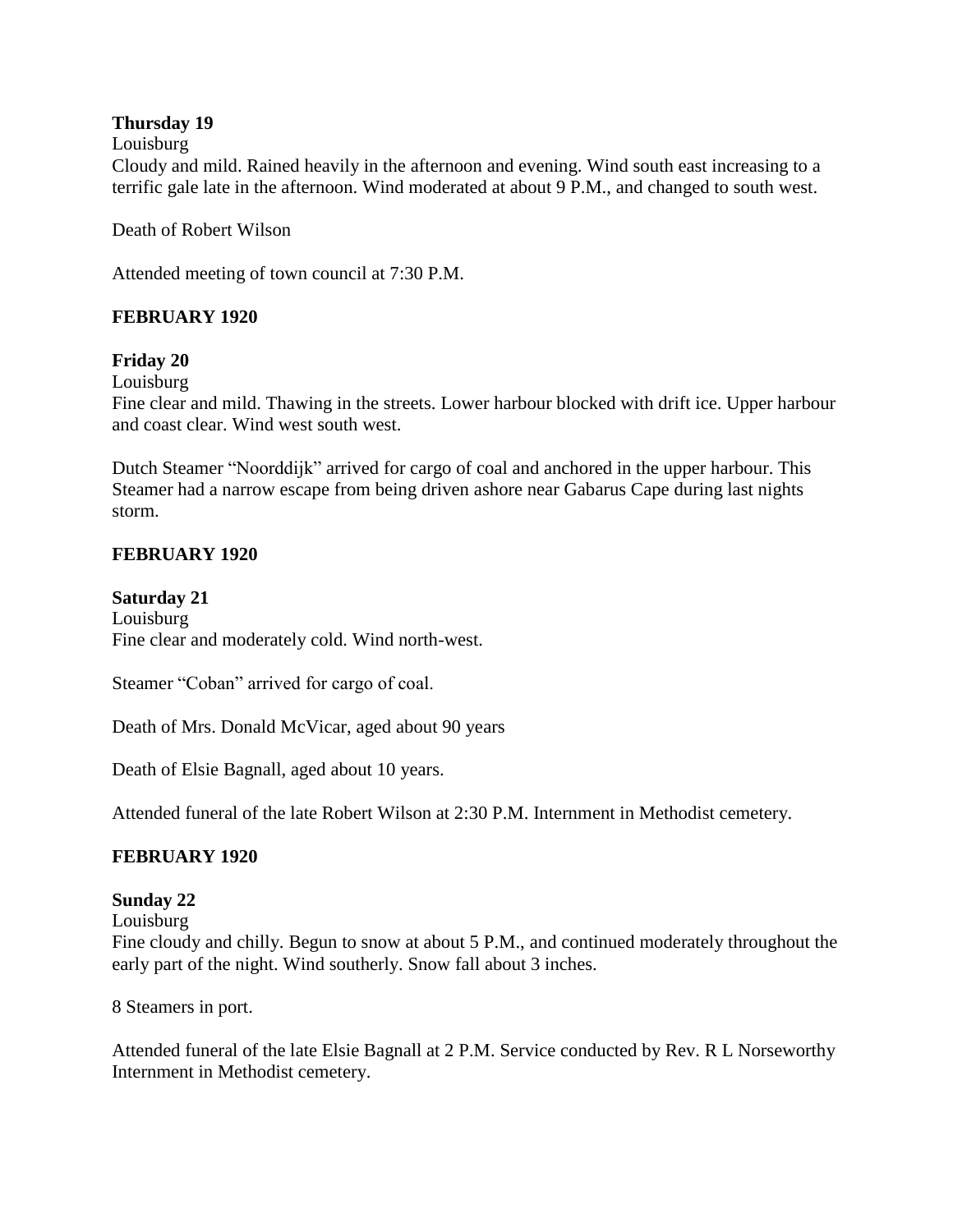**Thursday 19**

Louisburg

Cloudy and mild. Rained heavily in the afternoon and evening. Wind south east increasing to a terrific gale late in the afternoon. Wind moderated at about 9 P.M., and changed to south west.

Death of Robert Wilson

Attended meeting of town council at 7:30 P.M.

**FEBRUARY 1920**

**Friday 20**

Louisburg

Fine clear and mild. Thawing in the streets. Lower harbour blocked with drift ice. Upper harbour and coast clear. Wind west south west.

Dutch Steamer "Noorddijk" arrived for cargo of coal and anchored in the upper harbour. This Steamer had a narrow escape from being driven ashore near Gabarus Cape during last nights storm.

**FEBRUARY 1920**

**Saturday 21**

Louisburg

Fine clear and moderately cold. Wind north-west.

Steamer "Coban" arrived for cargo of coal.

Death of Mrs. Donald McVicar, aged about 90 years

Death of Elsie Bagnall, aged about 10 years.

Attended funeral of the late Robert Wilson at 2:30 P.M. Internment in Methodist cemetery.

**FEBRUARY 1920**

**Sunday 22**

Louisburg

Fine cloudy and chilly. Begun to snow at about 5 P.M., and continued moderately throughout the early part of the night. Wind southerly. Snow fall about 3 inches.

8 Steamers in port.

Attended funeral of the late Elsie Bagnall at 2 P.M. Service conducted by Rev. R L Norseworthy Internment in Methodist cemetery.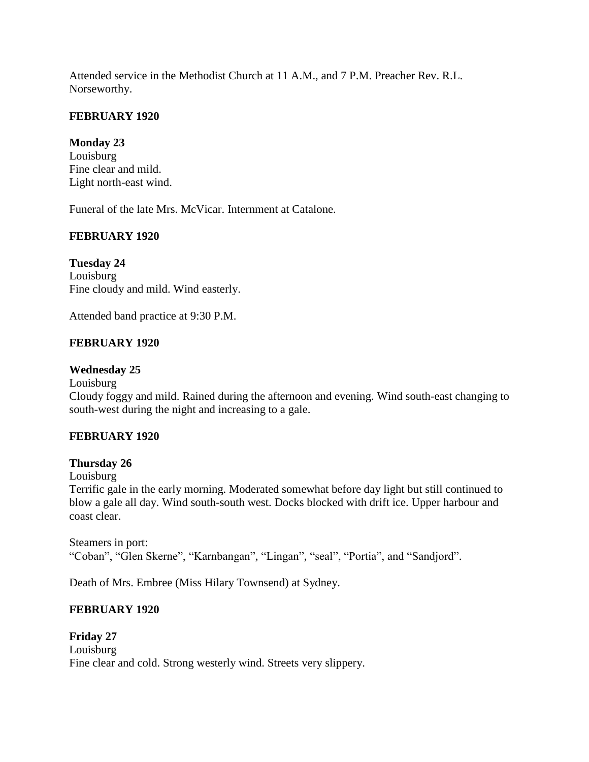Attended service in the Methodist Church at 11 A.M., and 7 P.M. Preacher Rev. R.L. Norseworthy.

**FEBRUARY 1920**

**Monday 23**
Louisburg
Fine clear and mild.
Light north-east wind.

Funeral of the late Mrs. McVicar. Internment at Catalone.

**FEBRUARY 1920**

**Tuesday 24**
Louisburg
Fine cloudy and mild. Wind easterly.

Attended band practice at 9:30 P.M.

**FEBRUARY 1920**

**Wednesday 25**
Louisburg
Cloudy foggy and mild. Rained during the afternoon and evening. Wind south-east changing to south-west during the night and increasing to a gale.

**FEBRUARY 1920**

**Thursday 26**
Louisburg
Terrific gale in the early morning. Moderated somewhat before day light but still continued to blow a gale all day. Wind south-south west. Docks blocked with drift ice. Upper harbour and coast clear.

Steamers in port:
"Coban", "Glen Skerne", "Karnbangan", "Lingan", "seal", "Portia", and "Sandjord".

Death of Mrs. Embree (Miss Hilary Townsend) at Sydney.

**FEBRUARY 1920**

**Friday 27**
Louisburg
Fine clear and cold. Strong westerly wind. Streets very slippery.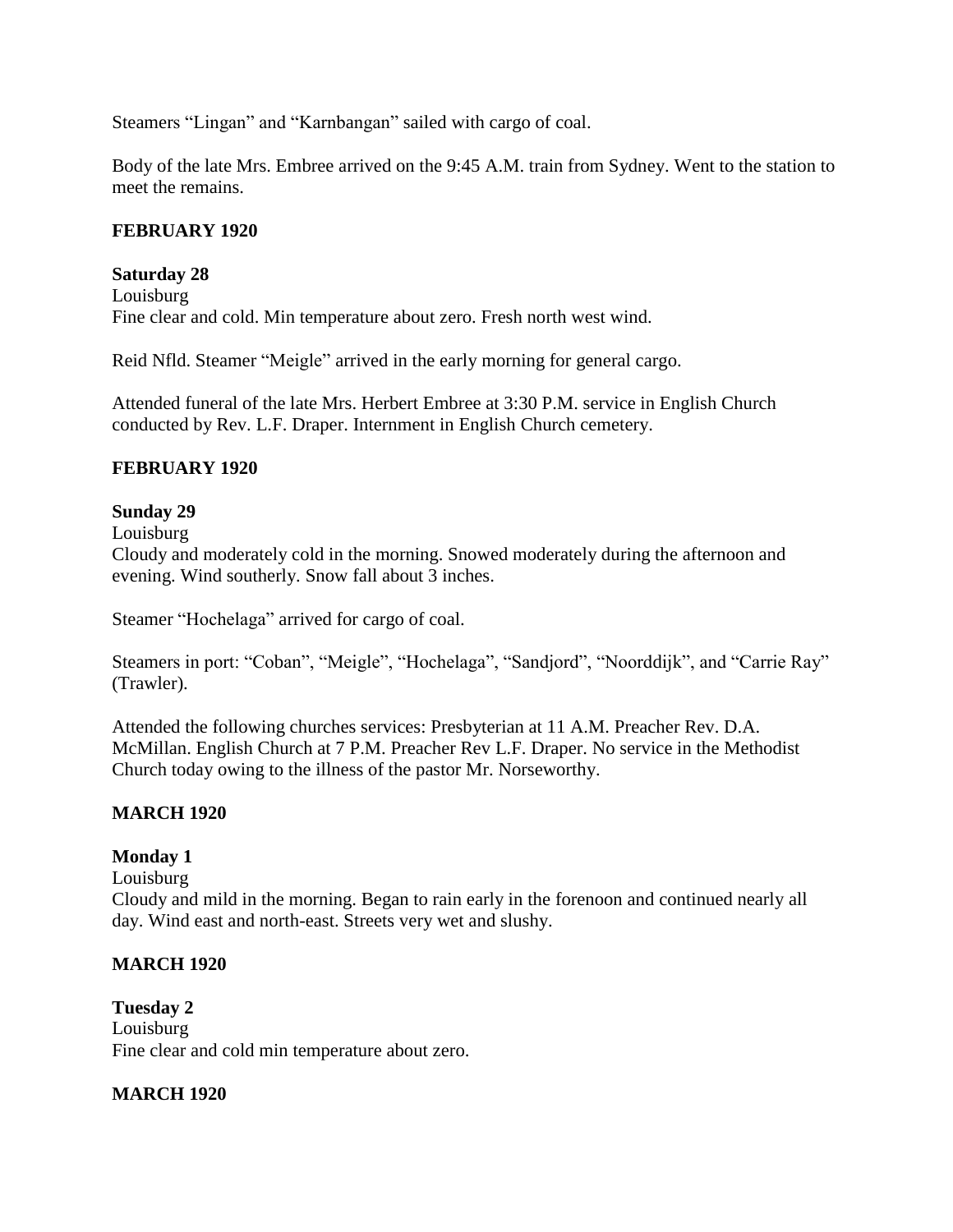Steamers “Lingan” and “Karnbangan” sailed with cargo of coal.

Body of the late Mrs. Embree arrived on the 9:45 A.M. train from Sydney. Went to the station to meet the remains.

**FEBRUARY 1920**

**Saturday 28**
Louisburg
Fine clear and cold. Min temperature about zero. Fresh north west wind.

Reid Nfld. Steamer “Meigle” arrived in the early morning for general cargo.

Attended funeral of the late Mrs. Herbert Embree at 3:30 P.M. service in English Church conducted by Rev. L.F. Draper. Internment in English Church cemetery.

**FEBRUARY 1920**

**Sunday 29**
Louisburg
Cloudy and moderately cold in the morning. Snowed moderately during the afternoon and evening. Wind southerly. Snow fall about 3 inches.

Steamer “Hochelaga” arrived for cargo of coal.

Steamers in port: “Coban”, “Meigle”, “Hochelaga”, “Sandjord”, “Noorddijk”, and “Carrie Ray” (Trawler).

Attended the following churches services: Presbyterian at 11 A.M. Preacher Rev. D.A. McMillan. English Church at 7 P.M. Preacher Rev L.F. Draper. No service in the Methodist Church today owing to the illness of the pastor Mr. Norseworthy.

**MARCH 1920**

**Monday 1**
Louisburg
Cloudy and mild in the morning. Began to rain early in the forenoon and continued nearly all day. Wind east and north-east. Streets very wet and slushy.

**MARCH 1920**

**Tuesday 2**
Louisburg
Fine clear and cold min temperature about zero.

**MARCH 1920**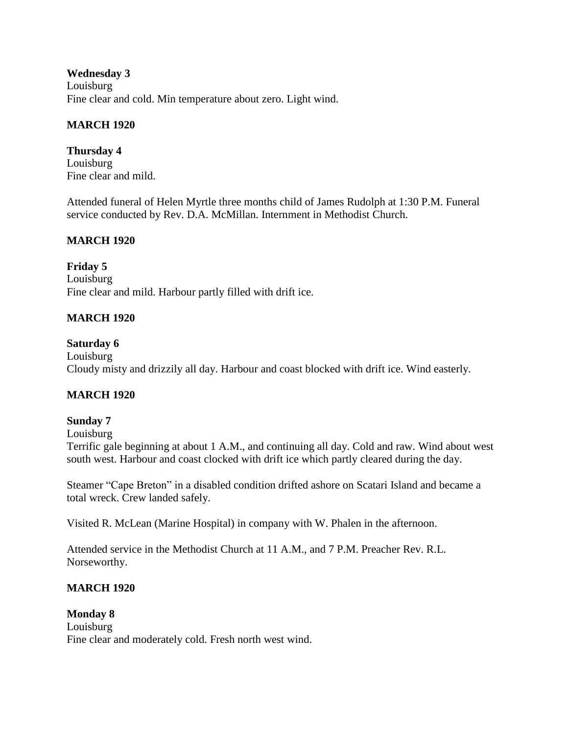**Wednesday 3**
Louisburg
Fine clear and cold. Min temperature about zero. Light wind.

**MARCH 1920**

**Thursday 4**
Louisburg
Fine clear and mild.

Attended funeral of Helen Myrtle three months child of James Rudolph at 1:30 P.M. Funeral service conducted by Rev. D.A. McMillan. Internment in Methodist Church.

**MARCH 1920**

**Friday 5**
Louisburg
Fine clear and mild. Harbour partly filled with drift ice.

**MARCH 1920**

**Saturday 6**
Louisburg
Cloudy misty and drizzily all day. Harbour and coast blocked with drift ice. Wind easterly.

**MARCH 1920**

**Sunday 7**
Louisburg
Terrific gale beginning at about 1 A.M., and continuing all day. Cold and raw. Wind about west south west. Harbour and coast clocked with drift ice which partly cleared during the day.

Steamer "Cape Breton" in a disabled condition drifted ashore on Scatari Island and became a total wreck. Crew landed safely.

Visited R. McLean (Marine Hospital) in company with W. Phalen in the afternoon.

Attended service in the Methodist Church at 11 A.M., and 7 P.M. Preacher Rev. R.L. Norseworthy.

**MARCH 1920**

**Monday 8**
Louisburg
Fine clear and moderately cold. Fresh north west wind.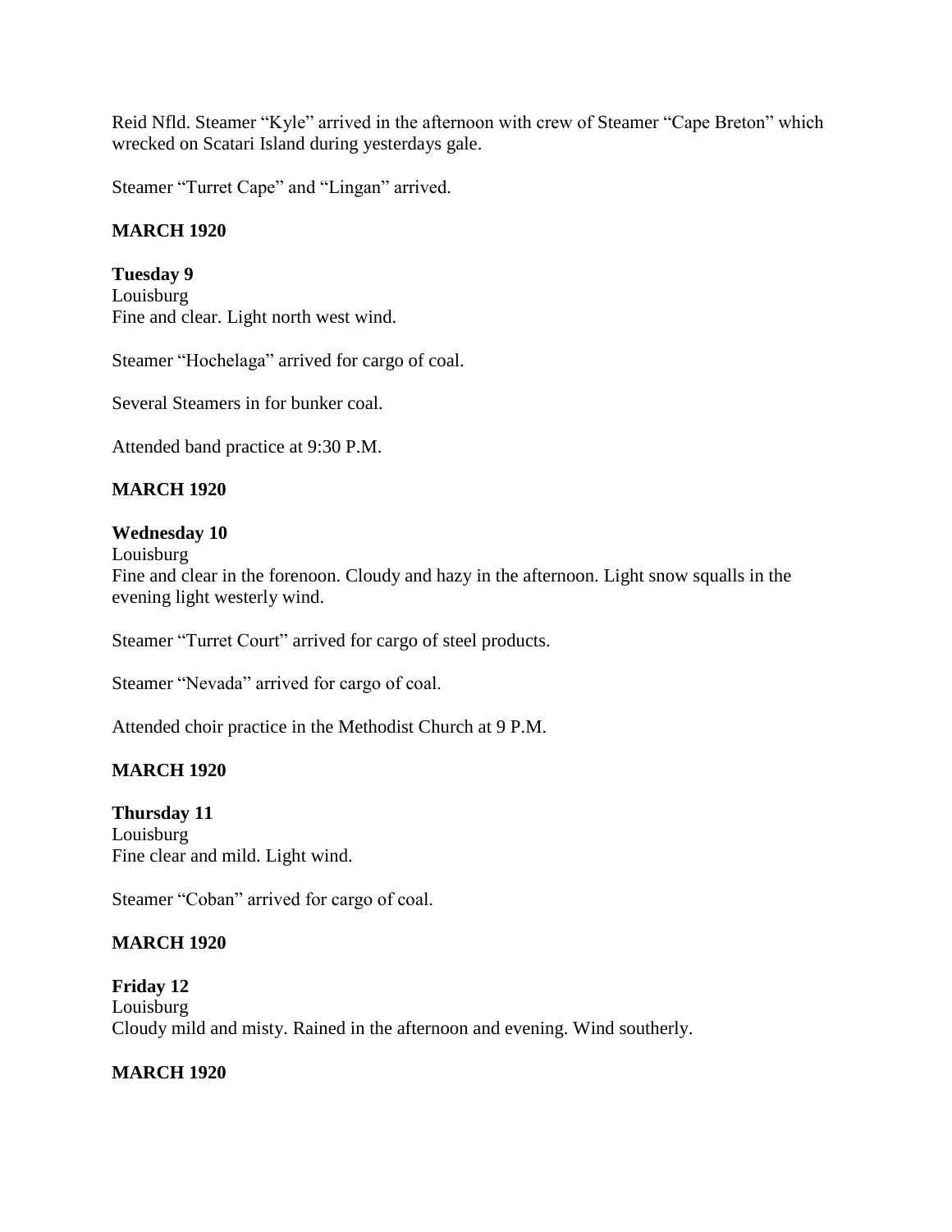Reid Nfld. Steamer "Kyle" arrived in the afternoon with crew of Steamer "Cape Breton" which wrecked on Scatari Island during yesterdays gale.

Steamer "Turret Cape" and "Lingan" arrived.

**MARCH 1920**

**Tuesday 9**
Louisburg
Fine and clear. Light north west wind.

Steamer "Hochelaga" arrived for cargo of coal.

Several Steamers in for bunker coal.

Attended band practice at 9:30 P.M.

**MARCH 1920**

**Wednesday 10**
Louisburg
Fine and clear in the forenoon. Cloudy and hazy in the afternoon. Light snow squalls in the evening light westerly wind.

Steamer "Turret Court" arrived for cargo of steel products.

Steamer "Nevada" arrived for cargo of coal.

Attended choir practice in the Methodist Church at 9 P.M.

**MARCH 1920**

**Thursday 11**
Louisburg
Fine clear and mild. Light wind.

Steamer "Coban" arrived for cargo of coal.

**MARCH 1920**

**Friday 12**
Louisburg
Cloudy mild and misty. Rained in the afternoon and evening. Wind southerly.

**MARCH 1920**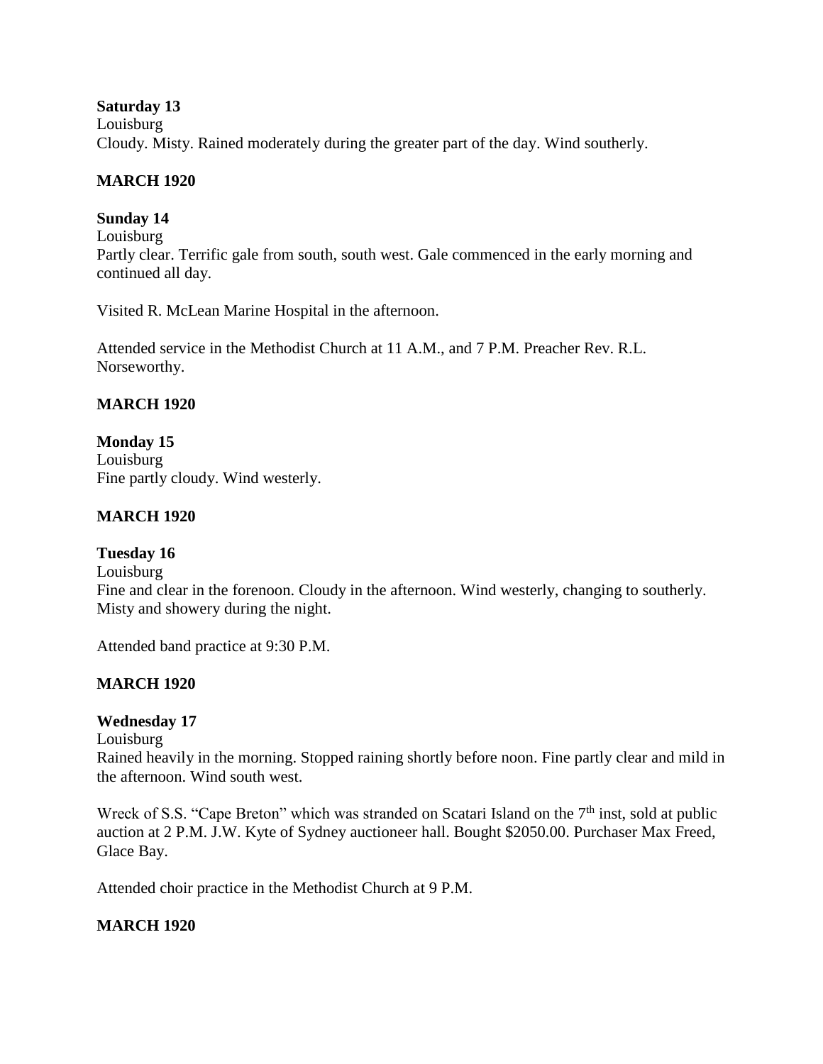**Saturday 13**
Louisburg
Cloudy. Misty. Rained moderately during the greater part of the day. Wind southerly.

**MARCH 1920**

**Sunday 14**
Louisburg
Partly clear. Terrific gale from south, south west. Gale commenced in the early morning and continued all day.

Visited R. McLean Marine Hospital in the afternoon.

Attended service in the Methodist Church at 11 A.M., and 7 P.M. Preacher Rev. R.L. Norseworthy.

**MARCH 1920**

**Monday 15**
Louisburg
Fine partly cloudy. Wind westerly.

**MARCH 1920**

**Tuesday 16**
Louisburg
Fine and clear in the forenoon. Cloudy in the afternoon. Wind westerly, changing to southerly. Misty and showery during the night.

Attended band practice at 9:30 P.M.

**MARCH 1920**

**Wednesday 17**
Louisburg
Rained heavily in the morning. Stopped raining shortly before noon. Fine partly clear and mild in the afternoon. Wind south west.

Wreck of S.S. "Cape Breton" which was stranded on Scatari Island on the 7th inst, sold at public auction at 2 P.M. J.W. Kyte of Sydney auctioneer hall. Bought $2050.00. Purchaser Max Freed, Glace Bay.

Attended choir practice in the Methodist Church at 9 P.M.

**MARCH 1920**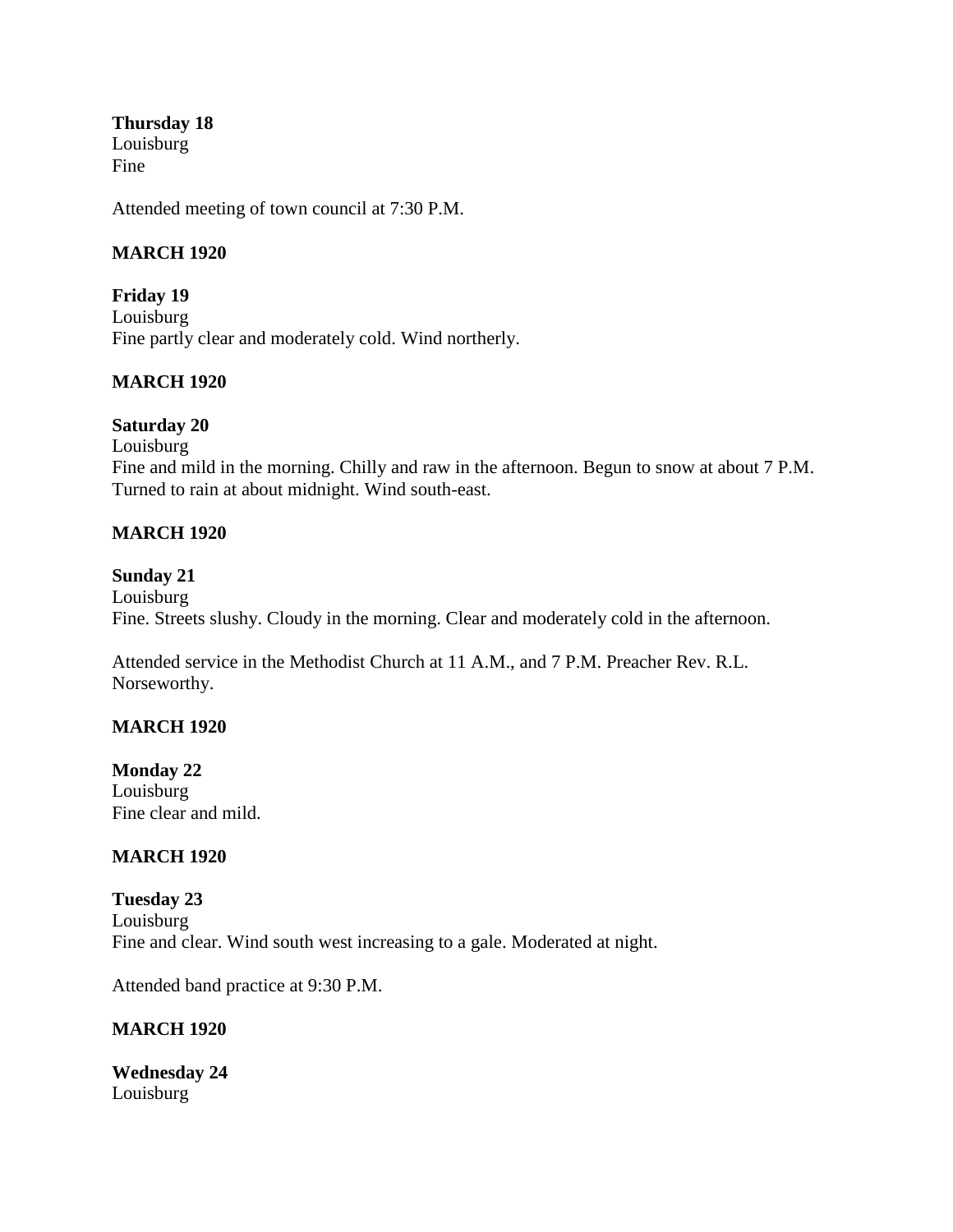**Thursday 18**
Louisburg
Fine

Attended meeting of town council at 7:30 P.M.

**MARCH 1920**

**Friday 19**
Louisburg
Fine partly clear and moderately cold. Wind northerly.

**MARCH 1920**

**Saturday 20**
Louisburg
Fine and mild in the morning. Chilly and raw in the afternoon. Begun to snow at about 7 P.M. Turned to rain at about midnight. Wind south-east.

**MARCH 1920**

**Sunday 21**
Louisburg
Fine. Streets slushy. Cloudy in the morning. Clear and moderately cold in the afternoon.

Attended service in the Methodist Church at 11 A.M., and 7 P.M. Preacher Rev. R.L. Norseworthy.

**MARCH 1920**

**Monday 22**
Louisburg
Fine clear and mild.

**MARCH 1920**

**Tuesday 23**
Louisburg
Fine and clear. Wind south west increasing to a gale. Moderated at night.

Attended band practice at 9:30 P.M.

**MARCH 1920**

**Wednesday 24**
Louisburg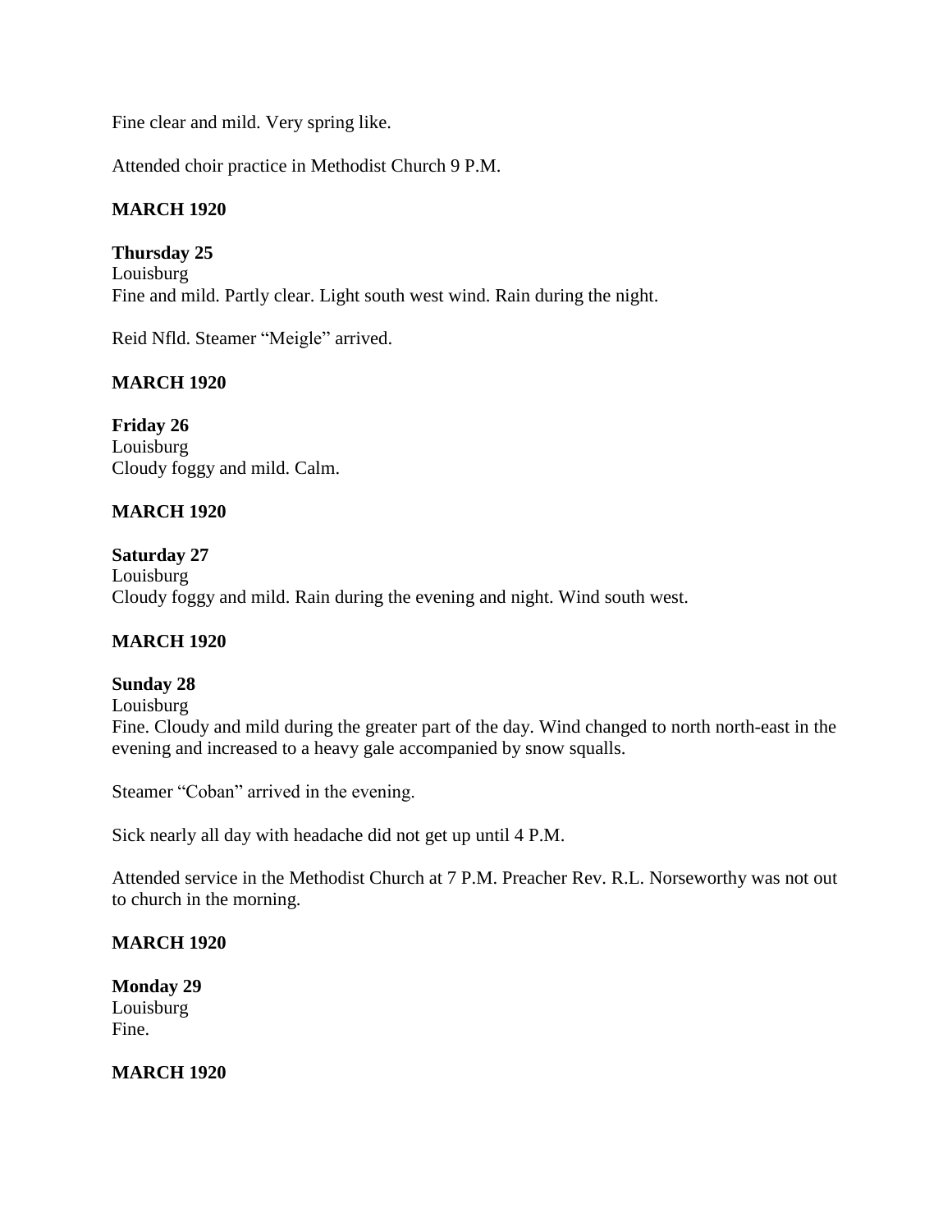Fine clear and mild. Very spring like.

Attended choir practice in Methodist Church 9 P.M.

**MARCH 1920**

**Thursday 25**
Louisburg
Fine and mild. Partly clear. Light south west wind. Rain during the night.

Reid Nfld. Steamer "Meigle" arrived.

**MARCH 1920**

**Friday 26**
Louisburg
Cloudy foggy and mild. Calm.

**MARCH 1920**

**Saturday 27**
Louisburg
Cloudy foggy and mild. Rain during the evening and night. Wind south west.

**MARCH 1920**

**Sunday 28**
Louisburg
Fine. Cloudy and mild during the greater part of the day. Wind changed to north north-east in the evening and increased to a heavy gale accompanied by snow squalls.

Steamer "Coban" arrived in the evening.

Sick nearly all day with headache did not get up until 4 P.M.

Attended service in the Methodist Church at 7 P.M. Preacher Rev. R.L. Norseworthy was not out to church in the morning.

**MARCH 1920**

**Monday 29**
Louisburg
Fine.

**MARCH 1920**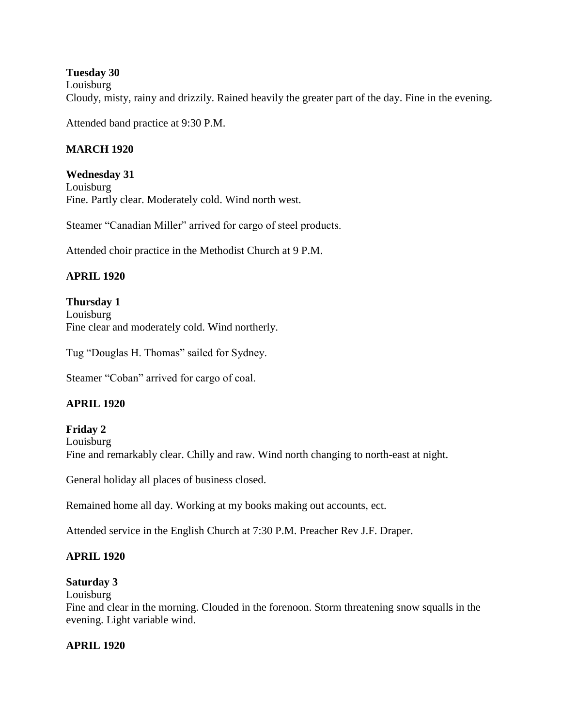**Tuesday 30**
Louisburg
Cloudy, misty, rainy and drizzily. Rained heavily the greater part of the day. Fine in the evening.

Attended band practice at 9:30 P.M.

**MARCH 1920**

**Wednesday 31**
Louisburg
Fine. Partly clear. Moderately cold. Wind north west.

Steamer "Canadian Miller" arrived for cargo of steel products.

Attended choir practice in the Methodist Church at 9 P.M.

**APRIL 1920**

**Thursday 1**
Louisburg
Fine clear and moderately cold. Wind northerly.

Tug "Douglas H. Thomas" sailed for Sydney.

Steamer "Coban" arrived for cargo of coal.

**APRIL 1920**

**Friday 2**
Louisburg
Fine and remarkably clear. Chilly and raw. Wind north changing to north-east at night.

General holiday all places of business closed.

Remained home all day. Working at my books making out accounts, ect.

Attended service in the English Church at 7:30 P.M. Preacher Rev J.F. Draper.

**APRIL 1920**

**Saturday 3**
Louisburg
Fine and clear in the morning. Clouded in the forenoon. Storm threatening snow squalls in the evening. Light variable wind.

**APRIL 1920**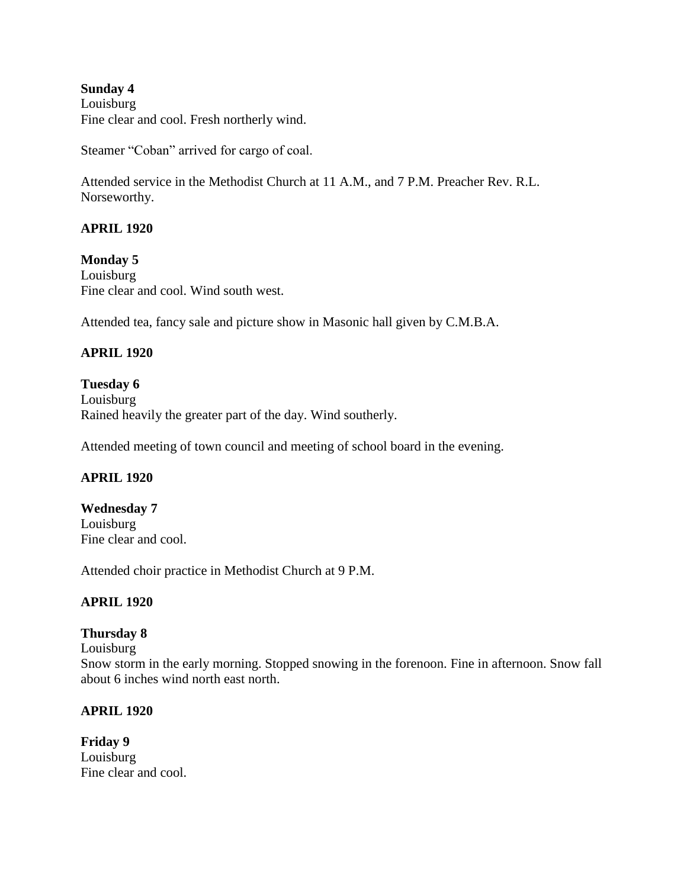**Sunday 4**
Louisburg
Fine clear and cool. Fresh northerly wind.

Steamer "Coban" arrived for cargo of coal.

Attended service in the Methodist Church at 11 A.M., and 7 P.M. Preacher Rev. R.L. Norseworthy.

**APRIL 1920**

**Monday 5**
Louisburg
Fine clear and cool. Wind south west.

Attended tea, fancy sale and picture show in Masonic hall given by C.M.B.A.

**APRIL 1920**

**Tuesday 6**
Louisburg
Rained heavily the greater part of the day. Wind southerly.

Attended meeting of town council and meeting of school board in the evening.

**APRIL 1920**

**Wednesday 7**
Louisburg
Fine clear and cool.

Attended choir practice in Methodist Church at 9 P.M.

**APRIL 1920**

**Thursday 8**
Louisburg
Snow storm in the early morning. Stopped snowing in the forenoon. Fine in afternoon. Snow fall about 6 inches wind north east north.

**APRIL 1920**

**Friday 9**
Louisburg
Fine clear and cool.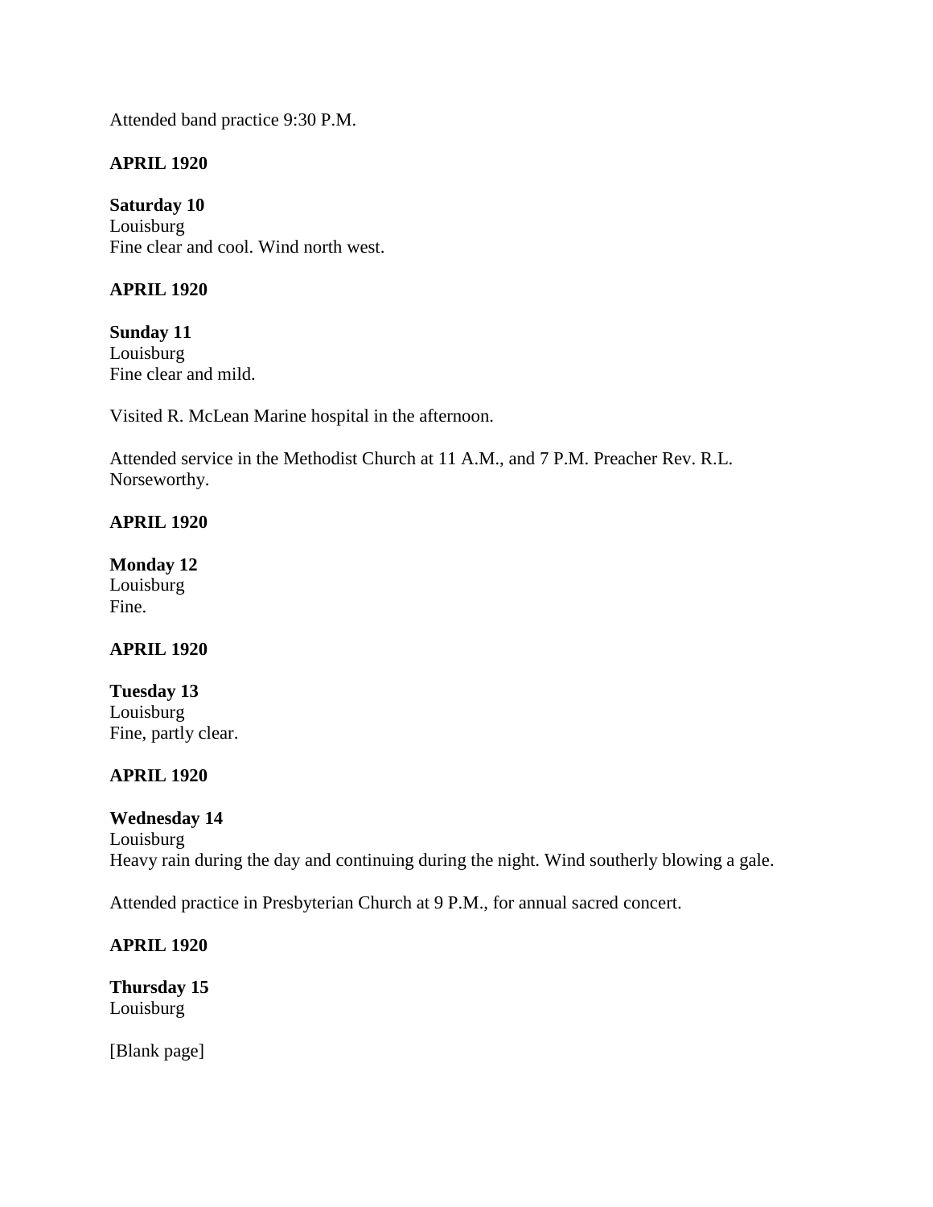Attended band practice 9:30 P.M.

**APRIL 1920**

**Saturday 10**
Louisburg
Fine clear and cool. Wind north west.

**APRIL 1920**

**Sunday 11**
Louisburg
Fine clear and mild.

Visited R. McLean Marine hospital in the afternoon.

Attended service in the Methodist Church at 11 A.M., and 7 P.M. Preacher Rev. R.L. Norseworthy.

**APRIL 1920**

**Monday 12**
Louisburg
Fine.

**APRIL 1920**

**Tuesday 13**
Louisburg
Fine, partly clear.

**APRIL 1920**

**Wednesday 14**
Louisburg
Heavy rain during the day and continuing during the night. Wind southerly blowing a gale.

Attended practice in Presbyterian Church at 9 P.M., for annual sacred concert.

**APRIL 1920**

**Thursday 15**
Louisburg

[Blank page]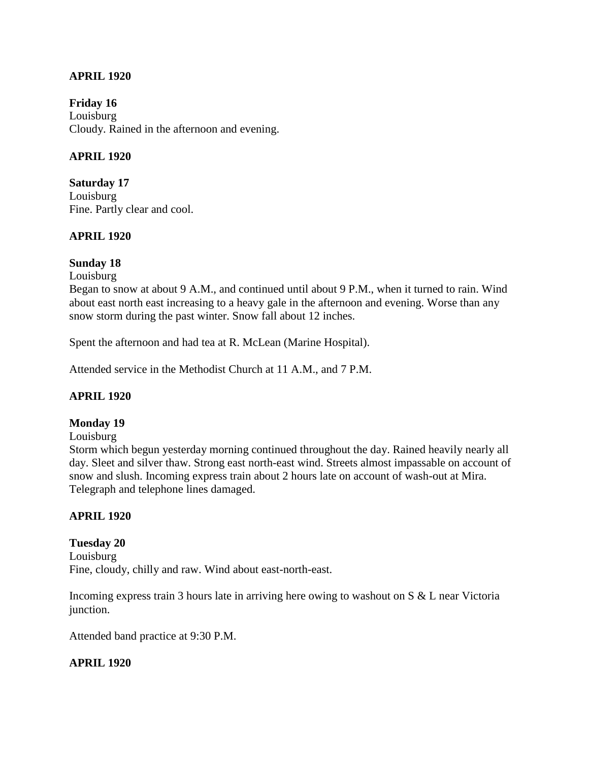**APRIL 1920**

**Friday 16**
Louisburg
Cloudy. Rained in the afternoon and evening.

**APRIL 1920**

**Saturday 17**
Louisburg
Fine. Partly clear and cool.

**APRIL 1920**

**Sunday 18**
Louisburg
Began to snow at about 9 A.M., and continued until about 9 P.M., when it turned to rain. Wind about east north east increasing to a heavy gale in the afternoon and evening. Worse than any snow storm during the past winter. Snow fall about 12 inches.

Spent the afternoon and had tea at R. McLean (Marine Hospital).

Attended service in the Methodist Church at 11 A.M., and 7 P.M.

**APRIL 1920**

**Monday 19**
Louisburg
Storm which begun yesterday morning continued throughout the day. Rained heavily nearly all day. Sleet and silver thaw. Strong east north-east wind. Streets almost impassable on account of snow and slush. Incoming express train about 2 hours late on account of wash-out at Mira. Telegraph and telephone lines damaged.

**APRIL 1920**

**Tuesday 20**
Louisburg
Fine, cloudy, chilly and raw. Wind about east-north-east.

Incoming express train 3 hours late in arriving here owing to washout on S & L near Victoria junction.

Attended band practice at 9:30 P.M.

**APRIL 1920**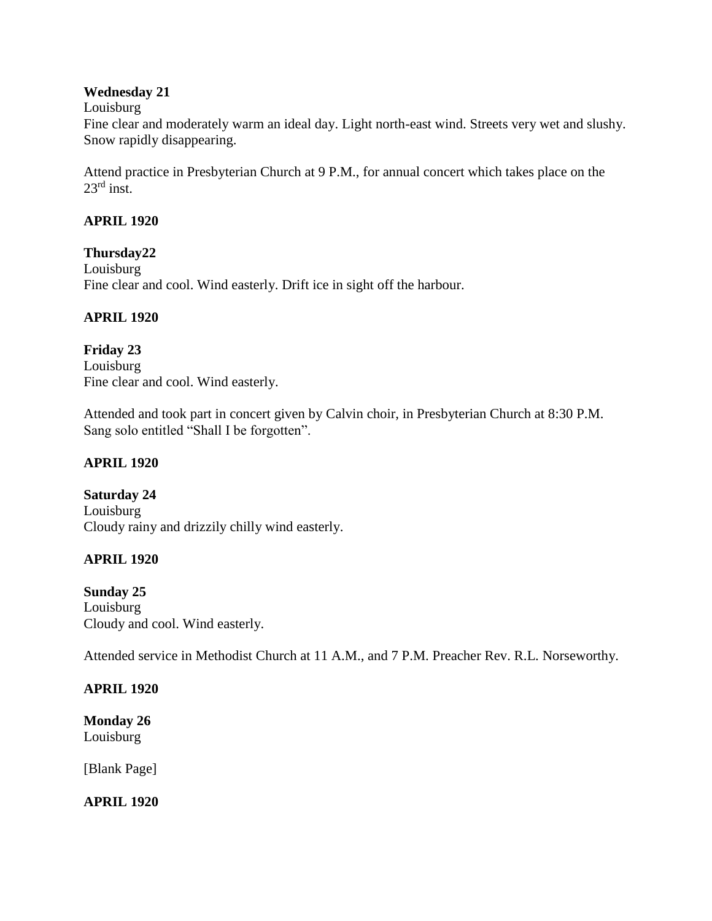**Wednesday 21**
Louisburg
Fine clear and moderately warm an ideal day. Light north-east wind. Streets very wet and slushy. Snow rapidly disappearing.

Attend practice in Presbyterian Church at 9 P.M., for annual concert which takes place on the 23rd inst.

**APRIL 1920**

**Thursday22**
Louisburg
Fine clear and cool. Wind easterly. Drift ice in sight off the harbour.

**APRIL 1920**

**Friday 23**
Louisburg
Fine clear and cool. Wind easterly.

Attended and took part in concert given by Calvin choir, in Presbyterian Church at 8:30 P.M. Sang solo entitled "Shall I be forgotten".

**APRIL 1920**

**Saturday 24**
Louisburg
Cloudy rainy and drizzily chilly wind easterly.

**APRIL 1920**

**Sunday 25**
Louisburg
Cloudy and cool. Wind easterly.

Attended service in Methodist Church at 11 A.M., and 7 P.M. Preacher Rev. R.L. Norseworthy.

**APRIL 1920**

**Monday 26**
Louisburg

[Blank Page]

**APRIL 1920**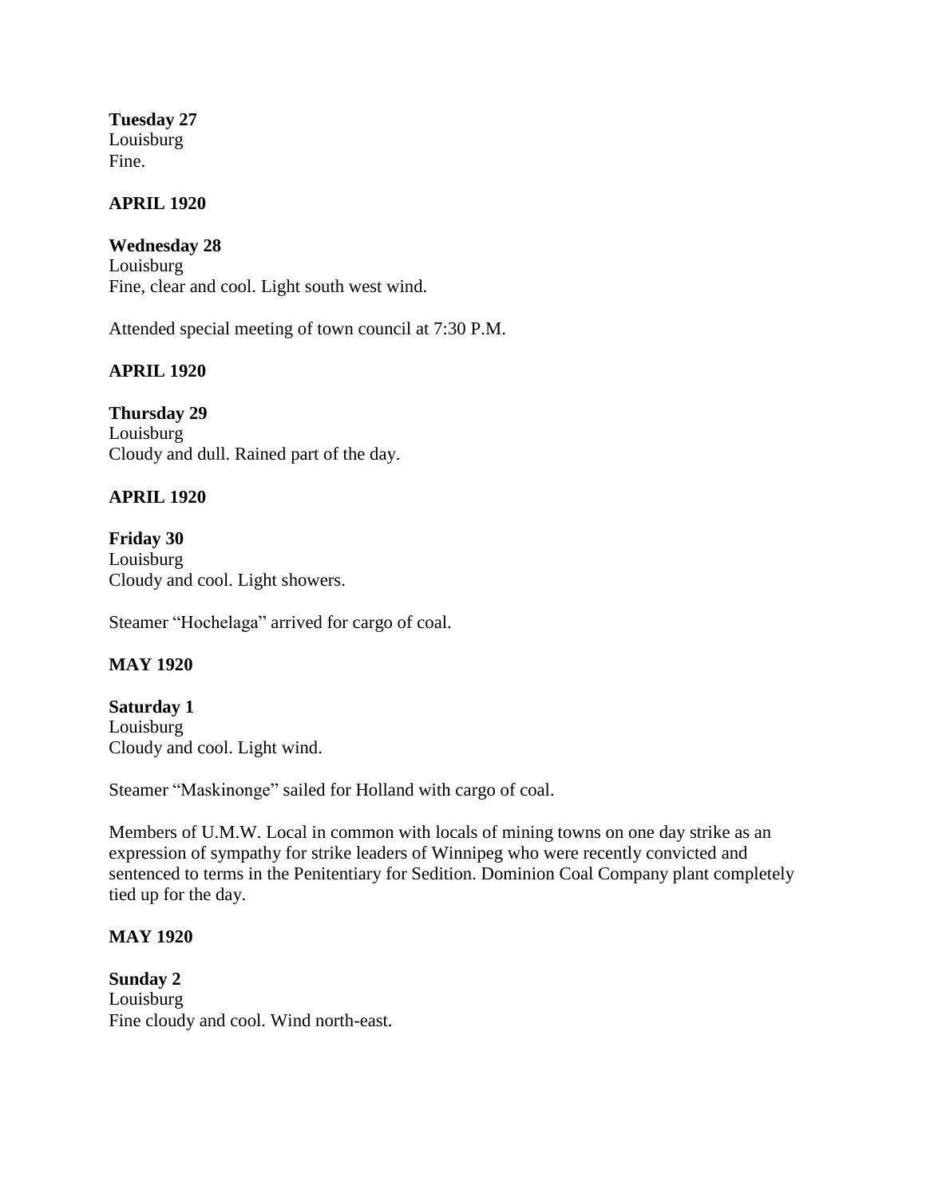**Tuesday 27**
Louisburg
Fine.

**APRIL 1920**

**Wednesday 28**
Louisburg
Fine, clear and cool. Light south west wind.

Attended special meeting of town council at 7:30 P.M.

**APRIL 1920**

**Thursday 29**
Louisburg
Cloudy and dull. Rained part of the day.

**APRIL 1920**

**Friday 30**
Louisburg
Cloudy and cool. Light showers.

Steamer "Hochelaga" arrived for cargo of coal.

**MAY 1920**

**Saturday 1**
Louisburg
Cloudy and cool. Light wind.

Steamer "Maskinonge" sailed for Holland with cargo of coal.

Members of U.M.W. Local in common with locals of mining towns on one day strike as an expression of sympathy for strike leaders of Winnipeg who were recently convicted and sentenced to terms in the Penitentiary for Sedition. Dominion Coal Company plant completely tied up for the day.

**MAY 1920**

**Sunday 2**
Louisburg
Fine cloudy and cool. Wind north-east.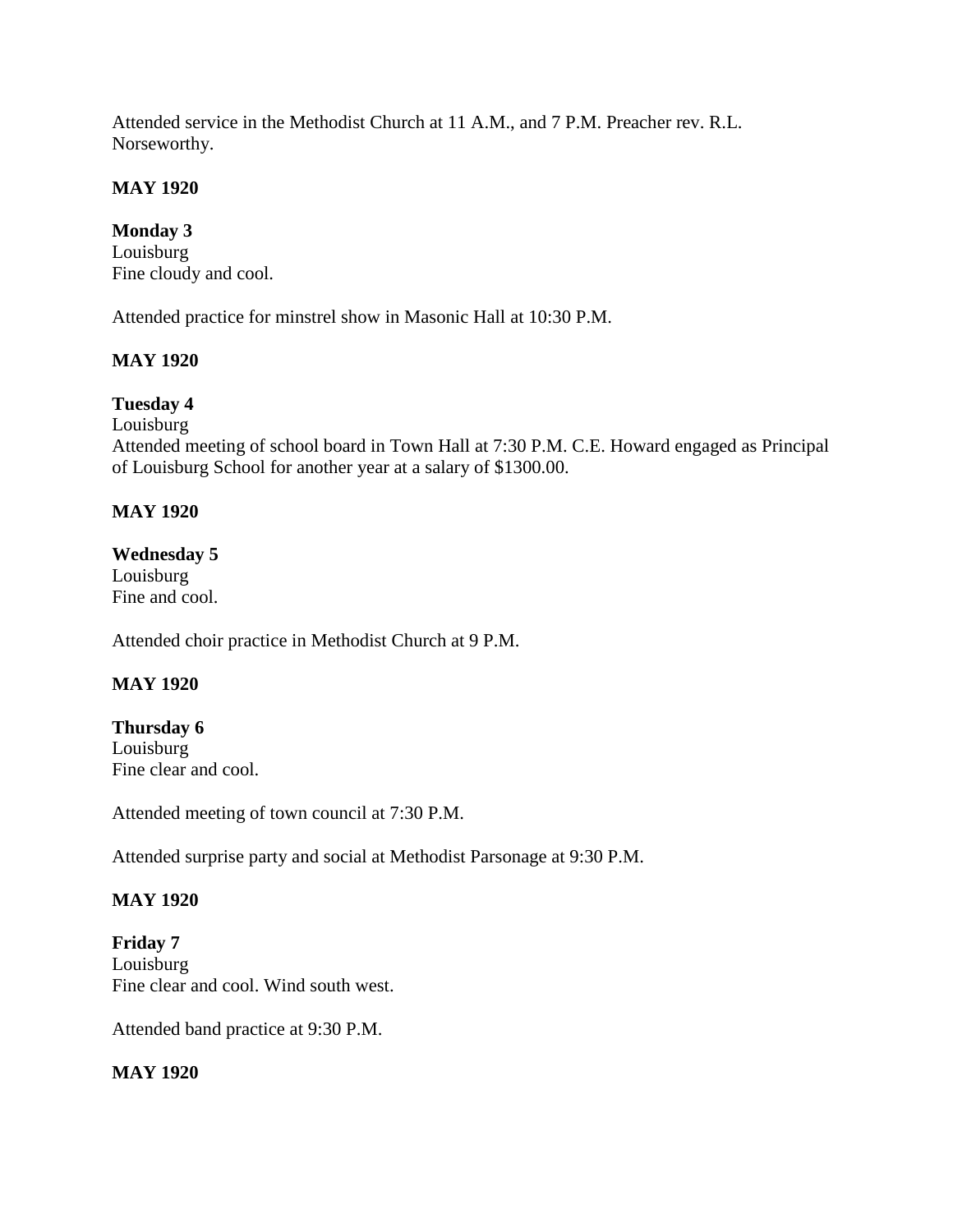Attended service in the Methodist Church at 11 A.M., and 7 P.M. Preacher rev. R.L. Norseworthy.

**MAY 1920**

**Monday 3**
Louisburg
Fine cloudy and cool.

Attended practice for minstrel show in Masonic Hall at 10:30 P.M.

**MAY 1920**

**Tuesday 4**
Louisburg
Attended meeting of school board in Town Hall at 7:30 P.M. C.E. Howard engaged as Principal of Louisburg School for another year at a salary of $1300.00.

**MAY 1920**

**Wednesday 5**
Louisburg
Fine and cool.

Attended choir practice in Methodist Church at 9 P.M.

**MAY 1920**

**Thursday 6**
Louisburg
Fine clear and cool.

Attended meeting of town council at 7:30 P.M.

Attended surprise party and social at Methodist Parsonage at 9:30 P.M.

**MAY 1920**

**Friday 7**
Louisburg
Fine clear and cool. Wind south west.

Attended band practice at 9:30 P.M.

**MAY 1920**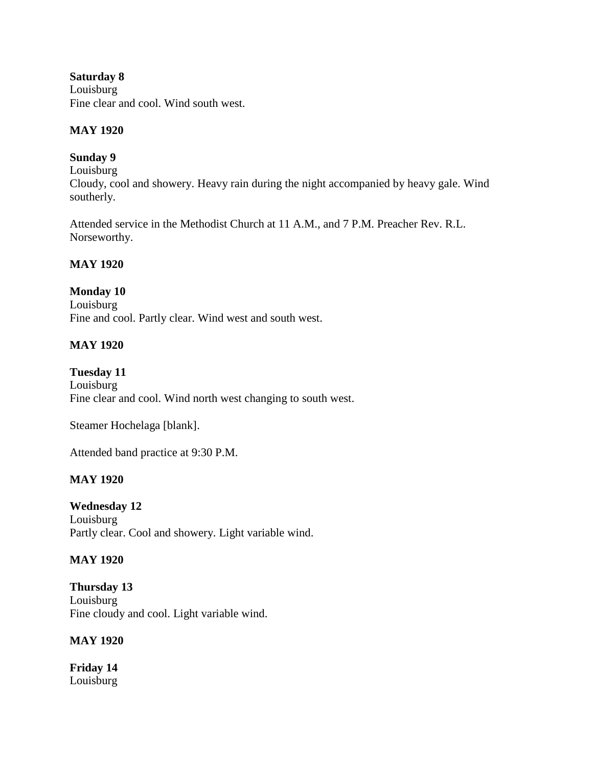**Saturday 8**
Louisburg
Fine clear and cool. Wind south west.

**MAY 1920**

**Sunday 9**
Louisburg
Cloudy, cool and showery. Heavy rain during the night accompanied by heavy gale. Wind southerly.

Attended service in the Methodist Church at 11 A.M., and 7 P.M. Preacher Rev. R.L. Norseworthy.

**MAY 1920**

**Monday 10**
Louisburg
Fine and cool. Partly clear. Wind west and south west.

**MAY 1920**

**Tuesday 11**
Louisburg
Fine clear and cool. Wind north west changing to south west.

Steamer Hochelaga [blank].

Attended band practice at 9:30 P.M.

**MAY 1920**

**Wednesday 12**
Louisburg
Partly clear. Cool and showery. Light variable wind.

**MAY 1920**

**Thursday 13**
Louisburg
Fine cloudy and cool. Light variable wind.

**MAY 1920**

**Friday 14**
Louisburg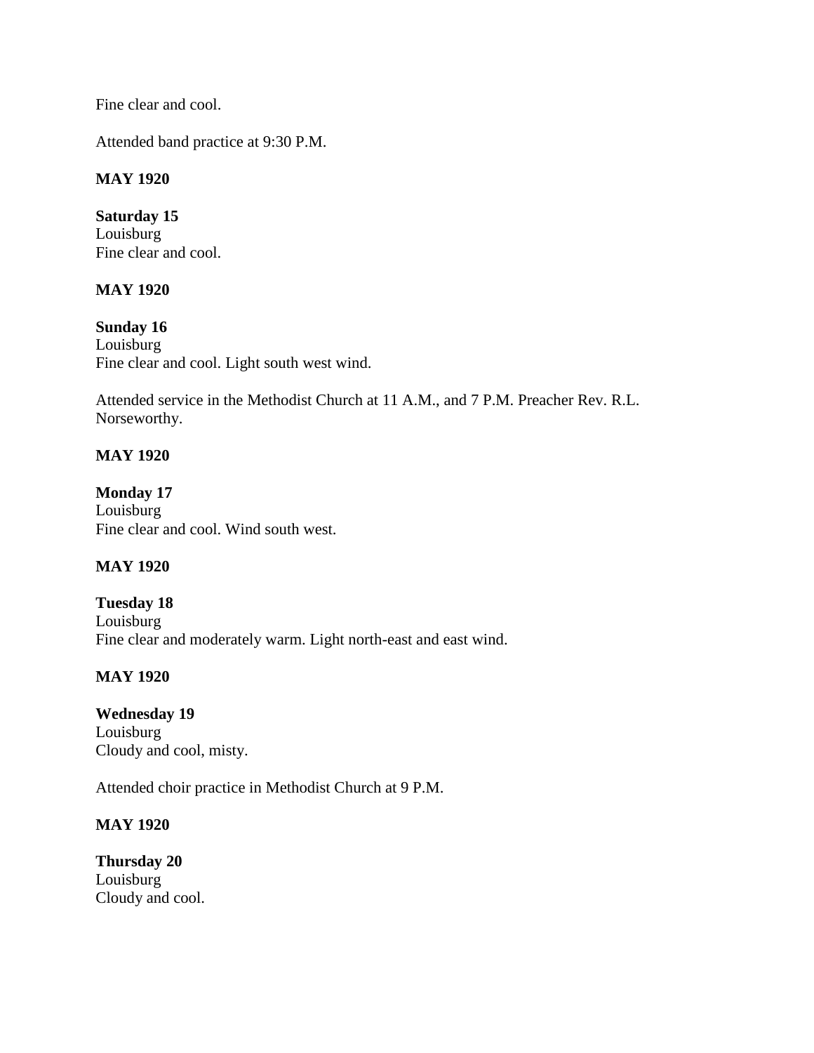Fine clear and cool.

Attended band practice at 9:30 P.M.

**MAY 1920**

**Saturday 15**
Louisburg
Fine clear and cool.

**MAY 1920**

**Sunday 16**
Louisburg
Fine clear and cool. Light south west wind.

Attended service in the Methodist Church at 11 A.M., and 7 P.M. Preacher Rev. R.L. Norseworthy.

**MAY 1920**

**Monday 17**
Louisburg
Fine clear and cool. Wind south west.

**MAY 1920**

**Tuesday 18**
Louisburg
Fine clear and moderately warm. Light north-east and east wind.

**MAY 1920**

**Wednesday 19**
Louisburg
Cloudy and cool, misty.

Attended choir practice in Methodist Church at 9 P.M.

**MAY 1920**

**Thursday 20**
Louisburg
Cloudy and cool.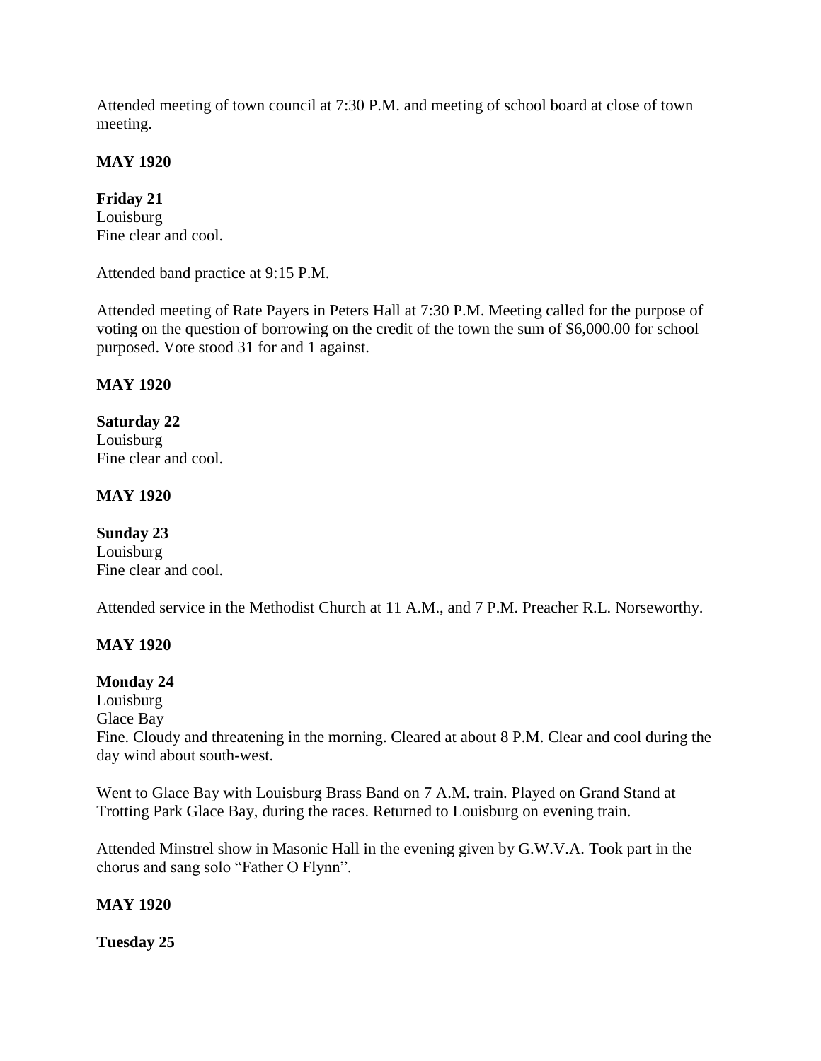Attended meeting of town council at 7:30 P.M. and meeting of school board at close of town meeting.

**MAY 1920**

**Friday 21**
Louisburg
Fine clear and cool.

Attended band practice at 9:15 P.M.

Attended meeting of Rate Payers in Peters Hall at 7:30 P.M. Meeting called for the purpose of voting on the question of borrowing on the credit of the town the sum of $6,000.00 for school purposed. Vote stood 31 for and 1 against.

**MAY 1920**

**Saturday 22**
Louisburg
Fine clear and cool.

**MAY 1920**

**Sunday 23**
Louisburg
Fine clear and cool.

Attended service in the Methodist Church at 11 A.M., and 7 P.M. Preacher R.L. Norseworthy.

**MAY 1920**

**Monday 24**
Louisburg
Glace Bay
Fine. Cloudy and threatening in the morning. Cleared at about 8 P.M. Clear and cool during the day wind about south-west.

Went to Glace Bay with Louisburg Brass Band on 7 A.M. train. Played on Grand Stand at Trotting Park Glace Bay, during the races. Returned to Louisburg on evening train.

Attended Minstrel show in Masonic Hall in the evening given by G.W.V.A. Took part in the chorus and sang solo "Father O Flynn".

**MAY 1920**

**Tuesday 25**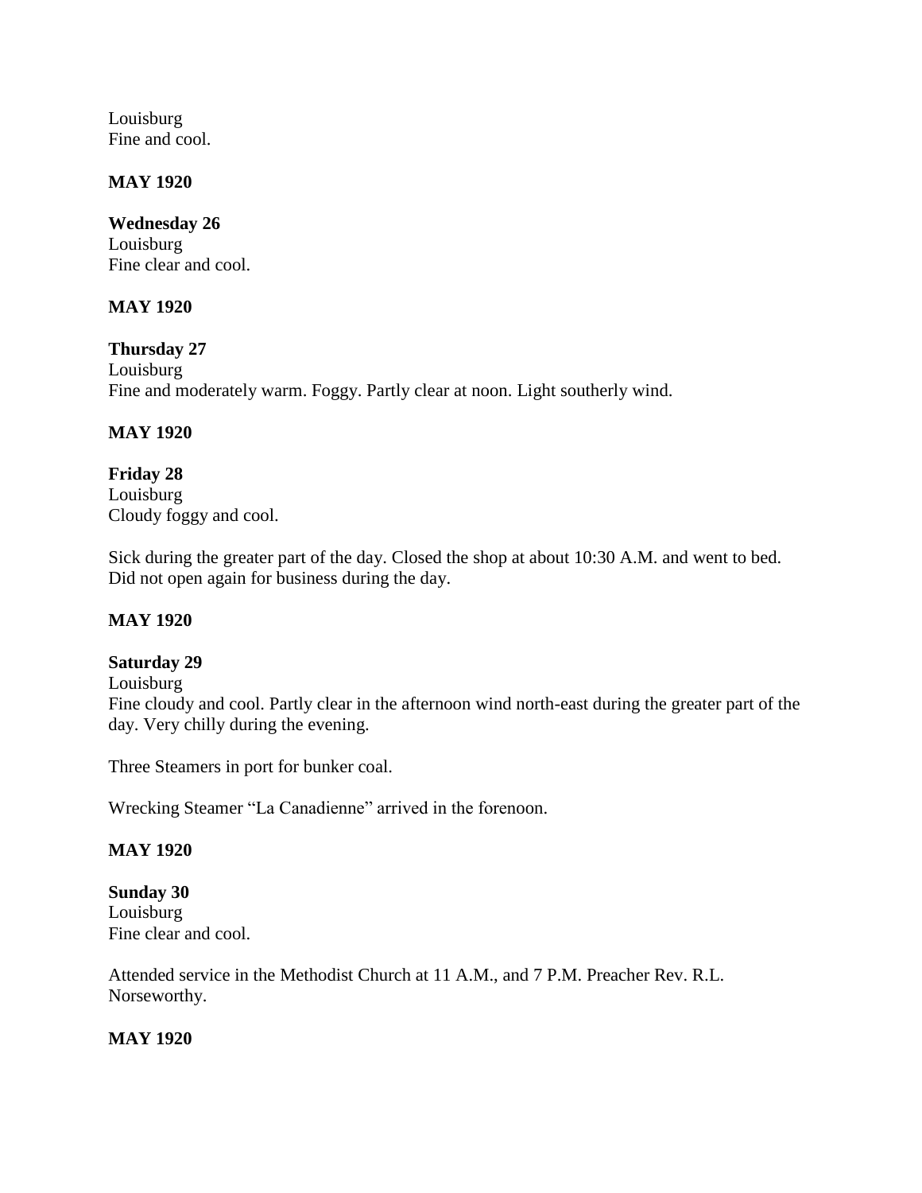Louisburg
Fine and cool.

**MAY 1920**

**Wednesday 26**
Louisburg
Fine clear and cool.

**MAY 1920**

**Thursday 27**
Louisburg
Fine and moderately warm. Foggy. Partly clear at noon. Light southerly wind.

**MAY 1920**

**Friday 28**
Louisburg
Cloudy foggy and cool.

Sick during the greater part of the day. Closed the shop at about 10:30 A.M. and went to bed. Did not open again for business during the day.

**MAY 1920**

**Saturday 29**
Louisburg
Fine cloudy and cool. Partly clear in the afternoon wind north-east during the greater part of the day. Very chilly during the evening.

Three Steamers in port for bunker coal.

Wrecking Steamer "La Canadienne" arrived in the forenoon.

**MAY 1920**

**Sunday 30**
Louisburg
Fine clear and cool.

Attended service in the Methodist Church at 11 A.M., and 7 P.M. Preacher Rev. R.L. Norseworthy.

**MAY 1920**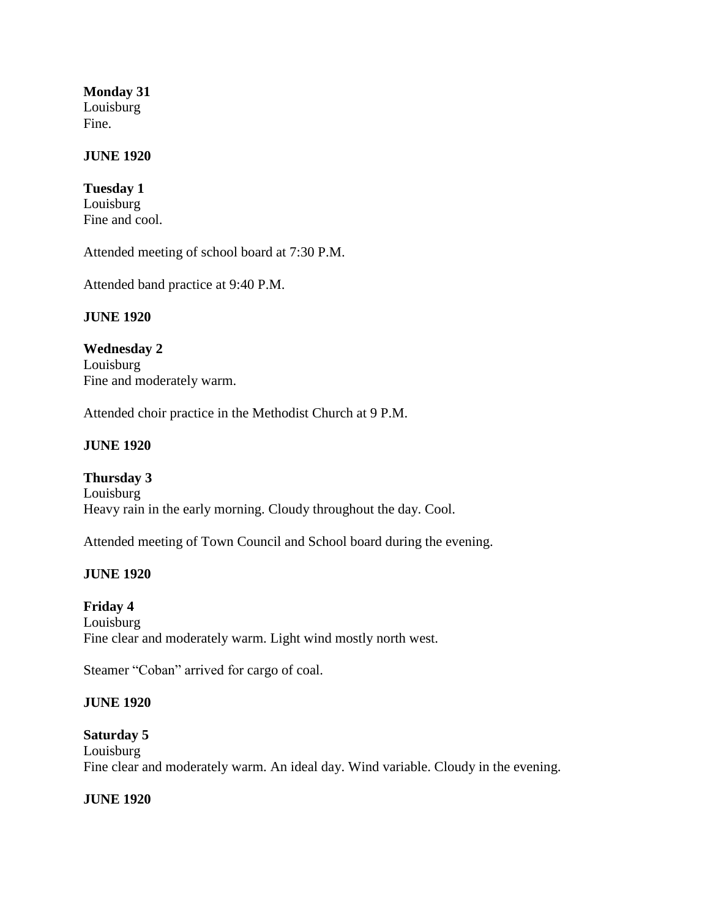**Monday 31**
Louisburg
Fine.

**JUNE 1920**

**Tuesday 1**
Louisburg
Fine and cool.

Attended meeting of school board at 7:30 P.M.

Attended band practice at 9:40 P.M.

**JUNE 1920**

**Wednesday 2**
Louisburg
Fine and moderately warm.

Attended choir practice in the Methodist Church at 9 P.M.

**JUNE 1920**

**Thursday 3**
Louisburg
Heavy rain in the early morning. Cloudy throughout the day. Cool.

Attended meeting of Town Council and School board during the evening.

**JUNE 1920**

**Friday 4**
Louisburg
Fine clear and moderately warm. Light wind mostly north west.

Steamer "Coban" arrived for cargo of coal.

**JUNE 1920**

**Saturday 5**
Louisburg
Fine clear and moderately warm. An ideal day. Wind variable. Cloudy in the evening.

**JUNE 1920**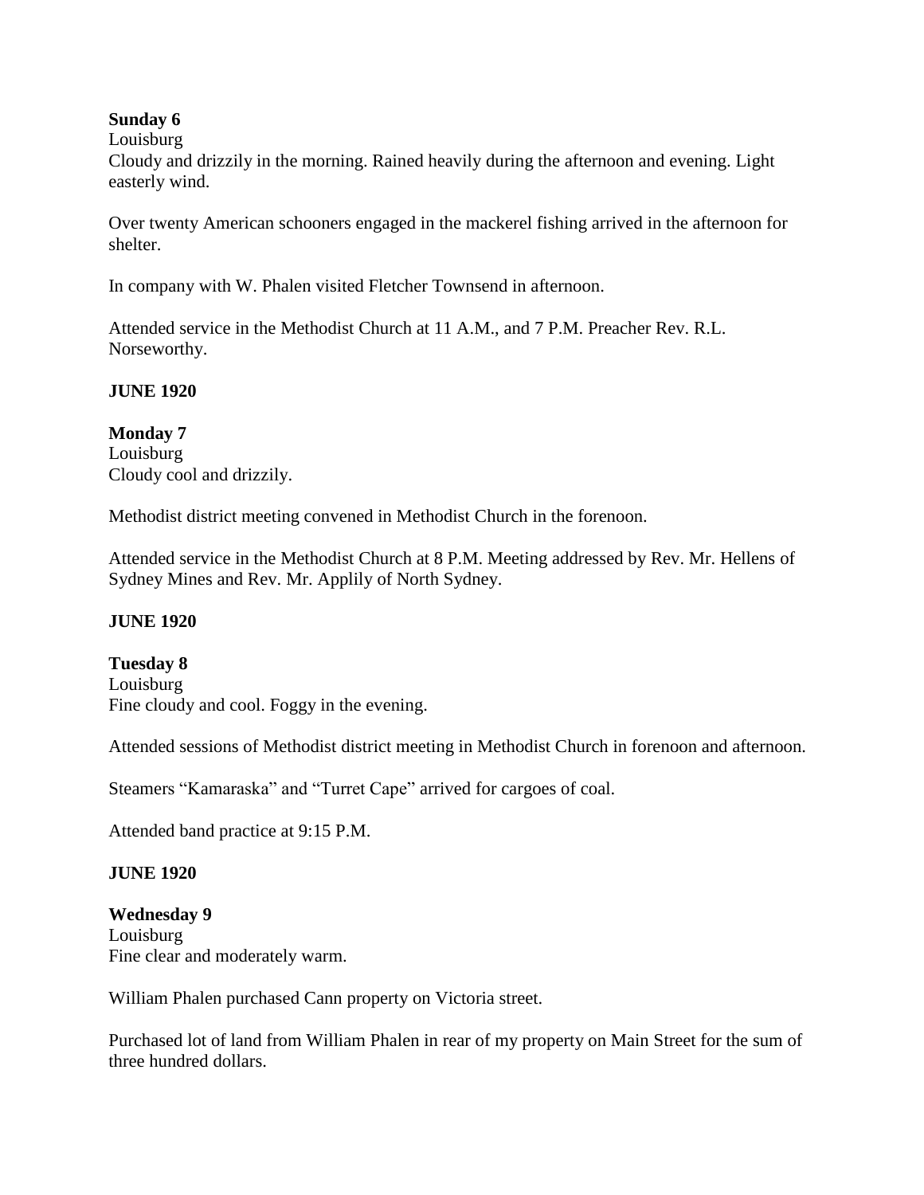**Sunday 6**
Louisburg
Cloudy and drizzily in the morning. Rained heavily during the afternoon and evening. Light easterly wind.

Over twenty American schooners engaged in the mackerel fishing arrived in the afternoon for shelter.

In company with W. Phalen visited Fletcher Townsend in afternoon.

Attended service in the Methodist Church at 11 A.M., and 7 P.M. Preacher Rev. R.L. Norseworthy.

**JUNE 1920**

**Monday 7**
Louisburg
Cloudy cool and drizzily.

Methodist district meeting convened in Methodist Church in the forenoon.

Attended service in the Methodist Church at 8 P.M. Meeting addressed by Rev. Mr. Hellens of Sydney Mines and Rev. Mr. Applily of North Sydney.

**JUNE 1920**

**Tuesday 8**
Louisburg
Fine cloudy and cool. Foggy in the evening.

Attended sessions of Methodist district meeting in Methodist Church in forenoon and afternoon.

Steamers "Kamaraska" and "Turret Cape" arrived for cargoes of coal.

Attended band practice at 9:15 P.M.

**JUNE 1920**

**Wednesday 9**
Louisburg
Fine clear and moderately warm.

William Phalen purchased Cann property on Victoria street.

Purchased lot of land from William Phalen in rear of my property on Main Street for the sum of three hundred dollars.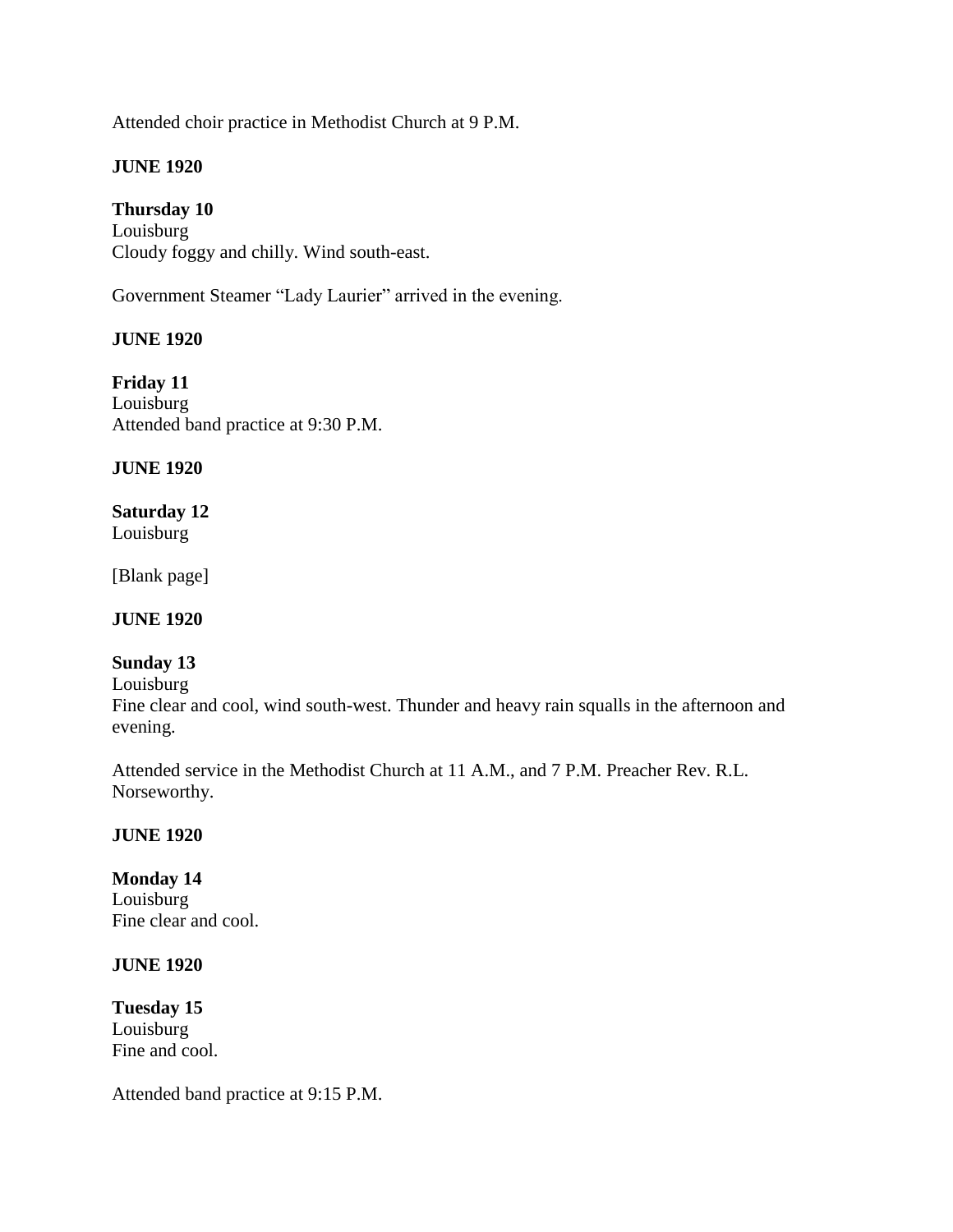Attended choir practice in Methodist Church at 9 P.M.

**JUNE 1920**

**Thursday 10**
Louisburg
Cloudy foggy and chilly. Wind south-east.

Government Steamer "Lady Laurier" arrived in the evening.

**JUNE 1920**

**Friday 11**
Louisburg
Attended band practice at 9:30 P.M.

**JUNE 1920**

**Saturday 12**
Louisburg

[Blank page]

**JUNE 1920**

**Sunday 13**
Louisburg
Fine clear and cool, wind south-west. Thunder and heavy rain squalls in the afternoon and evening.

Attended service in the Methodist Church at 11 A.M., and 7 P.M. Preacher Rev. R.L. Norseworthy.

**JUNE 1920**

**Monday 14**
Louisburg
Fine clear and cool.

**JUNE 1920**

**Tuesday 15**
Louisburg
Fine and cool.

Attended band practice at 9:15 P.M.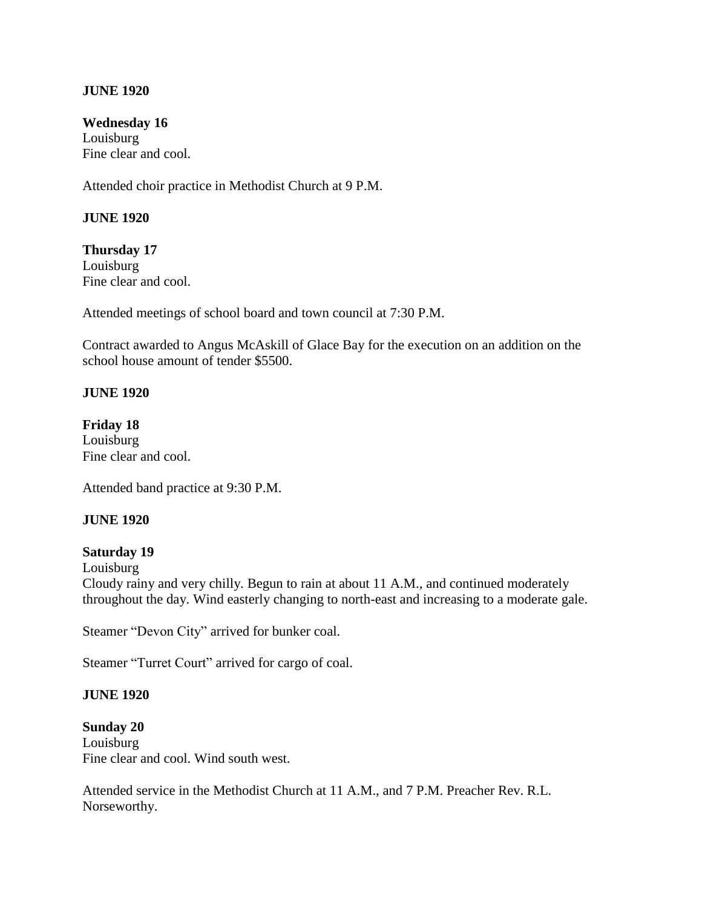**JUNE 1920**

**Wednesday 16**
Louisburg
Fine clear and cool.

Attended choir practice in Methodist Church at 9 P.M.

**JUNE 1920**

**Thursday 17**
Louisburg
Fine clear and cool.

Attended meetings of school board and town council at 7:30 P.M.

Contract awarded to Angus McAskill of Glace Bay for the execution on an addition on the school house amount of tender $5500.

**JUNE 1920**

**Friday 18**
Louisburg
Fine clear and cool.

Attended band practice at 9:30 P.M.

**JUNE 1920**

**Saturday 19**
Louisburg
Cloudy rainy and very chilly. Begun to rain at about 11 A.M., and continued moderately throughout the day. Wind easterly changing to north-east and increasing to a moderate gale.

Steamer "Devon City" arrived for bunker coal.

Steamer "Turret Court" arrived for cargo of coal.

**JUNE 1920**

**Sunday 20**
Louisburg
Fine clear and cool. Wind south west.

Attended service in the Methodist Church at 11 A.M., and 7 P.M. Preacher Rev. R.L. Norseworthy.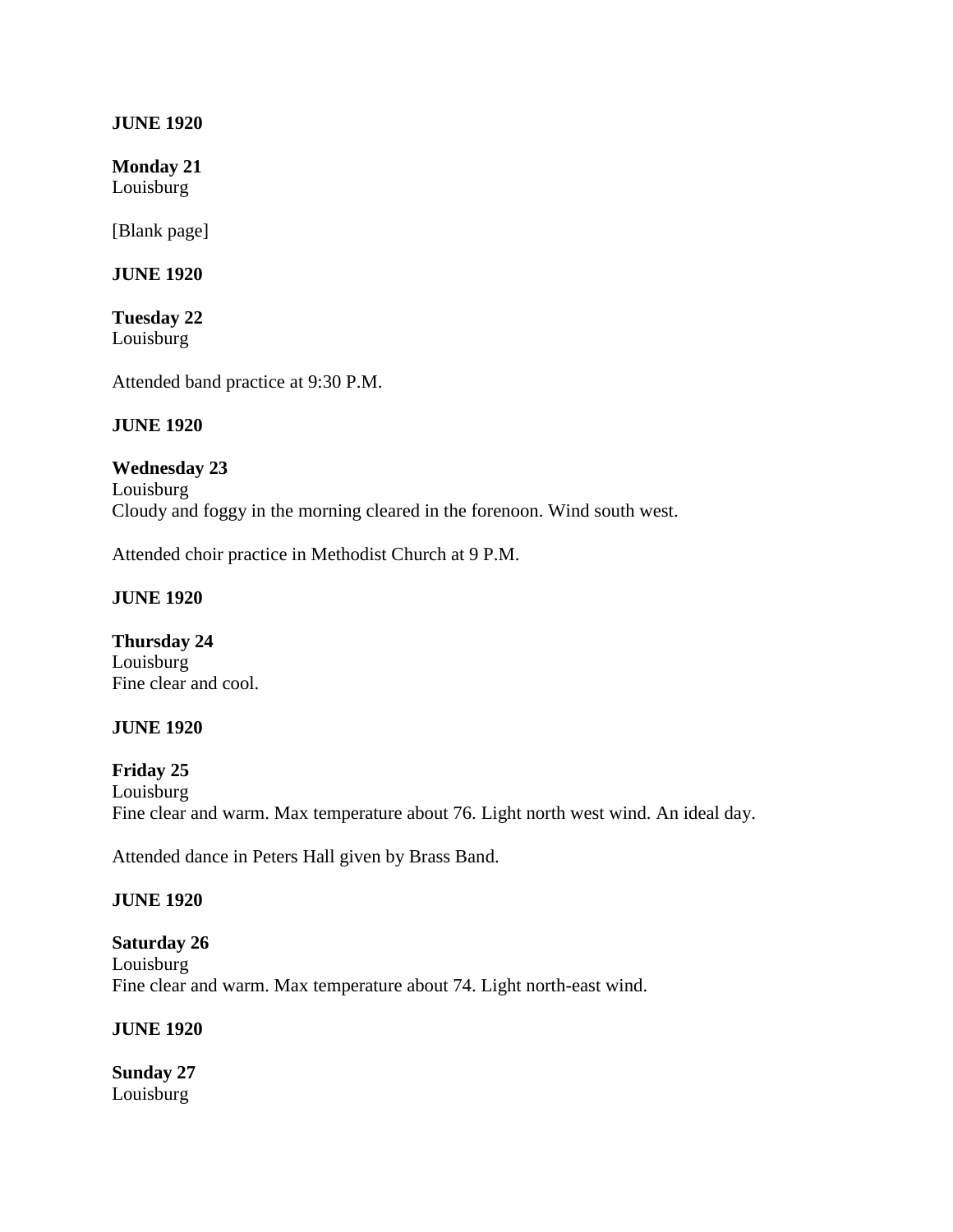**JUNE 1920**

**Monday 21**
Louisburg

[Blank page]

**JUNE 1920**

**Tuesday 22**
Louisburg

Attended band practice at 9:30 P.M.

**JUNE 1920**

**Wednesday 23**
Louisburg
Cloudy and foggy in the morning cleared in the forenoon. Wind south west.

Attended choir practice in Methodist Church at 9 P.M.

**JUNE 1920**

**Thursday 24**
Louisburg
Fine clear and cool.

**JUNE 1920**

**Friday 25**
Louisburg
Fine clear and warm. Max temperature about 76. Light north west wind. An ideal day.

Attended dance in Peters Hall given by Brass Band.

**JUNE 1920**

**Saturday 26**
Louisburg
Fine clear and warm. Max temperature about 74. Light north-east wind.

**JUNE 1920**

**Sunday 27**
Louisburg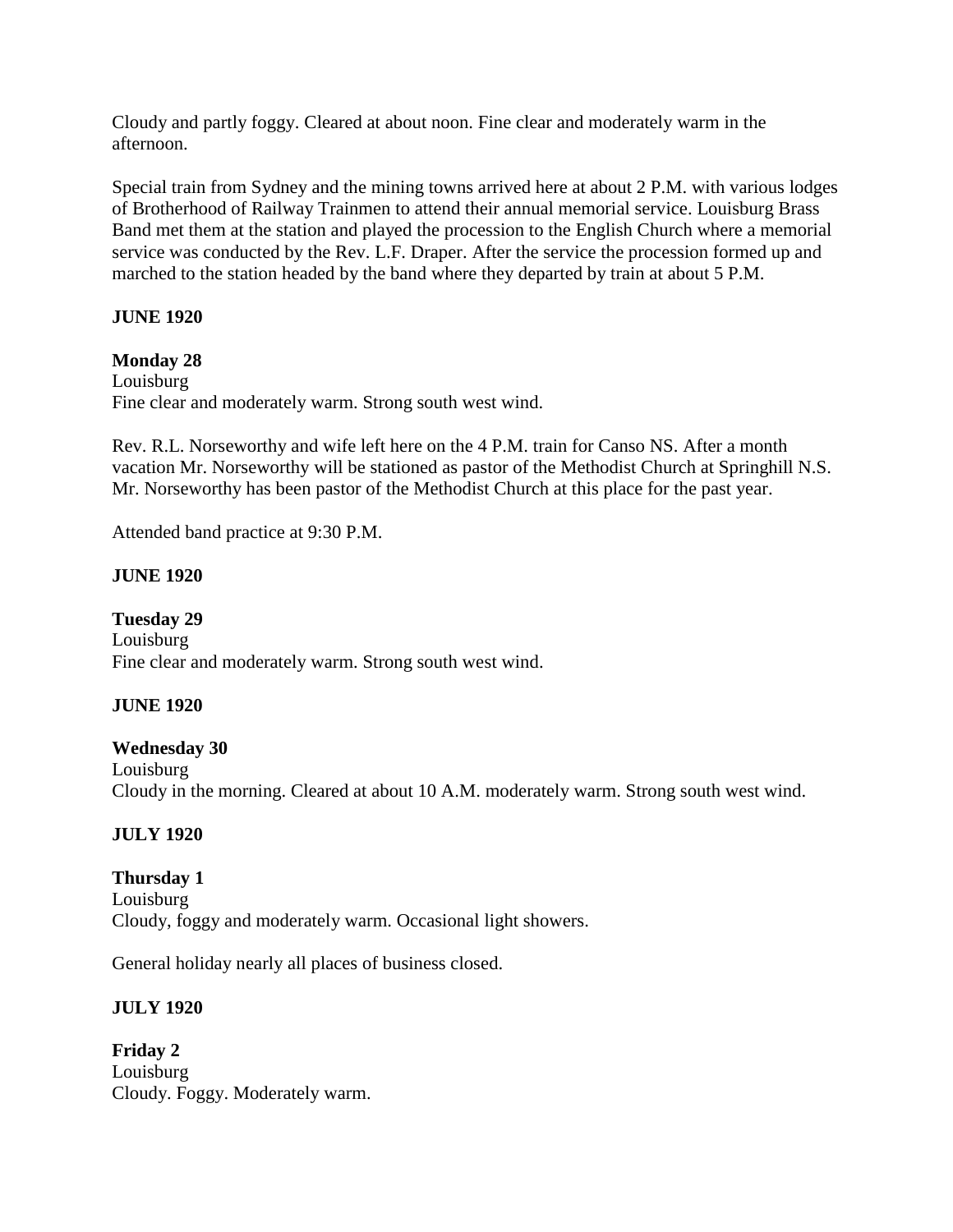Cloudy and partly foggy. Cleared at about noon. Fine clear and moderately warm in the afternoon.

Special train from Sydney and the mining towns arrived here at about 2 P.M. with various lodges of Brotherhood of Railway Trainmen to attend their annual memorial service. Louisburg Brass Band met them at the station and played the procession to the English Church where a memorial service was conducted by the Rev. L.F. Draper. After the service the procession formed up and marched to the station headed by the band where they departed by train at about 5 P.M.

**JUNE 1920**

**Monday 28**
Louisburg
Fine clear and moderately warm. Strong south west wind.

Rev. R.L. Norseworthy and wife left here on the 4 P.M. train for Canso NS. After a month vacation Mr. Norseworthy will be stationed as pastor of the Methodist Church at Springhill N.S. Mr. Norseworthy has been pastor of the Methodist Church at this place for the past year.

Attended band practice at 9:30 P.M.

**JUNE 1920**

**Tuesday 29**
Louisburg
Fine clear and moderately warm. Strong south west wind.

**JUNE 1920**

**Wednesday 30**
Louisburg
Cloudy in the morning. Cleared at about 10 A.M. moderately warm. Strong south west wind.

**JULY 1920**

**Thursday 1**
Louisburg
Cloudy, foggy and moderately warm. Occasional light showers.

General holiday nearly all places of business closed.

**JULY 1920**

**Friday 2**
Louisburg
Cloudy. Foggy. Moderately warm.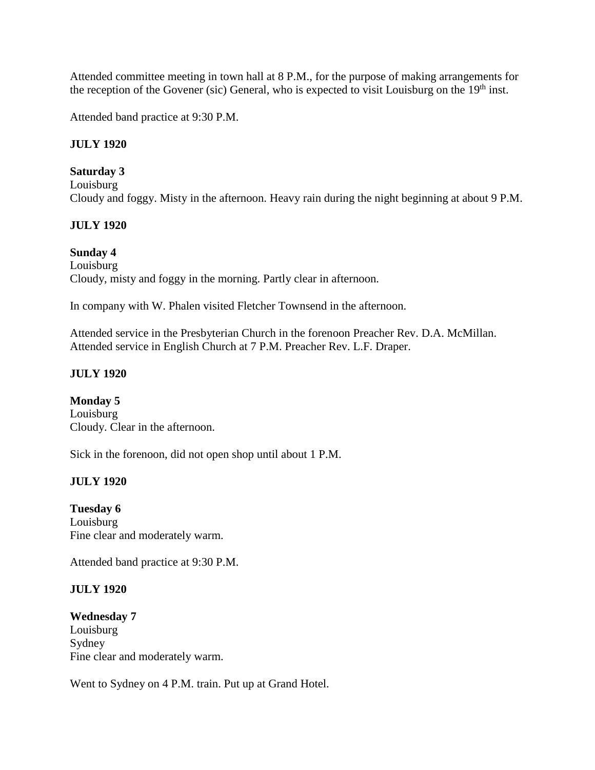Attended committee meeting in town hall at 8 P.M., for the purpose of making arrangements for the reception of the Govener (sic) General, who is expected to visit Louisburg on the 19th inst.

Attended band practice at 9:30 P.M.

**JULY 1920**

**Saturday 3**
Louisburg
Cloudy and foggy. Misty in the afternoon. Heavy rain during the night beginning at about 9 P.M.

**JULY 1920**

**Sunday 4**
Louisburg
Cloudy, misty and foggy in the morning. Partly clear in afternoon.

In company with W. Phalen visited Fletcher Townsend in the afternoon.

Attended service in the Presbyterian Church in the forenoon Preacher Rev. D.A. McMillan.
Attended service in English Church at 7 P.M. Preacher Rev. L.F. Draper.

**JULY 1920**

**Monday 5**
Louisburg
Cloudy. Clear in the afternoon.

Sick in the forenoon, did not open shop until about 1 P.M.

**JULY 1920**

**Tuesday 6**
Louisburg
Fine clear and moderately warm.

Attended band practice at 9:30 P.M.

**JULY 1920**

**Wednesday 7**
Louisburg
Sydney
Fine clear and moderately warm.

Went to Sydney on 4 P.M. train. Put up at Grand Hotel.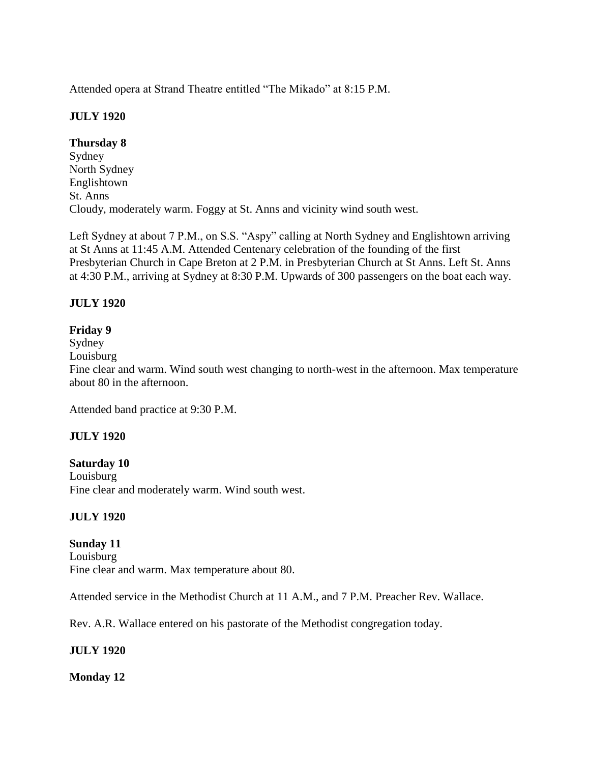Attended opera at Strand Theatre entitled "The Mikado" at 8:15 P.M.

**JULY 1920**

**Thursday 8**
Sydney
North Sydney
Englishtown
St. Anns
Cloudy, moderately warm. Foggy at St. Anns and vicinity wind south west.

Left Sydney at about 7 P.M., on S.S. "Aspy" calling at North Sydney and Englishtown arriving at St Anns at 11:45 A.M. Attended Centenary celebration of the founding of the first Presbyterian Church in Cape Breton at 2 P.M. in Presbyterian Church at St Anns. Left St. Anns at 4:30 P.M., arriving at Sydney at 8:30 P.M. Upwards of 300 passengers on the boat each way.

**JULY 1920**

**Friday 9**
Sydney
Louisburg
Fine clear and warm. Wind south west changing to north-west in the afternoon. Max temperature about 80 in the afternoon.

Attended band practice at 9:30 P.M.

**JULY 1920**

**Saturday 10**
Louisburg
Fine clear and moderately warm. Wind south west.

**JULY 1920**

**Sunday 11**
Louisburg
Fine clear and warm. Max temperature about 80.

Attended service in the Methodist Church at 11 A.M., and 7 P.M. Preacher Rev. Wallace.

Rev. A.R. Wallace entered on his pastorate of the Methodist congregation today.

**JULY 1920**

**Monday 12**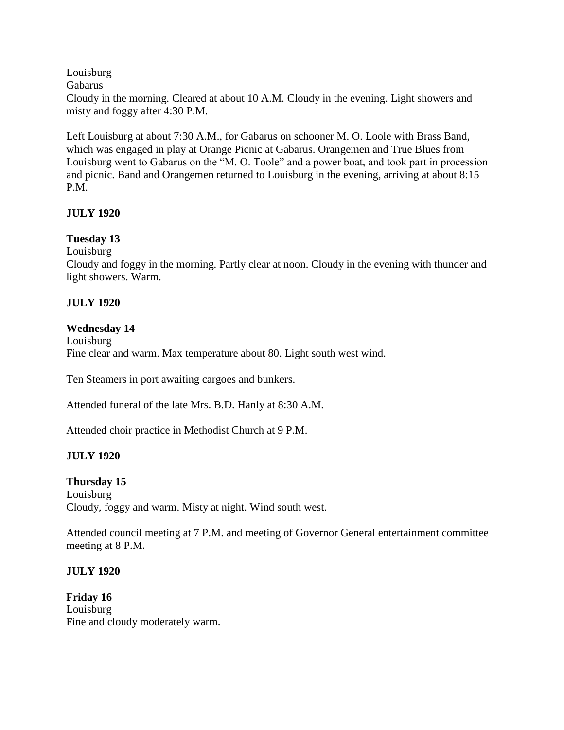Louisburg
Gabarus
Cloudy in the morning. Cleared at about 10 A.M. Cloudy in the evening. Light showers and misty and foggy after 4:30 P.M.

Left Louisburg at about 7:30 A.M., for Gabarus on schooner M. O. Loole with Brass Band, which was engaged in play at Orange Picnic at Gabarus. Orangemen and True Blues from Louisburg went to Gabarus on the "M. O. Toole" and a power boat, and took part in procession and picnic. Band and Orangemen returned to Louisburg in the evening, arriving at about 8:15 P.M.

**JULY 1920**

**Tuesday 13**
Louisburg
Cloudy and foggy in the morning. Partly clear at noon. Cloudy in the evening with thunder and light showers. Warm.

**JULY 1920**

**Wednesday 14**
Louisburg
Fine clear and warm. Max temperature about 80. Light south west wind.

Ten Steamers in port awaiting cargoes and bunkers.

Attended funeral of the late Mrs. B.D. Hanly at 8:30 A.M.

Attended choir practice in Methodist Church at 9 P.M.

**JULY 1920**

**Thursday 15**
Louisburg
Cloudy, foggy and warm. Misty at night. Wind south west.

Attended council meeting at 7 P.M. and meeting of Governor General entertainment committee meeting at 8 P.M.

**JULY 1920**

**Friday 16**
Louisburg
Fine and cloudy moderately warm.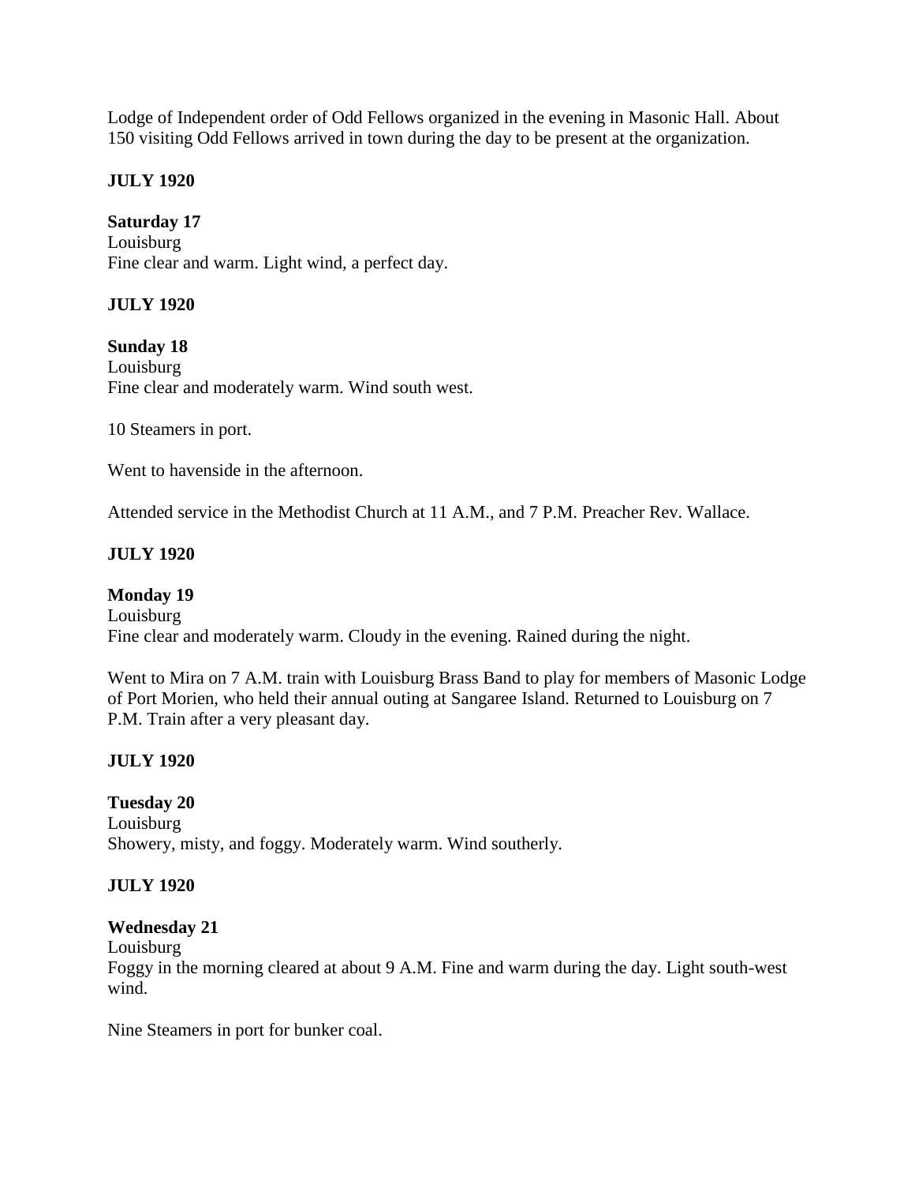Lodge of Independent order of Odd Fellows organized in the evening in Masonic Hall. About 150 visiting Odd Fellows arrived in town during the day to be present at the organization.

**JULY 1920**

**Saturday 17**
Louisburg
Fine clear and warm. Light wind, a perfect day.

**JULY 1920**

**Sunday 18**
Louisburg
Fine clear and moderately warm. Wind south west.

10 Steamers in port.

Went to havenside in the afternoon.

Attended service in the Methodist Church at 11 A.M., and 7 P.M. Preacher Rev. Wallace.

**JULY 1920**

**Monday 19**
Louisburg
Fine clear and moderately warm. Cloudy in the evening. Rained during the night.

Went to Mira on 7 A.M. train with Louisburg Brass Band to play for members of Masonic Lodge of Port Morien, who held their annual outing at Sangaree Island. Returned to Louisburg on 7 P.M. Train after a very pleasant day.

**JULY 1920**

**Tuesday 20**
Louisburg
Showery, misty, and foggy. Moderately warm. Wind southerly.

**JULY 1920**

**Wednesday 21**
Louisburg
Foggy in the morning cleared at about 9 A.M. Fine and warm during the day. Light south-west wind.

Nine Steamers in port for bunker coal.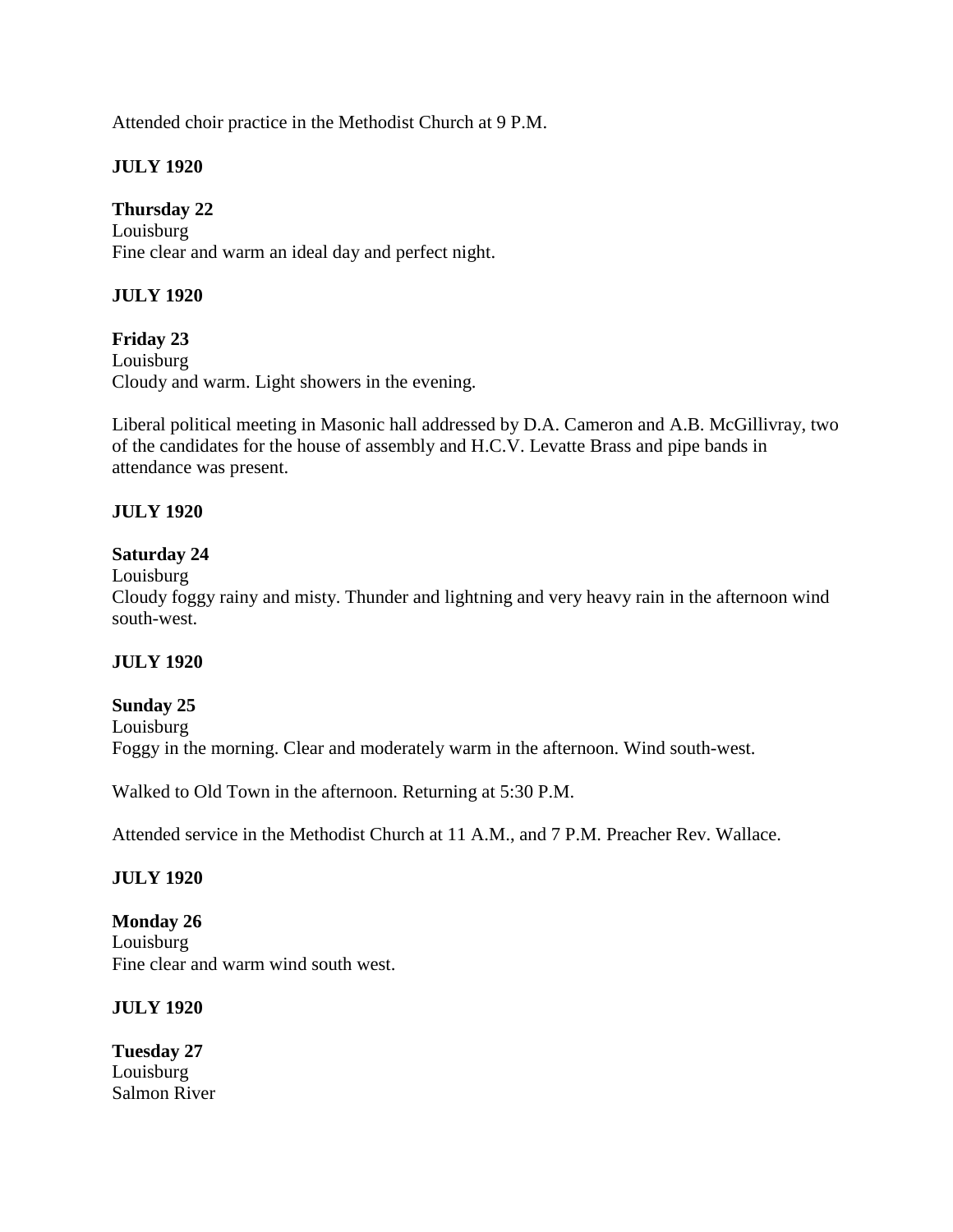Attended choir practice in the Methodist Church at 9 P.M.

**JULY 1920**

**Thursday 22**
Louisburg
Fine clear and warm an ideal day and perfect night.

**JULY 1920**

**Friday 23**
Louisburg
Cloudy and warm. Light showers in the evening.

Liberal political meeting in Masonic hall addressed by D.A. Cameron and A.B. McGillivray, two of the candidates for the house of assembly and H.C.V. Levatte Brass and pipe bands in attendance was present.

**JULY 1920**

**Saturday 24**
Louisburg
Cloudy foggy rainy and misty. Thunder and lightning and very heavy rain in the afternoon wind south-west.

**JULY 1920**

**Sunday 25**
Louisburg
Foggy in the morning. Clear and moderately warm in the afternoon. Wind south-west.

Walked to Old Town in the afternoon. Returning at 5:30 P.M.

Attended service in the Methodist Church at 11 A.M., and 7 P.M. Preacher Rev. Wallace.

**JULY 1920**

**Monday 26**
Louisburg
Fine clear and warm wind south west.

**JULY 1920**

**Tuesday 27**
Louisburg
Salmon River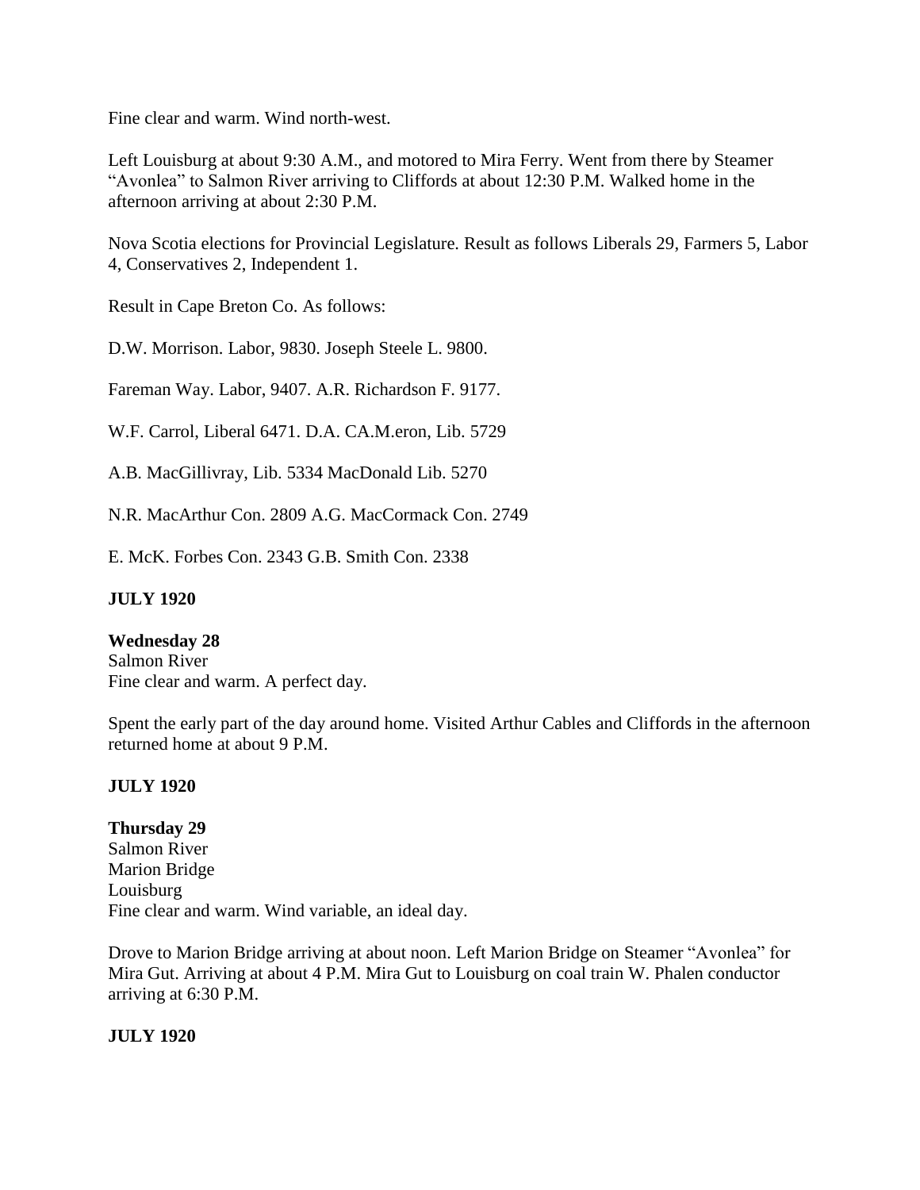Fine clear and warm. Wind north-west.

Left Louisburg at about 9:30 A.M., and motored to Mira Ferry. Went from there by Steamer "Avonlea" to Salmon River arriving to Cliffords at about 12:30 P.M. Walked home in the afternoon arriving at about 2:30 P.M.

Nova Scotia elections for Provincial Legislature. Result as follows Liberals 29, Farmers 5, Labor 4, Conservatives 2, Independent 1.

Result in Cape Breton Co. As follows:

D.W. Morrison. Labor, 9830. Joseph Steele L. 9800.

Fareman Way. Labor, 9407. A.R. Richardson F. 9177.

W.F. Carrol, Liberal 6471. D.A. CA.M.eron, Lib. 5729

A.B. MacGillivray, Lib. 5334 MacDonald Lib. 5270

N.R. MacArthur Con. 2809 A.G. MacCormack Con. 2749

E. McK. Forbes Con. 2343 G.B. Smith Con. 2338

**JULY 1920**

**Wednesday 28**
Salmon River
Fine clear and warm. A perfect day.

Spent the early part of the day around home. Visited Arthur Cables and Cliffords in the afternoon returned home at about 9 P.M.

**JULY 1920**

**Thursday 29**
Salmon River
Marion Bridge
Louisburg
Fine clear and warm. Wind variable, an ideal day.

Drove to Marion Bridge arriving at about noon. Left Marion Bridge on Steamer "Avonlea" for Mira Gut. Arriving at about 4 P.M. Mira Gut to Louisburg on coal train W. Phalen conductor arriving at 6:30 P.M.

**JULY 1920**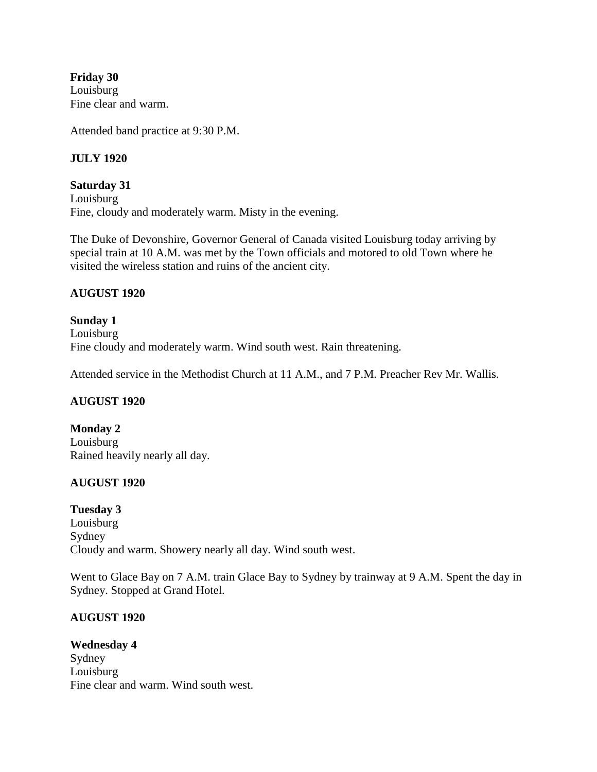**Friday 30**
Louisburg
Fine clear and warm.

Attended band practice at 9:30 P.M.

**JULY 1920**

**Saturday 31**
Louisburg
Fine, cloudy and moderately warm. Misty in the evening.

The Duke of Devonshire, Governor General of Canada visited Louisburg today arriving by special train at 10 A.M. was met by the Town officials and motored to old Town where he visited the wireless station and ruins of the ancient city.

**AUGUST 1920**

**Sunday 1**
Louisburg
Fine cloudy and moderately warm. Wind south west. Rain threatening.

Attended service in the Methodist Church at 11 A.M., and 7 P.M. Preacher Rev Mr. Wallis.

**AUGUST 1920**

**Monday 2**
Louisburg
Rained heavily nearly all day.

**AUGUST 1920**

**Tuesday 3**
Louisburg
Sydney
Cloudy and warm. Showery nearly all day. Wind south west.

Went to Glace Bay on 7 A.M. train Glace Bay to Sydney by trainway at 9 A.M. Spent the day in Sydney. Stopped at Grand Hotel.

**AUGUST 1920**

**Wednesday 4**
Sydney
Louisburg
Fine clear and warm. Wind south west.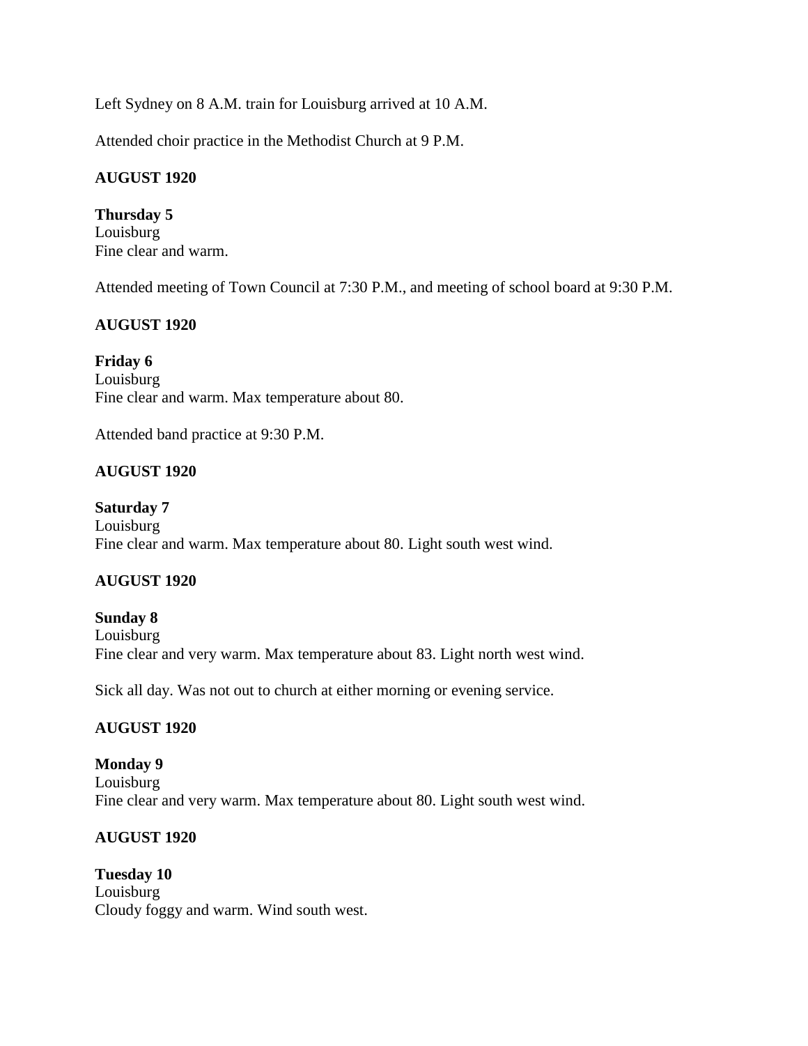Left Sydney on 8 A.M. train for Louisburg arrived at 10 A.M.

Attended choir practice in the Methodist Church at 9 P.M.

**AUGUST 1920**

**Thursday 5**
Louisburg
Fine clear and warm.

Attended meeting of Town Council at 7:30 P.M., and meeting of school board at 9:30 P.M.

**AUGUST 1920**

**Friday 6**
Louisburg
Fine clear and warm. Max temperature about 80.

Attended band practice at 9:30 P.M.

**AUGUST 1920**

**Saturday 7**
Louisburg
Fine clear and warm. Max temperature about 80. Light south west wind.

**AUGUST 1920**

**Sunday 8**
Louisburg
Fine clear and very warm. Max temperature about 83. Light north west wind.

Sick all day. Was not out to church at either morning or evening service.

**AUGUST 1920**

**Monday 9**
Louisburg
Fine clear and very warm. Max temperature about 80. Light south west wind.

**AUGUST 1920**

**Tuesday 10**
Louisburg
Cloudy foggy and warm. Wind south west.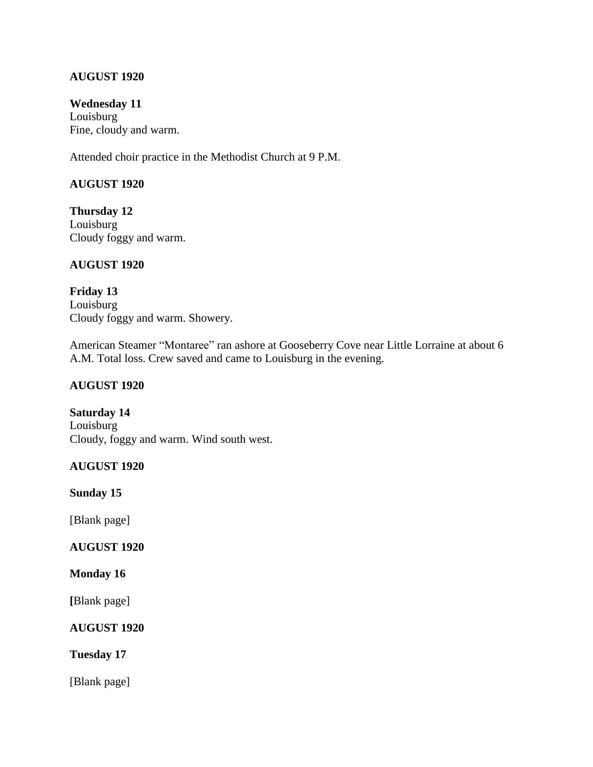**AUGUST 1920**

**Wednesday 11**
Louisburg
Fine, cloudy and warm.

Attended choir practice in the Methodist Church at 9 P.M.

**AUGUST 1920**

**Thursday 12**
Louisburg
Cloudy foggy and warm.

**AUGUST 1920**

**Friday 13**
Louisburg
Cloudy foggy and warm. Showery.

American Steamer "Montaree" ran ashore at Gooseberry Cove near Little Lorraine at about 6 A.M. Total loss. Crew saved and came to Louisburg in the evening.

**AUGUST 1920**

**Saturday 14**
Louisburg
Cloudy, foggy and warm. Wind south west.

**AUGUST 1920**

**Sunday 15**

[Blank page]

**AUGUST 1920**

**Monday 16**

[Blank page]

**AUGUST 1920**

**Tuesday 17**

[Blank page]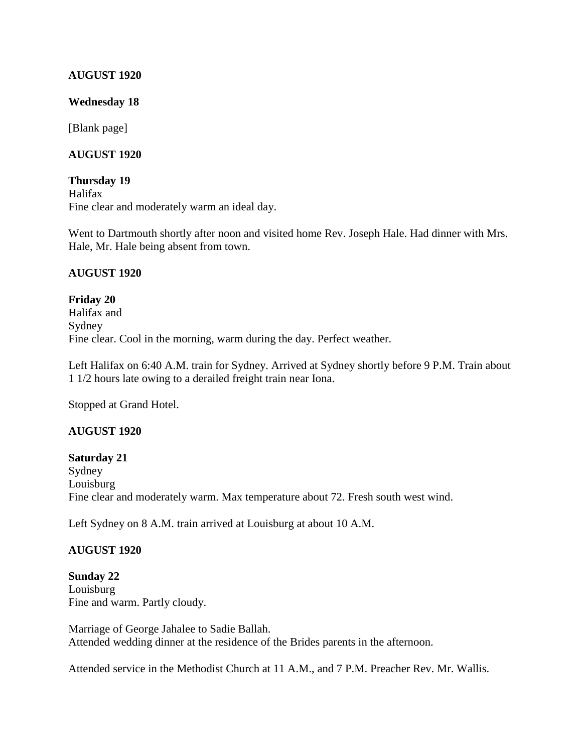**AUGUST 1920**

**Wednesday 18**

[Blank page]

**AUGUST 1920**

**Thursday 19**
Halifax
Fine clear and moderately warm an ideal day.

Went to Dartmouth shortly after noon and visited home Rev. Joseph Hale. Had dinner with Mrs. Hale, Mr. Hale being absent from town.

**AUGUST 1920**

**Friday 20**
Halifax and
Sydney
Fine clear. Cool in the morning, warm during the day. Perfect weather.

Left Halifax on 6:40 A.M. train for Sydney. Arrived at Sydney shortly before 9 P.M. Train about 1 1/2 hours late owing to a derailed freight train near Iona.

Stopped at Grand Hotel.

**AUGUST 1920**

**Saturday 21**
Sydney
Louisburg
Fine clear and moderately warm. Max temperature about 72. Fresh south west wind.

Left Sydney on 8 A.M. train arrived at Louisburg at about 10 A.M.

**AUGUST 1920**

**Sunday 22**
Louisburg
Fine and warm. Partly cloudy.

Marriage of George Jahalee to Sadie Ballah.
Attended wedding dinner at the residence of the Brides parents in the afternoon.

Attended service in the Methodist Church at 11 A.M., and 7 P.M. Preacher Rev. Mr. Wallis.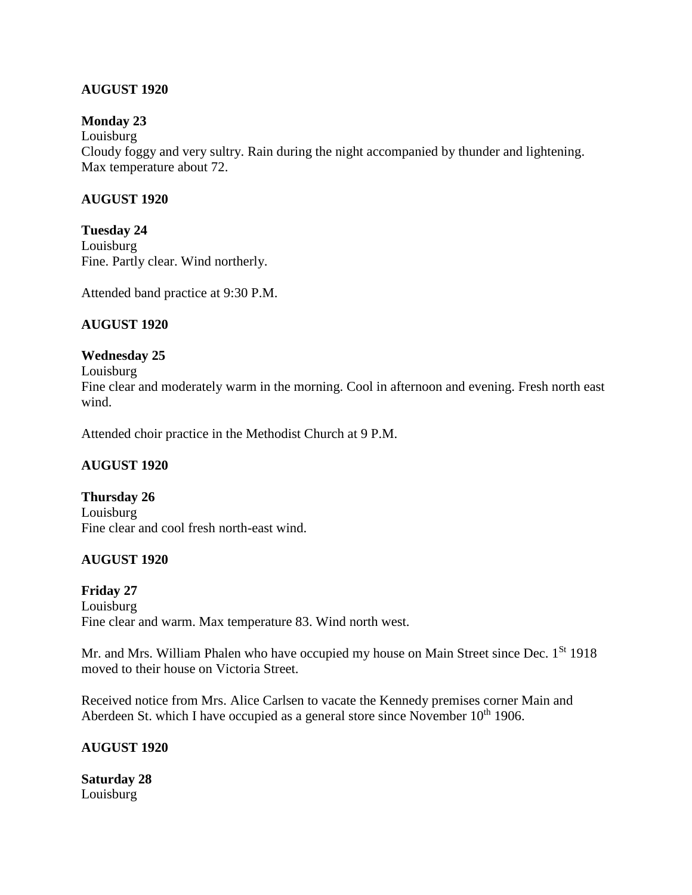**AUGUST 1920**

**Monday 23**
Louisburg
Cloudy foggy and very sultry. Rain during the night accompanied by thunder and lightening. Max temperature about 72.

**AUGUST 1920**

**Tuesday 24**
Louisburg
Fine. Partly clear. Wind northerly.

Attended band practice at 9:30 P.M.

**AUGUST 1920**

**Wednesday 25**
Louisburg
Fine clear and moderately warm in the morning. Cool in afternoon and evening. Fresh north east wind.

Attended choir practice in the Methodist Church at 9 P.M.

**AUGUST 1920**

**Thursday 26**
Louisburg
Fine clear and cool fresh north-east wind.

**AUGUST 1920**

**Friday 27**
Louisburg
Fine clear and warm. Max temperature 83. Wind north west.

Mr. and Mrs. William Phalen who have occupied my house on Main Street since Dec. 1St 1918 moved to their house on Victoria Street.

Received notice from Mrs. Alice Carlsen to vacate the Kennedy premises corner Main and Aberdeen St. which I have occupied as a general store since November 10th 1906.

**AUGUST 1920**

**Saturday 28**
Louisburg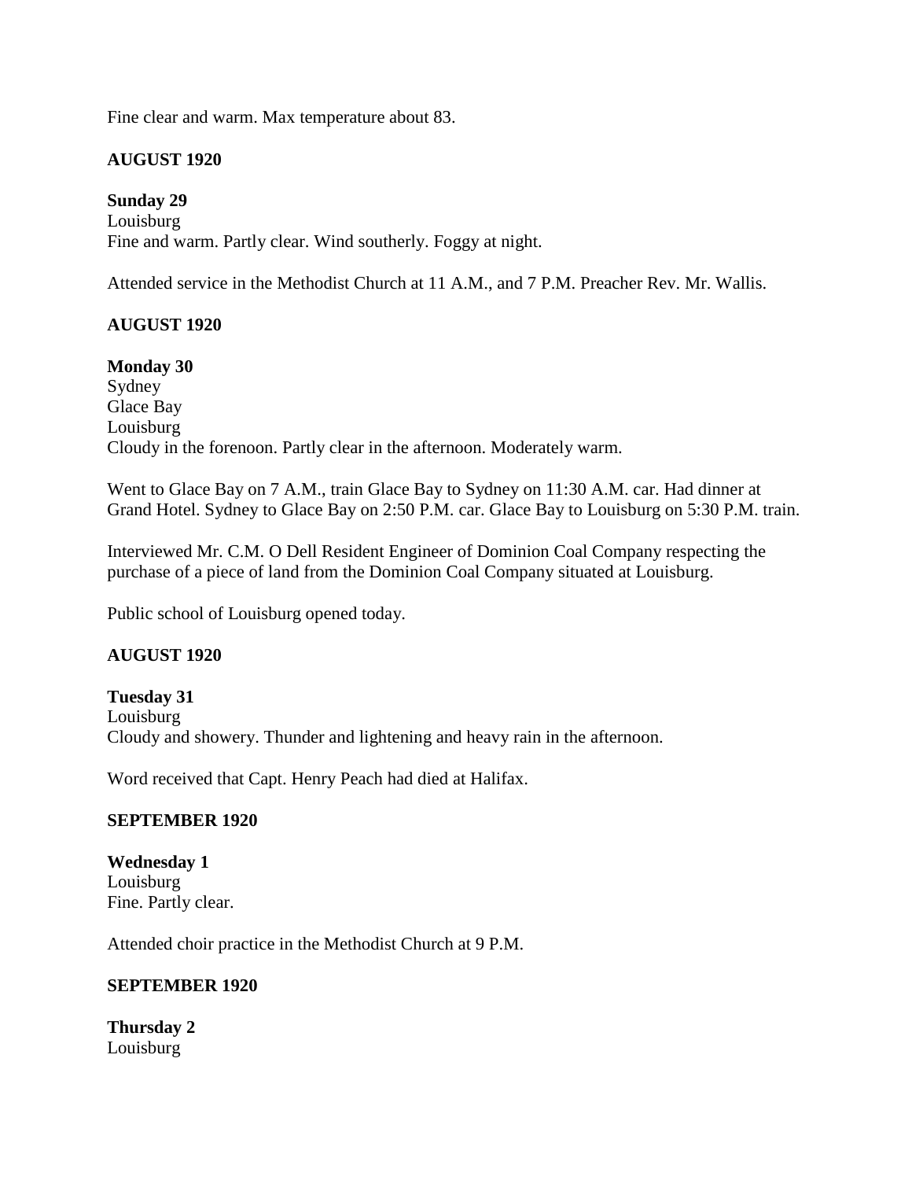Fine clear and warm. Max temperature about 83.

**AUGUST 1920**

**Sunday 29**
Louisburg
Fine and warm. Partly clear. Wind southerly. Foggy at night.

Attended service in the Methodist Church at 11 A.M., and 7 P.M. Preacher Rev. Mr. Wallis.

**AUGUST 1920**

**Monday 30**
Sydney
Glace Bay
Louisburg
Cloudy in the forenoon. Partly clear in the afternoon. Moderately warm.

Went to Glace Bay on 7 A.M., train Glace Bay to Sydney on 11:30 A.M. car. Had dinner at Grand Hotel. Sydney to Glace Bay on 2:50 P.M. car. Glace Bay to Louisburg on 5:30 P.M. train.

Interviewed Mr. C.M. O Dell Resident Engineer of Dominion Coal Company respecting the purchase of a piece of land from the Dominion Coal Company situated at Louisburg.

Public school of Louisburg opened today.

**AUGUST 1920**

**Tuesday 31**
Louisburg
Cloudy and showery. Thunder and lightening and heavy rain in the afternoon.

Word received that Capt. Henry Peach had died at Halifax.

**SEPTEMBER 1920**

**Wednesday 1**
Louisburg
Fine. Partly clear.

Attended choir practice in the Methodist Church at 9 P.M.

**SEPTEMBER 1920**

**Thursday 2**
Louisburg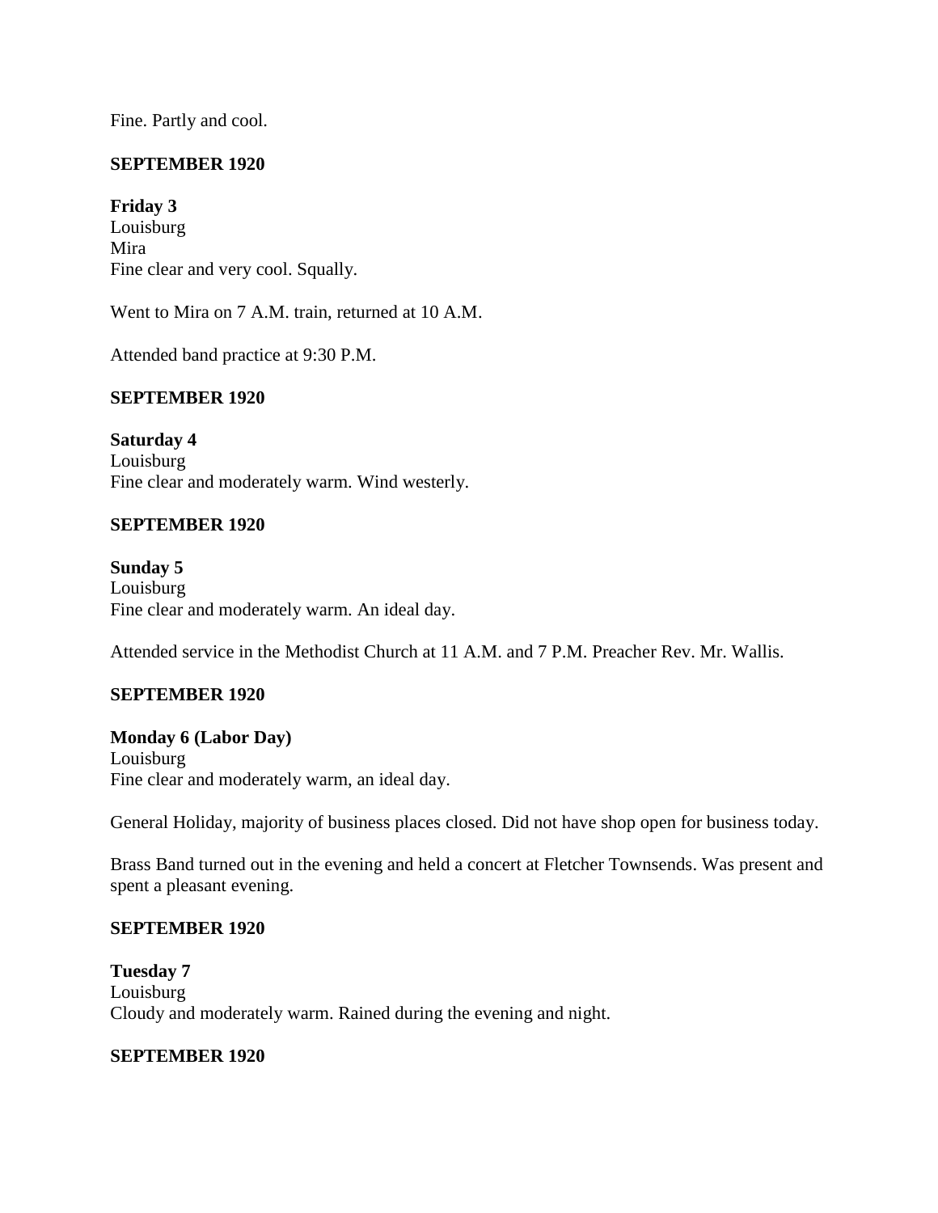Fine. Partly and cool.

**SEPTEMBER 1920**

**Friday 3**
Louisburg
Mira
Fine clear and very cool. Squally.

Went to Mira on 7 A.M. train, returned at 10 A.M.

Attended band practice at 9:30 P.M.

**SEPTEMBER 1920**

**Saturday 4**
Louisburg
Fine clear and moderately warm. Wind westerly.

**SEPTEMBER 1920**

**Sunday 5**
Louisburg
Fine clear and moderately warm. An ideal day.

Attended service in the Methodist Church at 11 A.M. and 7 P.M. Preacher Rev. Mr. Wallis.

**SEPTEMBER 1920**

**Monday 6 (Labor Day)**
Louisburg
Fine clear and moderately warm, an ideal day.

General Holiday, majority of business places closed. Did not have shop open for business today.

Brass Band turned out in the evening and held a concert at Fletcher Townsends. Was present and spent a pleasant evening.

**SEPTEMBER 1920**

**Tuesday 7**
Louisburg
Cloudy and moderately warm. Rained during the evening and night.

**SEPTEMBER 1920**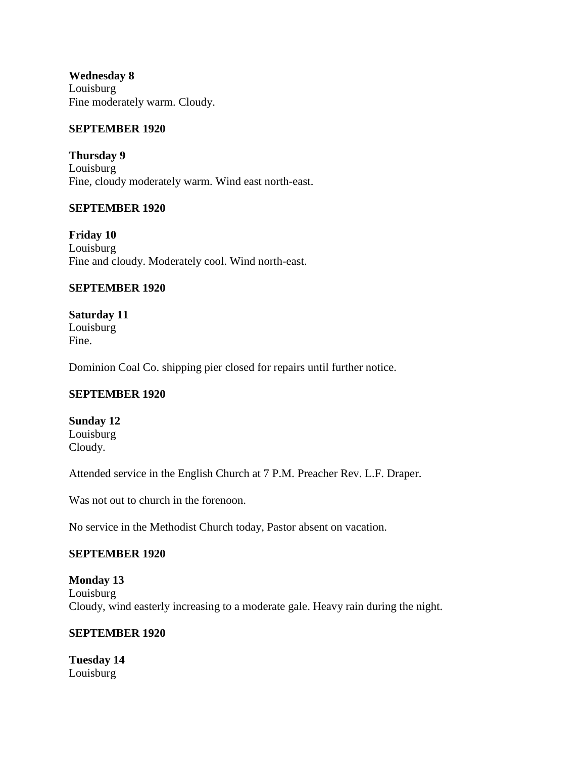**Wednesday 8**
Louisburg
Fine moderately warm. Cloudy.

**SEPTEMBER 1920**

**Thursday 9**
Louisburg
Fine, cloudy moderately warm. Wind east north-east.

**SEPTEMBER 1920**

**Friday 10**
Louisburg
Fine and cloudy. Moderately cool. Wind north-east.

**SEPTEMBER 1920**

**Saturday 11**
Louisburg
Fine.

Dominion Coal Co. shipping pier closed for repairs until further notice.

**SEPTEMBER 1920**

**Sunday 12**
Louisburg
Cloudy.

Attended service in the English Church at 7 P.M. Preacher Rev. L.F. Draper.

Was not out to church in the forenoon.

No service in the Methodist Church today, Pastor absent on vacation.

**SEPTEMBER 1920**

**Monday 13**
Louisburg
Cloudy, wind easterly increasing to a moderate gale. Heavy rain during the night.

**SEPTEMBER 1920**

**Tuesday 14**
Louisburg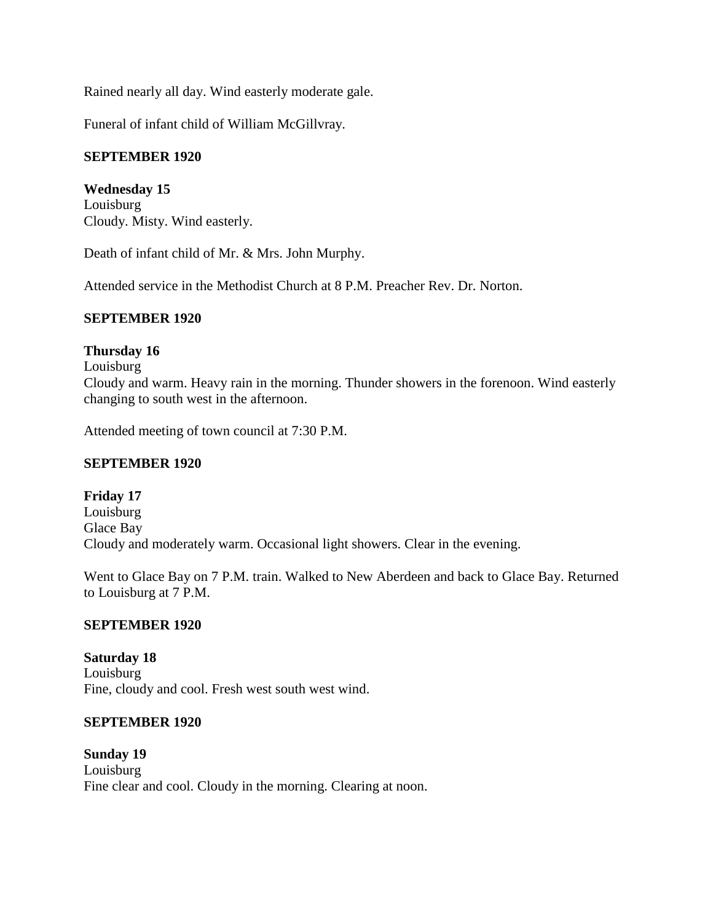Rained nearly all day. Wind easterly moderate gale.

Funeral of infant child of William McGillvray.

**SEPTEMBER 1920**

**Wednesday 15**
Louisburg
Cloudy. Misty. Wind easterly.

Death of infant child of Mr. & Mrs. John Murphy.

Attended service in the Methodist Church at 8 P.M. Preacher Rev. Dr. Norton.

**SEPTEMBER 1920**

**Thursday 16**
Louisburg
Cloudy and warm. Heavy rain in the morning. Thunder showers in the forenoon. Wind easterly changing to south west in the afternoon.

Attended meeting of town council at 7:30 P.M.

**SEPTEMBER 1920**

**Friday 17**
Louisburg
Glace Bay
Cloudy and moderately warm. Occasional light showers. Clear in the evening.

Went to Glace Bay on 7 P.M. train. Walked to New Aberdeen and back to Glace Bay. Returned to Louisburg at 7 P.M.

**SEPTEMBER 1920**

**Saturday 18**
Louisburg
Fine, cloudy and cool. Fresh west south west wind.

**SEPTEMBER 1920**

**Sunday 19**
Louisburg
Fine clear and cool. Cloudy in the morning. Clearing at noon.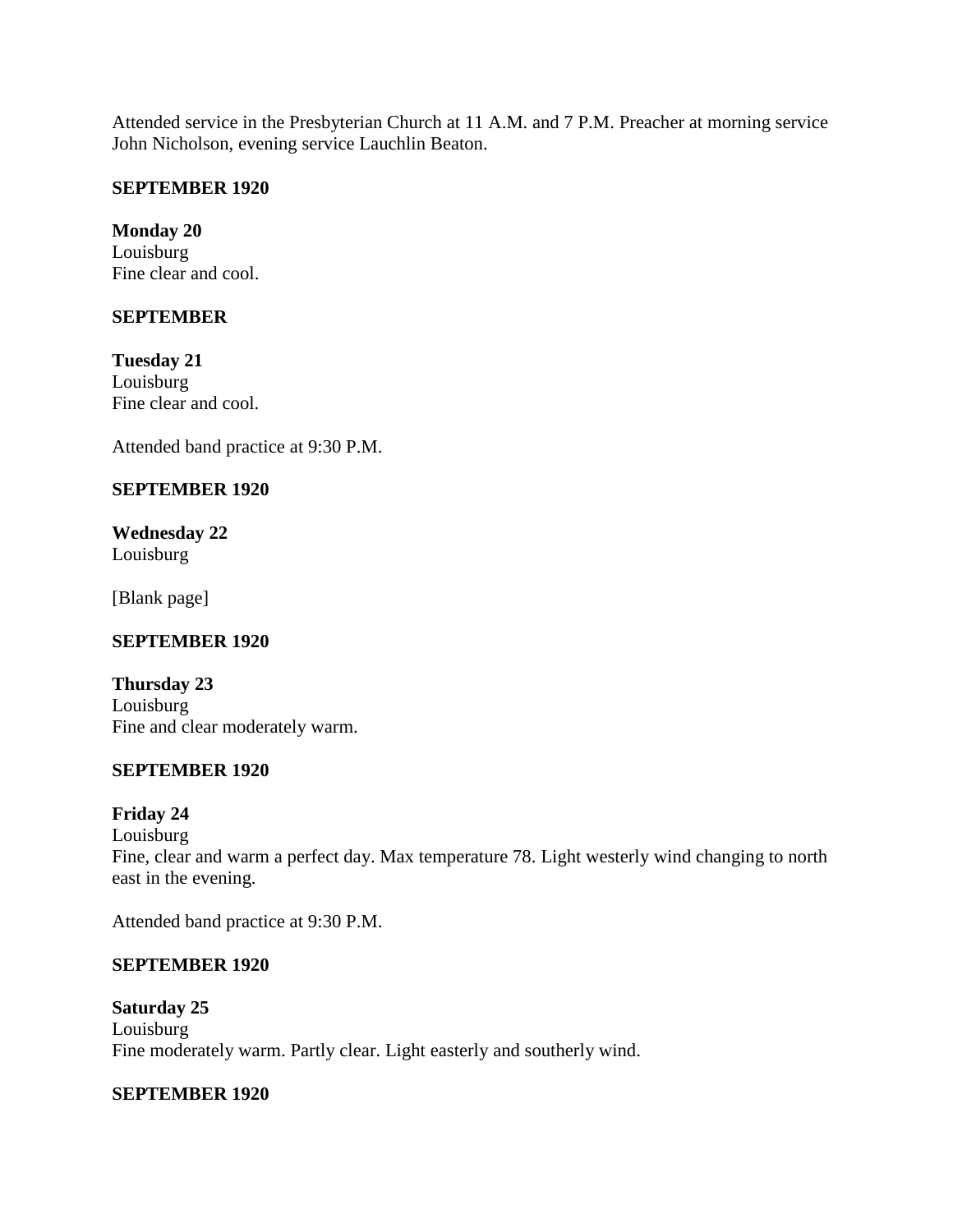Attended service in the Presbyterian Church at 11 A.M. and 7 P.M. Preacher at morning service John Nicholson, evening service Lauchlin Beaton.

**SEPTEMBER 1920**

**Monday 20**
Louisburg
Fine clear and cool.

**SEPTEMBER**

**Tuesday 21**
Louisburg
Fine clear and cool.

Attended band practice at 9:30 P.M.

**SEPTEMBER 1920**

**Wednesday 22**
Louisburg

[Blank page]

**SEPTEMBER 1920**

**Thursday 23**
Louisburg
Fine and clear moderately warm.

**SEPTEMBER 1920**

**Friday 24**
Louisburg
Fine, clear and warm a perfect day. Max temperature 78. Light westerly wind changing to north east in the evening.

Attended band practice at 9:30 P.M.

**SEPTEMBER 1920**

**Saturday 25**
Louisburg
Fine moderately warm. Partly clear. Light easterly and southerly wind.

**SEPTEMBER 1920**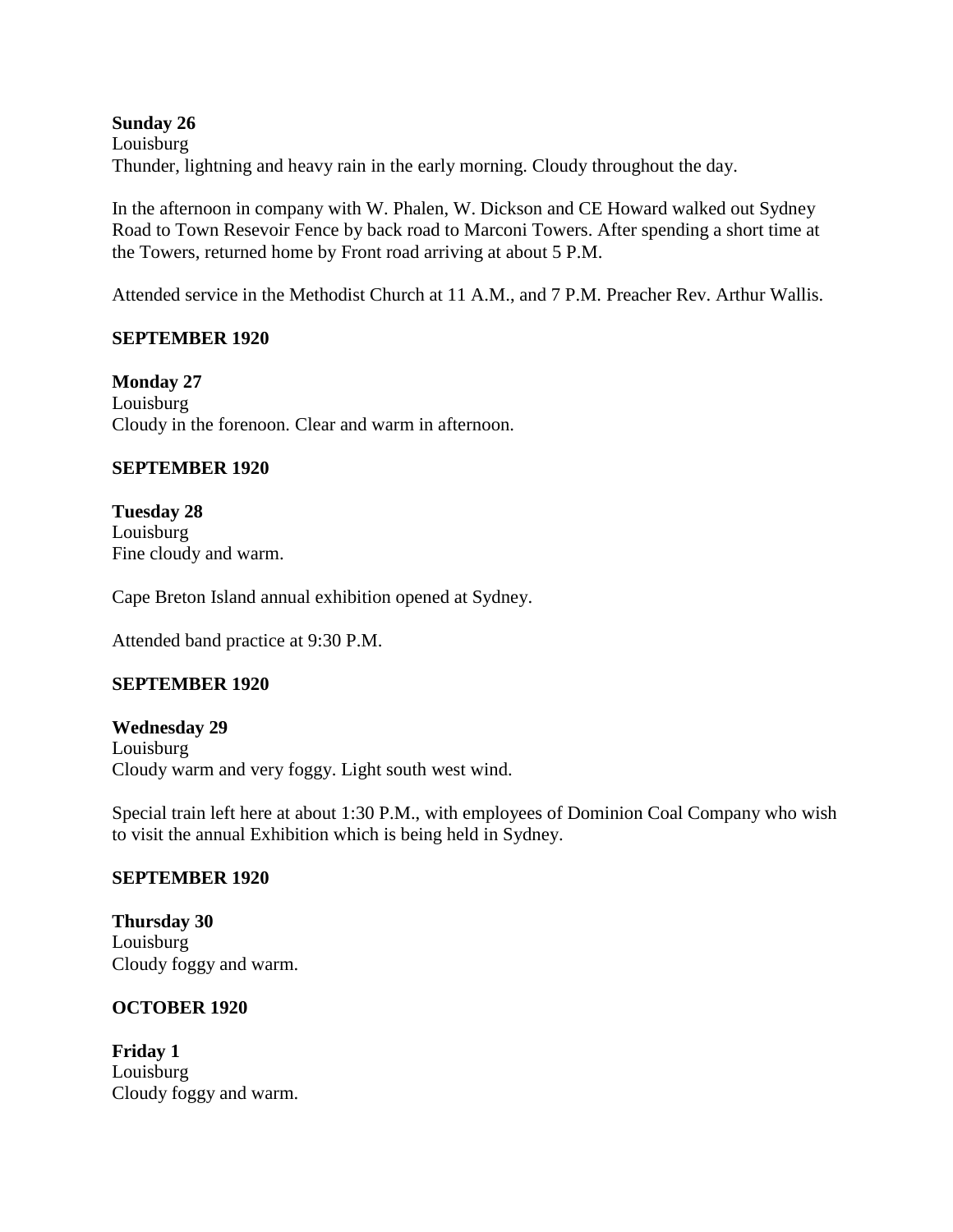**Sunday 26**
Louisburg
Thunder, lightning and heavy rain in the early morning. Cloudy throughout the day.

In the afternoon in company with W. Phalen, W. Dickson and CE Howard walked out Sydney Road to Town Resevoir Fence by back road to Marconi Towers. After spending a short time at the Towers, returned home by Front road arriving at about 5 P.M.

Attended service in the Methodist Church at 11 A.M., and 7 P.M. Preacher Rev. Arthur Wallis.

**SEPTEMBER 1920**

**Monday 27**
Louisburg
Cloudy in the forenoon. Clear and warm in afternoon.

**SEPTEMBER 1920**

**Tuesday 28**
Louisburg
Fine cloudy and warm.

Cape Breton Island annual exhibition opened at Sydney.

Attended band practice at 9:30 P.M.

**SEPTEMBER 1920**

**Wednesday 29**
Louisburg
Cloudy warm and very foggy. Light south west wind.

Special train left here at about 1:30 P.M., with employees of Dominion Coal Company who wish to visit the annual Exhibition which is being held in Sydney.

**SEPTEMBER 1920**

**Thursday 30**
Louisburg
Cloudy foggy and warm.

**OCTOBER 1920**

**Friday 1**
Louisburg
Cloudy foggy and warm.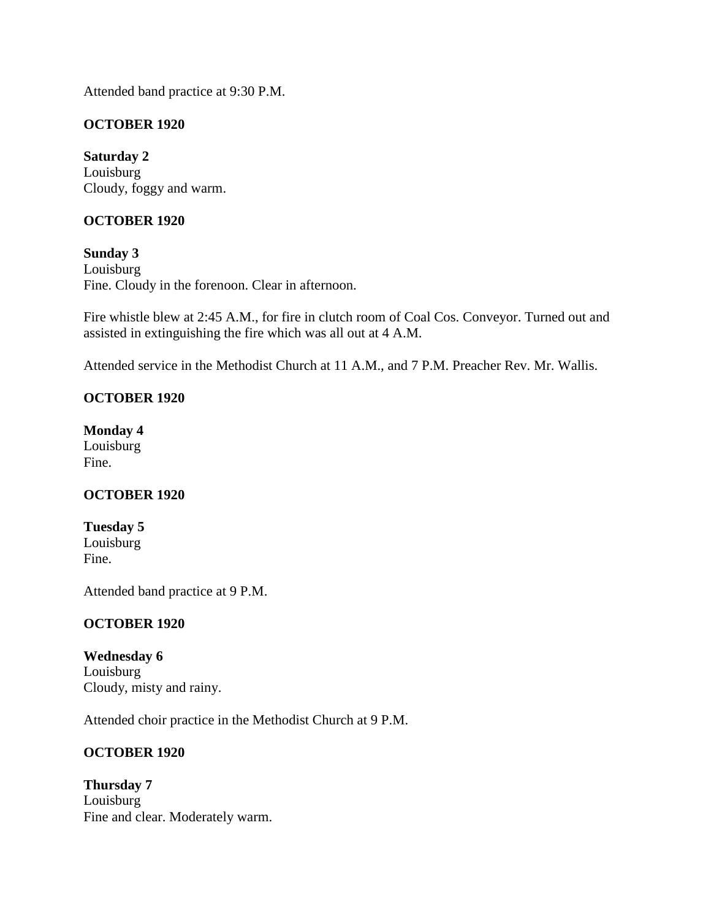Attended band practice at 9:30 P.M.

**OCTOBER 1920**

**Saturday 2**
Louisburg
Cloudy, foggy and warm.

**OCTOBER 1920**

**Sunday 3**
Louisburg
Fine. Cloudy in the forenoon. Clear in afternoon.

Fire whistle blew at 2:45 A.M., for fire in clutch room of Coal Cos. Conveyor. Turned out and assisted in extinguishing the fire which was all out at 4 A.M.

Attended service in the Methodist Church at 11 A.M., and 7 P.M. Preacher Rev. Mr. Wallis.

**OCTOBER 1920**

**Monday 4**
Louisburg
Fine.

**OCTOBER 1920**

**Tuesday 5**
Louisburg
Fine.

Attended band practice at 9 P.M.

**OCTOBER 1920**

**Wednesday 6**
Louisburg
Cloudy, misty and rainy.

Attended choir practice in the Methodist Church at 9 P.M.

**OCTOBER 1920**

**Thursday 7**
Louisburg
Fine and clear. Moderately warm.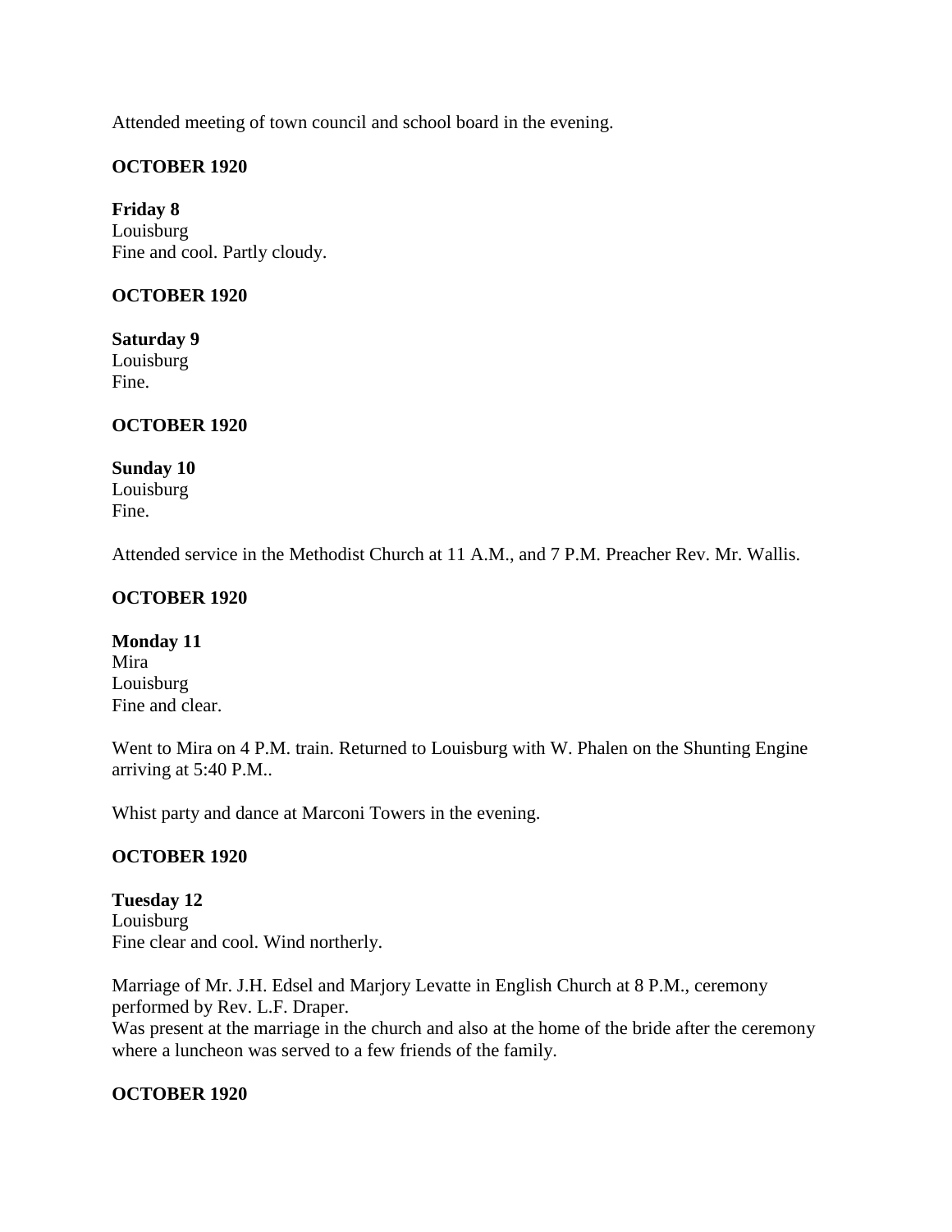Attended meeting of town council and school board in the evening.

**OCTOBER 1920**

**Friday 8**
Louisburg
Fine and cool. Partly cloudy.

**OCTOBER 1920**

**Saturday 9**
Louisburg
Fine.

**OCTOBER 1920**

**Sunday 10**
Louisburg
Fine.

Attended service in the Methodist Church at 11 A.M., and 7 P.M. Preacher Rev. Mr. Wallis.

**OCTOBER 1920**

**Monday 11**
Mira
Louisburg
Fine and clear.

Went to Mira on 4 P.M. train. Returned to Louisburg with W. Phalen on the Shunting Engine arriving at 5:40 P.M..

Whist party and dance at Marconi Towers in the evening.

**OCTOBER 1920**

**Tuesday 12**
Louisburg
Fine clear and cool. Wind northerly.

Marriage of Mr. J.H. Edsel and Marjory Levatte in English Church at 8 P.M., ceremony performed by Rev. L.F. Draper.
Was present at the marriage in the church and also at the home of the bride after the ceremony where a luncheon was served to a few friends of the family.

**OCTOBER 1920**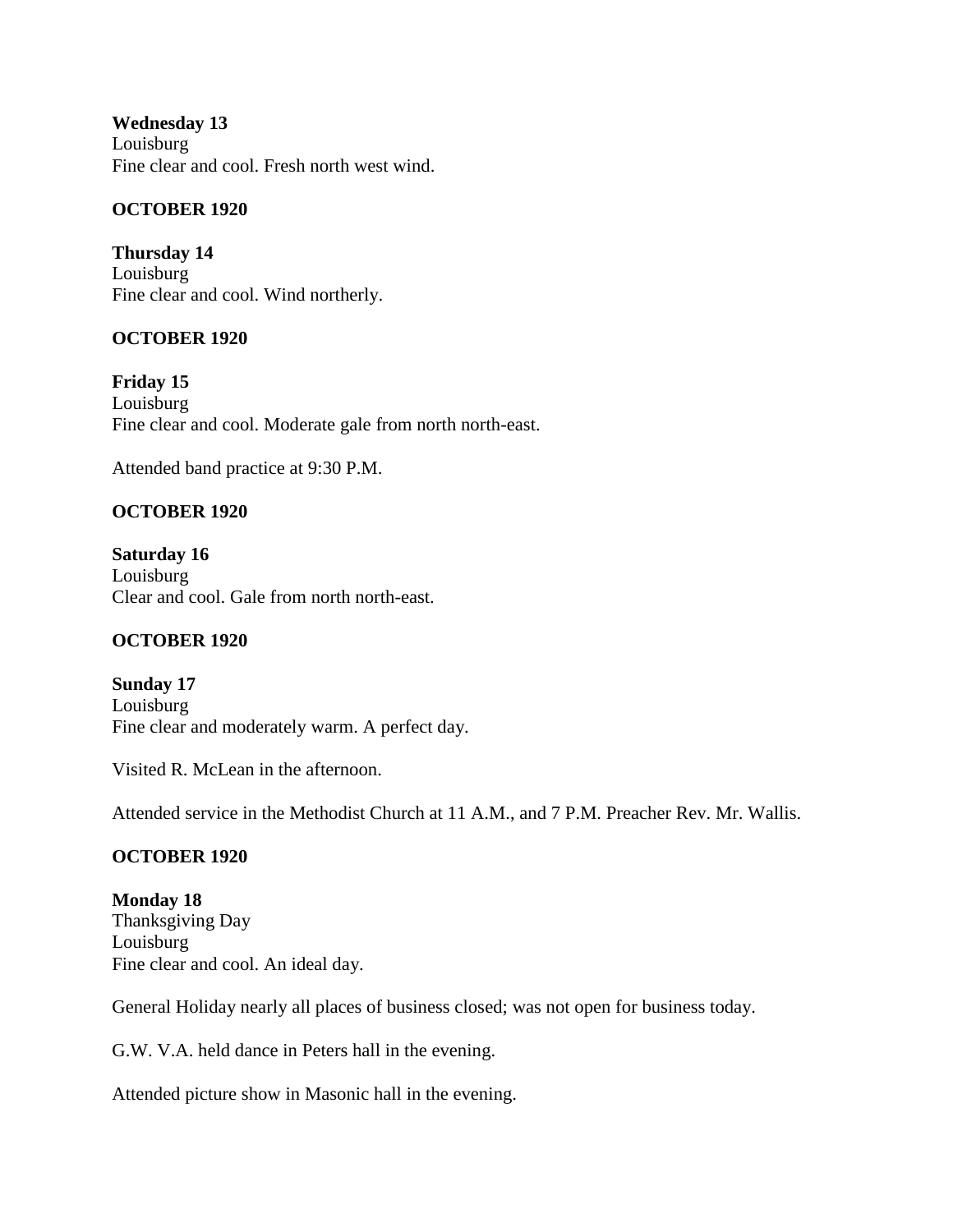**Wednesday 13**
Louisburg
Fine clear and cool. Fresh north west wind.

**OCTOBER 1920**

**Thursday 14**
Louisburg
Fine clear and cool. Wind northerly.

**OCTOBER 1920**

**Friday 15**
Louisburg
Fine clear and cool. Moderate gale from north north-east.

Attended band practice at 9:30 P.M.

**OCTOBER 1920**

**Saturday 16**
Louisburg
Clear and cool. Gale from north north-east.

**OCTOBER 1920**

**Sunday 17**
Louisburg
Fine clear and moderately warm. A perfect day.

Visited R. McLean in the afternoon.

Attended service in the Methodist Church at 11 A.M., and 7 P.M. Preacher Rev. Mr. Wallis.

**OCTOBER 1920**

**Monday 18**
Thanksgiving Day
Louisburg
Fine clear and cool. An ideal day.

General Holiday nearly all places of business closed; was not open for business today.

G.W. V.A. held dance in Peters hall in the evening.

Attended picture show in Masonic hall in the evening.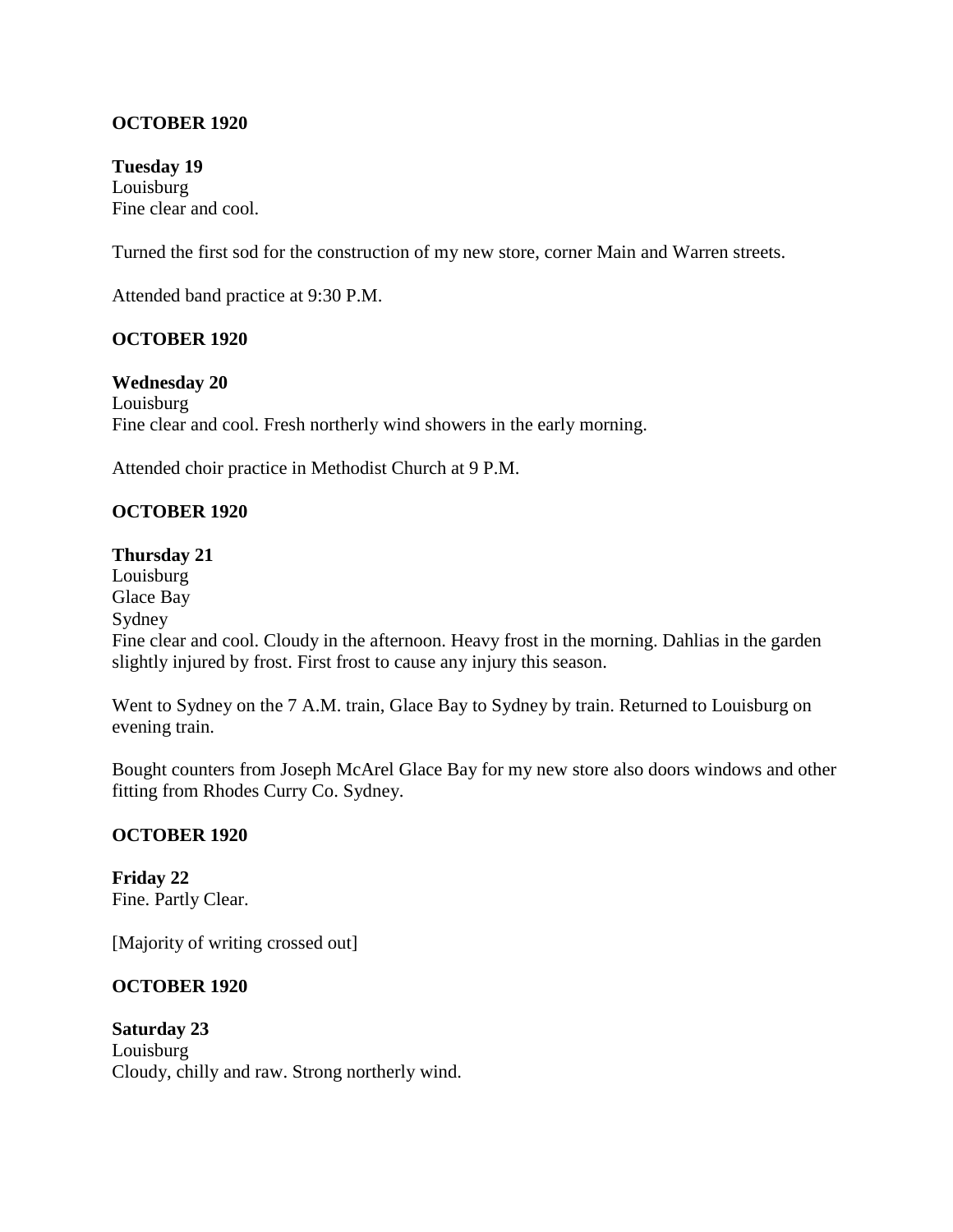**OCTOBER 1920**

**Tuesday 19**
Louisburg
Fine clear and cool.

Turned the first sod for the construction of my new store, corner Main and Warren streets.

Attended band practice at 9:30 P.M.

**OCTOBER 1920**

**Wednesday 20**
Louisburg
Fine clear and cool. Fresh northerly wind showers in the early morning.

Attended choir practice in Methodist Church at 9 P.M.

**OCTOBER 1920**

**Thursday 21**
Louisburg
Glace Bay
Sydney
Fine clear and cool. Cloudy in the afternoon. Heavy frost in the morning. Dahlias in the garden slightly injured by frost. First frost to cause any injury this season.

Went to Sydney on the 7 A.M. train, Glace Bay to Sydney by train. Returned to Louisburg on evening train.

Bought counters from Joseph McArel Glace Bay for my new store also doors windows and other fitting from Rhodes Curry Co. Sydney.

**OCTOBER 1920**

**Friday 22**
Fine. Partly Clear.

[Majority of writing crossed out]

**OCTOBER 1920**

**Saturday 23**
Louisburg
Cloudy, chilly and raw. Strong northerly wind.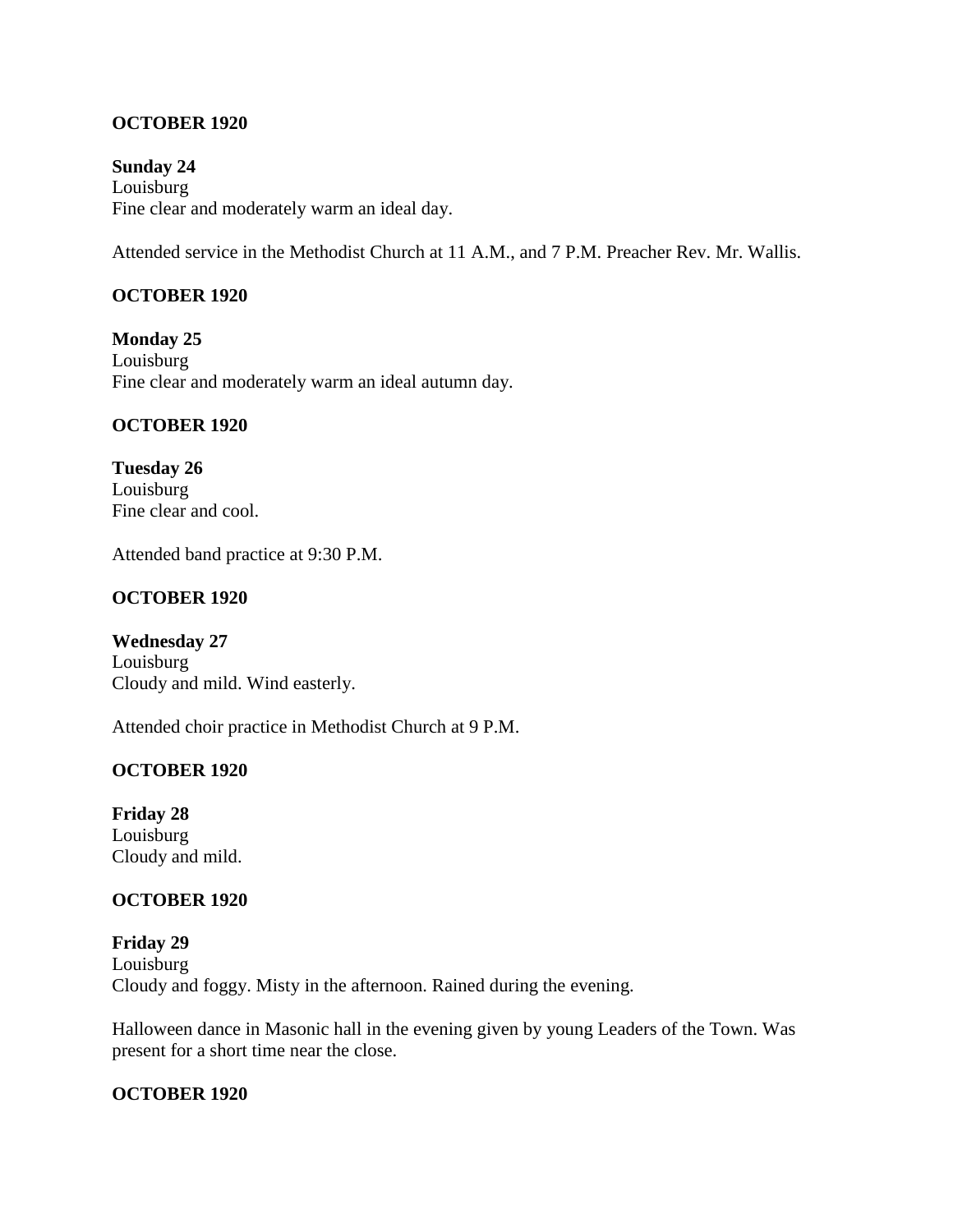**OCTOBER 1920**

**Sunday 24**
Louisburg
Fine clear and moderately warm an ideal day.

Attended service in the Methodist Church at 11 A.M., and 7 P.M. Preacher Rev. Mr. Wallis.

**OCTOBER 1920**

**Monday 25**
Louisburg
Fine clear and moderately warm an ideal autumn day.

**OCTOBER 1920**

**Tuesday 26**
Louisburg
Fine clear and cool.

Attended band practice at 9:30 P.M.

**OCTOBER 1920**

**Wednesday 27**
Louisburg
Cloudy and mild. Wind easterly.

Attended choir practice in Methodist Church at 9 P.M.

**OCTOBER 1920**

**Friday 28**
Louisburg
Cloudy and mild.

**OCTOBER 1920**

**Friday 29**
Louisburg
Cloudy and foggy. Misty in the afternoon. Rained during the evening.

Halloween dance in Masonic hall in the evening given by young Leaders of the Town. Was present for a short time near the close.

**OCTOBER 1920**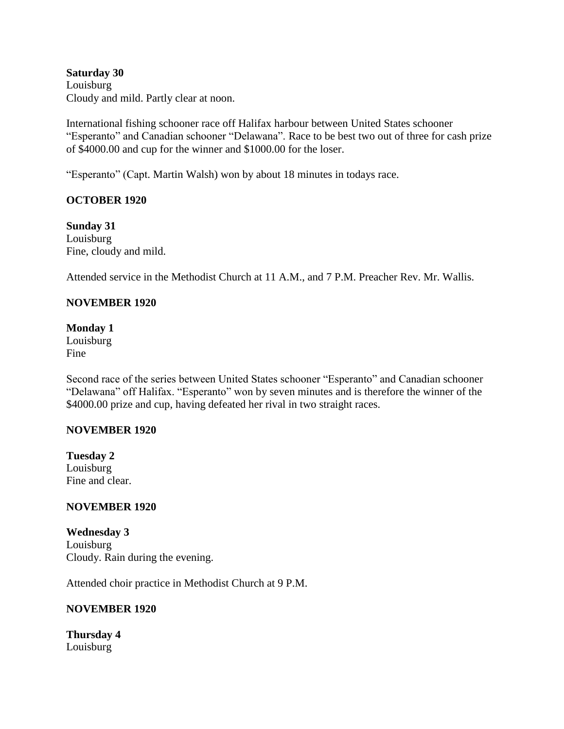**Saturday 30**
Louisburg
Cloudy and mild. Partly clear at noon.

International fishing schooner race off Halifax harbour between United States schooner "Esperanto" and Canadian schooner "Delawana". Race to be best two out of three for cash prize of $4000.00 and cup for the winner and $1000.00 for the loser.

"Esperanto" (Capt. Martin Walsh) won by about 18 minutes in todays race.

**OCTOBER 1920**

**Sunday 31**
Louisburg
Fine, cloudy and mild.

Attended service in the Methodist Church at 11 A.M., and 7 P.M. Preacher Rev. Mr. Wallis.

**NOVEMBER 1920**

**Monday 1**
Louisburg
Fine

Second race of the series between United States schooner "Esperanto" and Canadian schooner "Delawana" off Halifax. "Esperanto" won by seven minutes and is therefore the winner of the $4000.00 prize and cup, having defeated her rival in two straight races.

**NOVEMBER 1920**

**Tuesday 2**
Louisburg
Fine and clear.

**NOVEMBER 1920**

**Wednesday 3**
Louisburg
Cloudy. Rain during the evening.

Attended choir practice in Methodist Church at 9 P.M.

**NOVEMBER 1920**

**Thursday 4**
Louisburg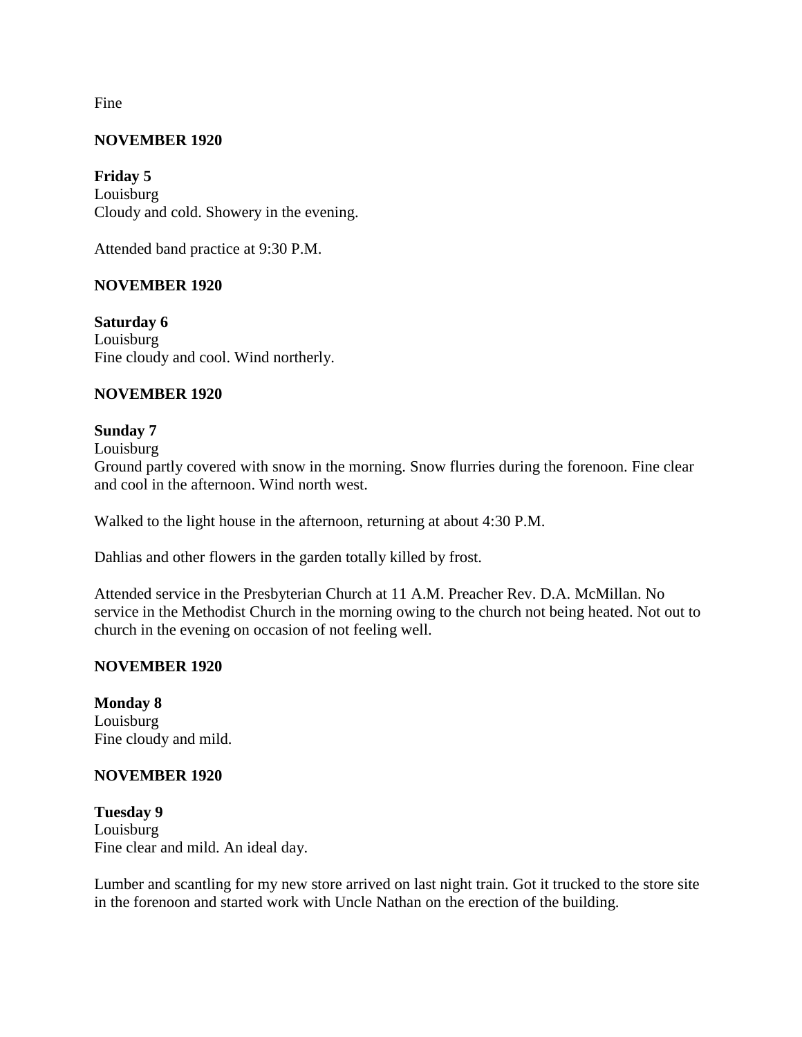Fine

**NOVEMBER 1920**

**Friday 5**
Louisburg
Cloudy and cold. Showery in the evening.

Attended band practice at 9:30 P.M.

**NOVEMBER 1920**

**Saturday 6**
Louisburg
Fine cloudy and cool. Wind northerly.

**NOVEMBER 1920**

**Sunday 7**
Louisburg
Ground partly covered with snow in the morning. Snow flurries during the forenoon. Fine clear and cool in the afternoon. Wind north west.

Walked to the light house in the afternoon, returning at about 4:30 P.M.

Dahlias and other flowers in the garden totally killed by frost.

Attended service in the Presbyterian Church at 11 A.M. Preacher Rev. D.A. McMillan. No service in the Methodist Church in the morning owing to the church not being heated. Not out to church in the evening on occasion of not feeling well.

**NOVEMBER 1920**

**Monday 8**
Louisburg
Fine cloudy and mild.

**NOVEMBER 1920**

**Tuesday 9**
Louisburg
Fine clear and mild. An ideal day.

Lumber and scantling for my new store arrived on last night train. Got it trucked to the store site in the forenoon and started work with Uncle Nathan on the erection of the building.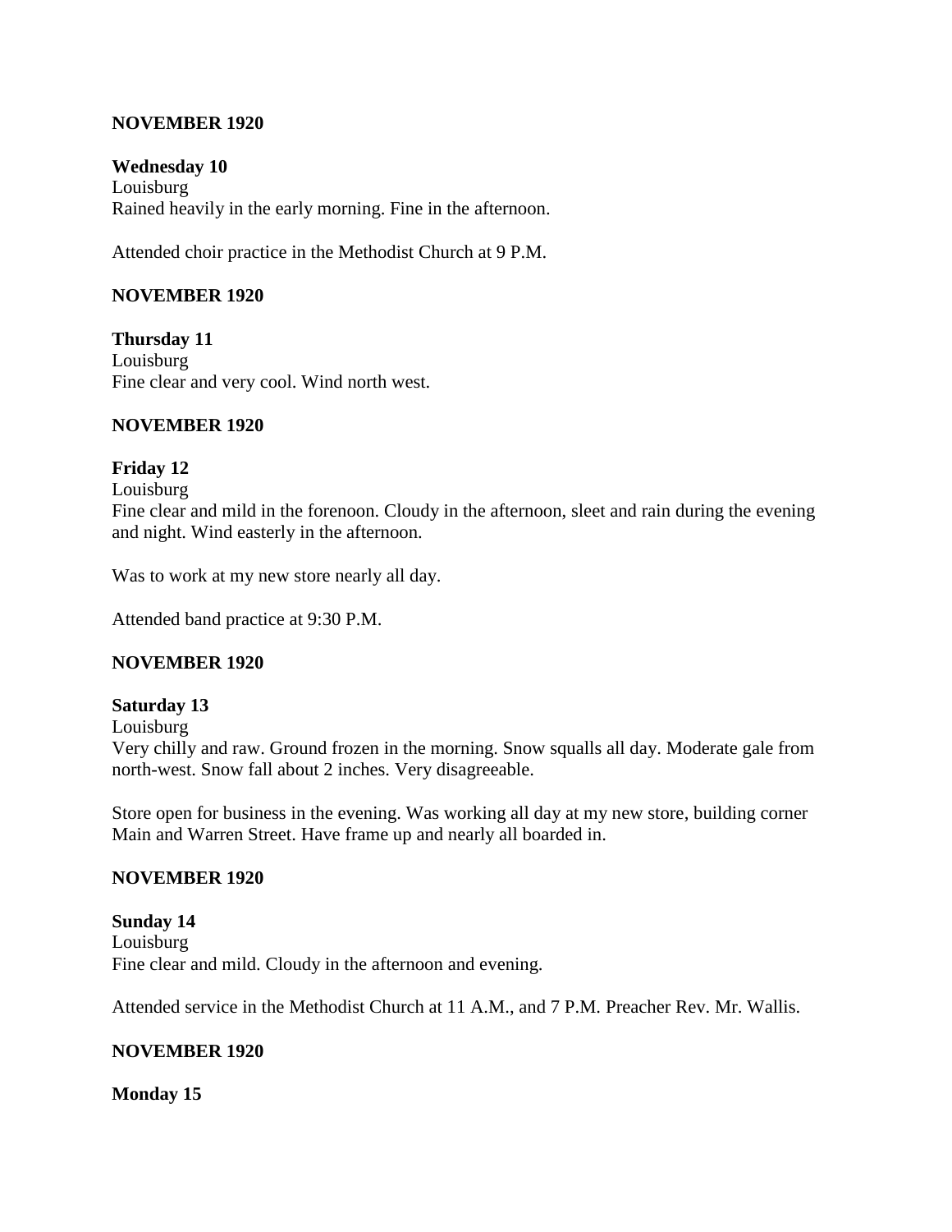**NOVEMBER 1920**

**Wednesday 10**
Louisburg
Rained heavily in the early morning. Fine in the afternoon.

Attended choir practice in the Methodist Church at 9 P.M.

**NOVEMBER 1920**

**Thursday 11**
Louisburg
Fine clear and very cool. Wind north west.

**NOVEMBER 1920**

**Friday 12**
Louisburg
Fine clear and mild in the forenoon. Cloudy in the afternoon, sleet and rain during the evening and night. Wind easterly in the afternoon.

Was to work at my new store nearly all day.

Attended band practice at 9:30 P.M.

**NOVEMBER 1920**

**Saturday 13**
Louisburg
Very chilly and raw. Ground frozen in the morning. Snow squalls all day. Moderate gale from north-west. Snow fall about 2 inches. Very disagreeable.

Store open for business in the evening. Was working all day at my new store, building corner Main and Warren Street. Have frame up and nearly all boarded in.

**NOVEMBER 1920**

**Sunday 14**
Louisburg
Fine clear and mild. Cloudy in the afternoon and evening.

Attended service in the Methodist Church at 11 A.M., and 7 P.M. Preacher Rev. Mr. Wallis.

**NOVEMBER 1920**

**Monday 15**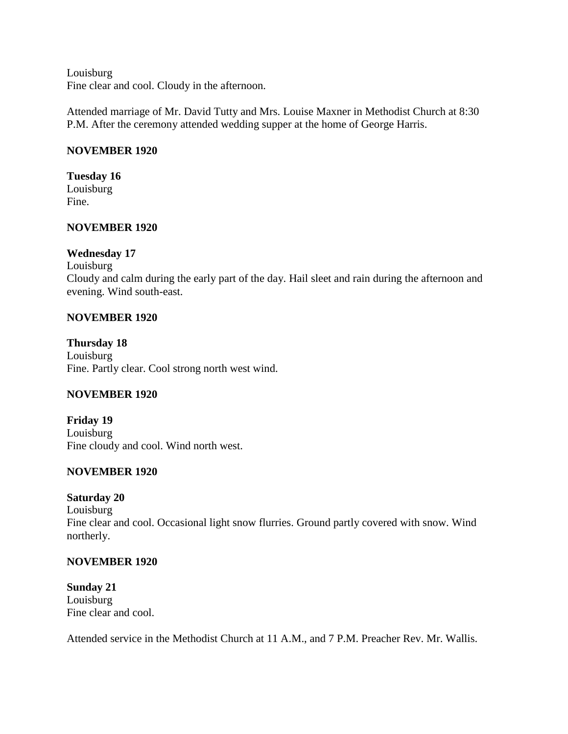Louisburg
Fine clear and cool. Cloudy in the afternoon.

Attended marriage of Mr. David Tutty and Mrs. Louise Maxner in Methodist Church at 8:30 P.M. After the ceremony attended wedding supper at the home of George Harris.

**NOVEMBER 1920**

**Tuesday 16**
Louisburg
Fine.

**NOVEMBER 1920**

**Wednesday 17**
Louisburg
Cloudy and calm during the early part of the day. Hail sleet and rain during the afternoon and evening. Wind south-east.

**NOVEMBER 1920**

**Thursday 18**
Louisburg
Fine. Partly clear. Cool strong north west wind.

**NOVEMBER 1920**

**Friday 19**
Louisburg
Fine cloudy and cool. Wind north west.

**NOVEMBER 1920**

**Saturday 20**
Louisburg
Fine clear and cool. Occasional light snow flurries. Ground partly covered with snow. Wind northerly.

**NOVEMBER 1920**

**Sunday 21**
Louisburg
Fine clear and cool.

Attended service in the Methodist Church at 11 A.M., and 7 P.M. Preacher Rev. Mr. Wallis.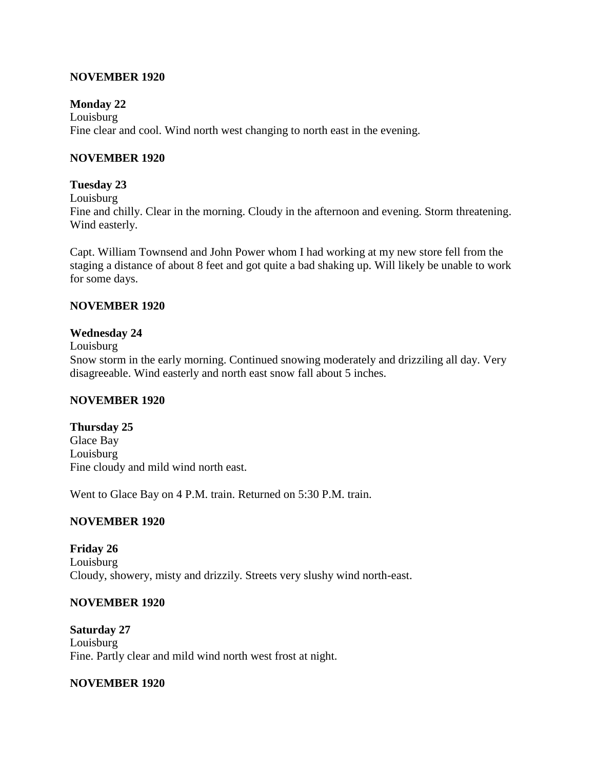**NOVEMBER 1920**

**Monday 22**

Louisburg

Fine clear and cool. Wind north west changing to north east in the evening.

**NOVEMBER 1920**

**Tuesday 23**

Louisburg

Fine and chilly. Clear in the morning. Cloudy in the afternoon and evening. Storm threatening. Wind easterly.

Capt. William Townsend and John Power whom I had working at my new store fell from the staging a distance of about 8 feet and got quite a bad shaking up. Will likely be unable to work for some days.

**NOVEMBER 1920**

**Wednesday 24**

Louisburg

Snow storm in the early morning. Continued snowing moderately and drizziling all day. Very disagreeable. Wind easterly and north east snow fall about 5 inches.

**NOVEMBER 1920**

**Thursday 25**

Glace Bay

Louisburg

Fine cloudy and mild wind north east.

Went to Glace Bay on 4 P.M. train. Returned on 5:30 P.M. train.

**NOVEMBER 1920**

**Friday 26**

Louisburg

Cloudy, showery, misty and drizzily. Streets very slushy wind north-east.

**NOVEMBER 1920**

**Saturday 27**

Louisburg

Fine. Partly clear and mild wind north west frost at night.

**NOVEMBER 1920**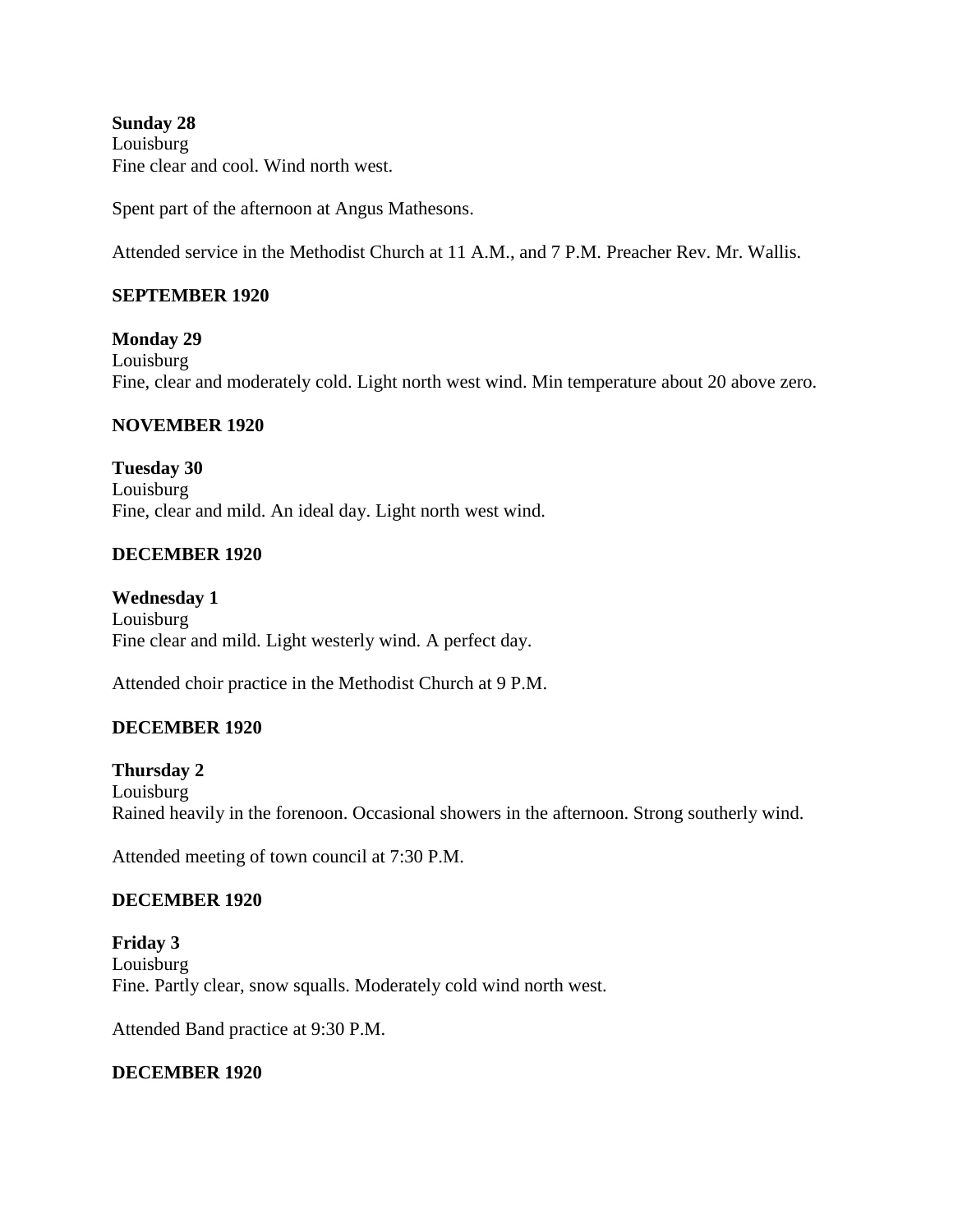**Sunday 28**
Louisburg
Fine clear and cool. Wind north west.

Spent part of the afternoon at Angus Mathesons.

Attended service in the Methodist Church at 11 A.M., and 7 P.M. Preacher Rev. Mr. Wallis.

**SEPTEMBER 1920**

**Monday 29**
Louisburg
Fine, clear and moderately cold. Light north west wind. Min temperature about 20 above zero.

**NOVEMBER 1920**

**Tuesday 30**
Louisburg
Fine, clear and mild. An ideal day. Light north west wind.

**DECEMBER 1920**

**Wednesday 1**
Louisburg
Fine clear and mild. Light westerly wind. A perfect day.

Attended choir practice in the Methodist Church at 9 P.M.

**DECEMBER 1920**

**Thursday 2**
Louisburg
Rained heavily in the forenoon. Occasional showers in the afternoon. Strong southerly wind.

Attended meeting of town council at 7:30 P.M.

**DECEMBER 1920**

**Friday 3**
Louisburg
Fine. Partly clear, snow squalls. Moderately cold wind north west.

Attended Band practice at 9:30 P.M.

**DECEMBER 1920**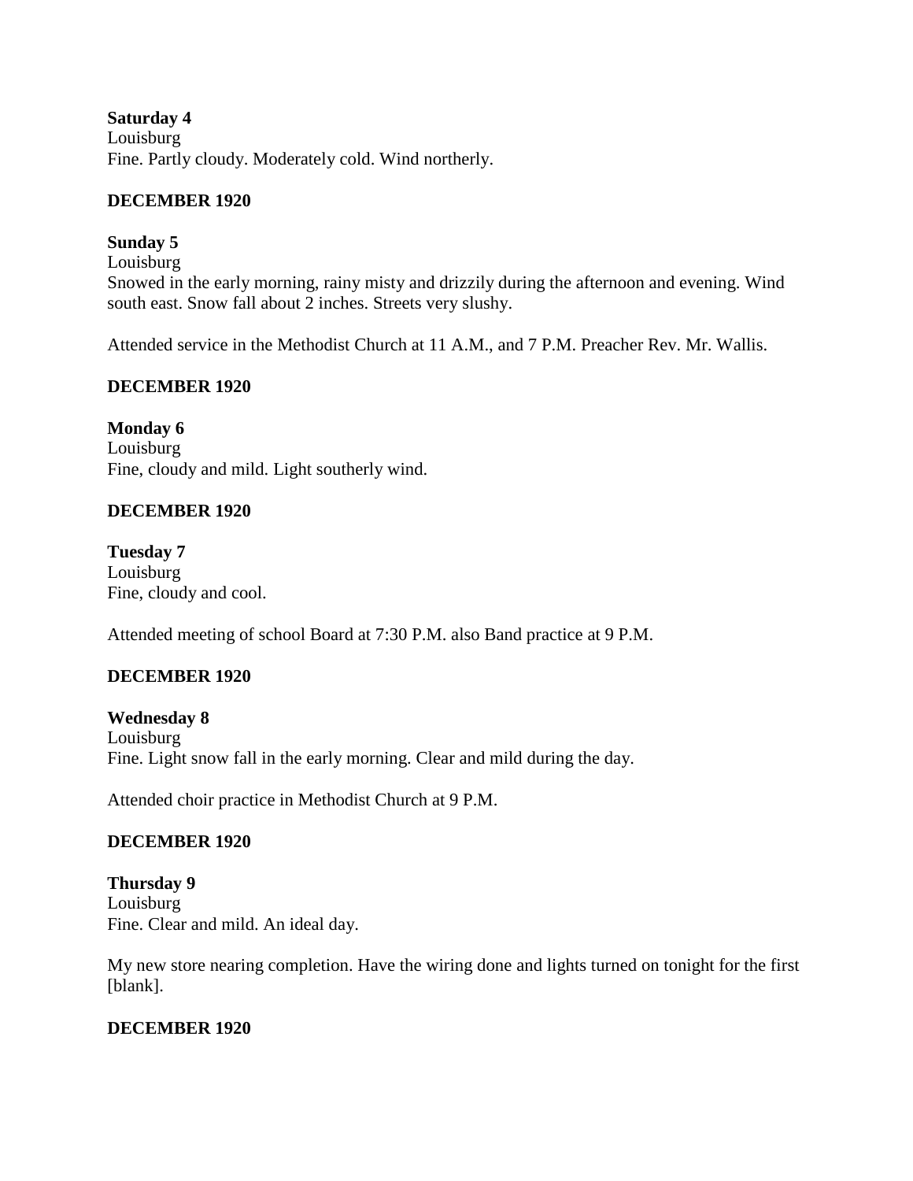**Saturday 4**
Louisburg
Fine. Partly cloudy. Moderately cold. Wind northerly.

**DECEMBER 1920**

**Sunday 5**
Louisburg
Snowed in the early morning, rainy misty and drizzily during the afternoon and evening. Wind south east. Snow fall about 2 inches. Streets very slushy.

Attended service in the Methodist Church at 11 A.M., and 7 P.M. Preacher Rev. Mr. Wallis.

**DECEMBER 1920**

**Monday 6**
Louisburg
Fine, cloudy and mild. Light southerly wind.

**DECEMBER 1920**

**Tuesday 7**
Louisburg
Fine, cloudy and cool.

Attended meeting of school Board at 7:30 P.M. also Band practice at 9 P.M.

**DECEMBER 1920**

**Wednesday 8**
Louisburg
Fine. Light snow fall in the early morning. Clear and mild during the day.

Attended choir practice in Methodist Church at 9 P.M.

**DECEMBER 1920**

**Thursday 9**
Louisburg
Fine. Clear and mild. An ideal day.

My new store nearing completion. Have the wiring done and lights turned on tonight for the first [blank].

**DECEMBER 1920**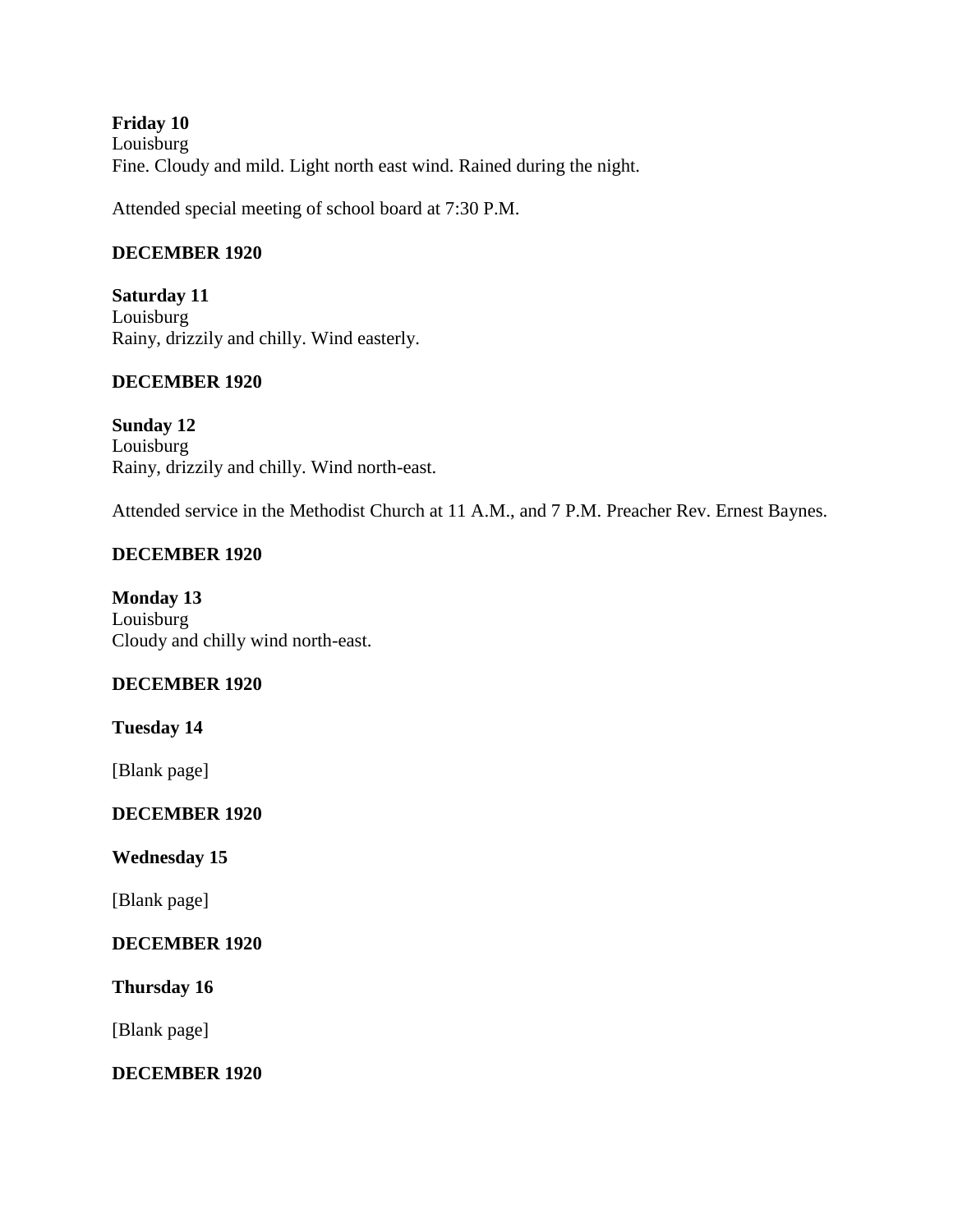**Friday 10**
Louisburg
Fine. Cloudy and mild. Light north east wind. Rained during the night.

Attended special meeting of school board at 7:30 P.M.

**DECEMBER 1920**

**Saturday 11**
Louisburg
Rainy, drizzily and chilly. Wind easterly.

**DECEMBER 1920**

**Sunday 12**
Louisburg
Rainy, drizzily and chilly. Wind north-east.

Attended service in the Methodist Church at 11 A.M., and 7 P.M. Preacher Rev. Ernest Baynes.

**DECEMBER 1920**

**Monday 13**
Louisburg
Cloudy and chilly wind north-east.

**DECEMBER 1920**

**Tuesday 14**

[Blank page]

**DECEMBER 1920**

**Wednesday 15**

[Blank page]

**DECEMBER 1920**

**Thursday 16**

[Blank page]

**DECEMBER 1920**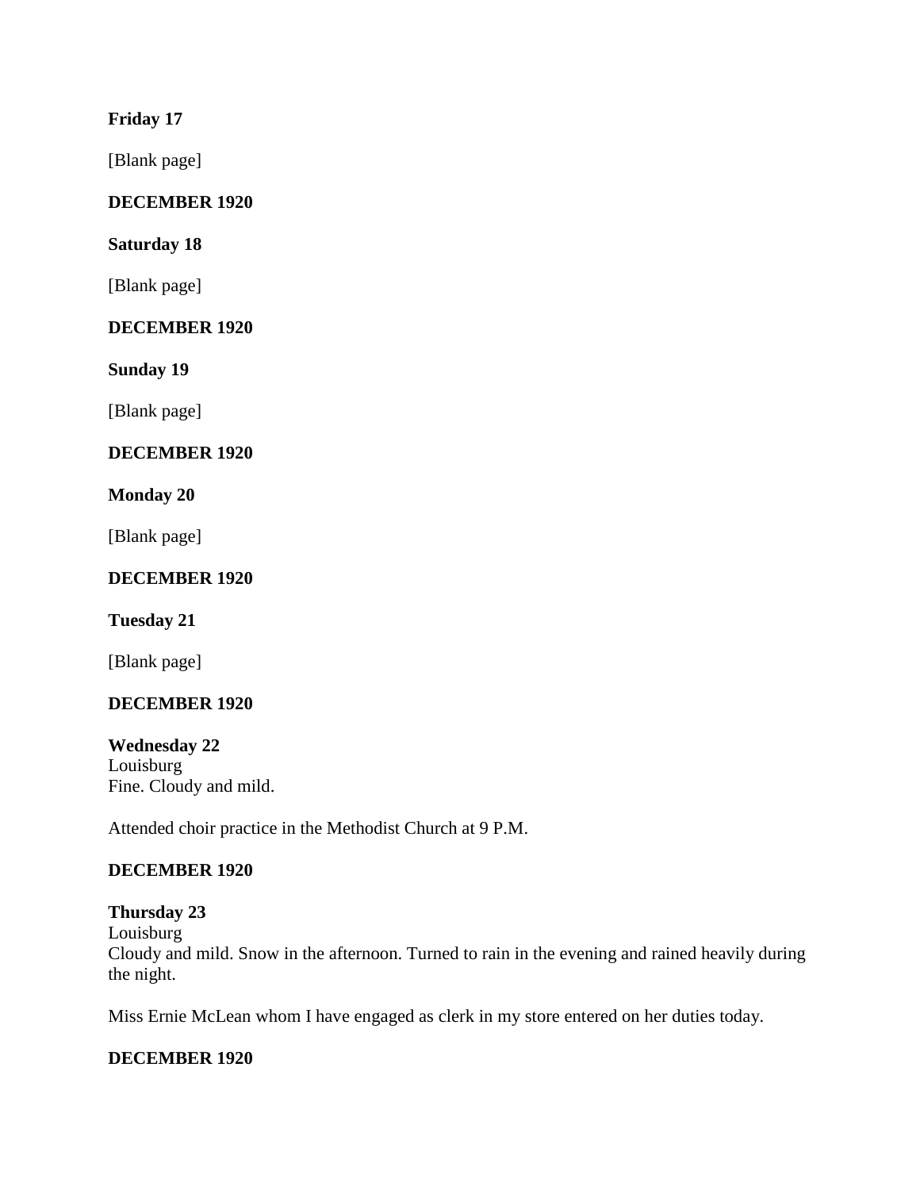**Friday 17**

[Blank page]

**DECEMBER 1920**

**Saturday 18**

[Blank page]

**DECEMBER 1920**

**Sunday 19**

[Blank page]

**DECEMBER 1920**

**Monday 20**

[Blank page]

**DECEMBER 1920**

**Tuesday 21**

[Blank page]

**DECEMBER 1920**

**Wednesday 22**
Louisburg
Fine. Cloudy and mild.

Attended choir practice in the Methodist Church at 9 P.M.

**DECEMBER 1920**

**Thursday 23**
Louisburg
Cloudy and mild. Snow in the afternoon. Turned to rain in the evening and rained heavily during the night.

Miss Ernie McLean whom I have engaged as clerk in my store entered on her duties today.

**DECEMBER 1920**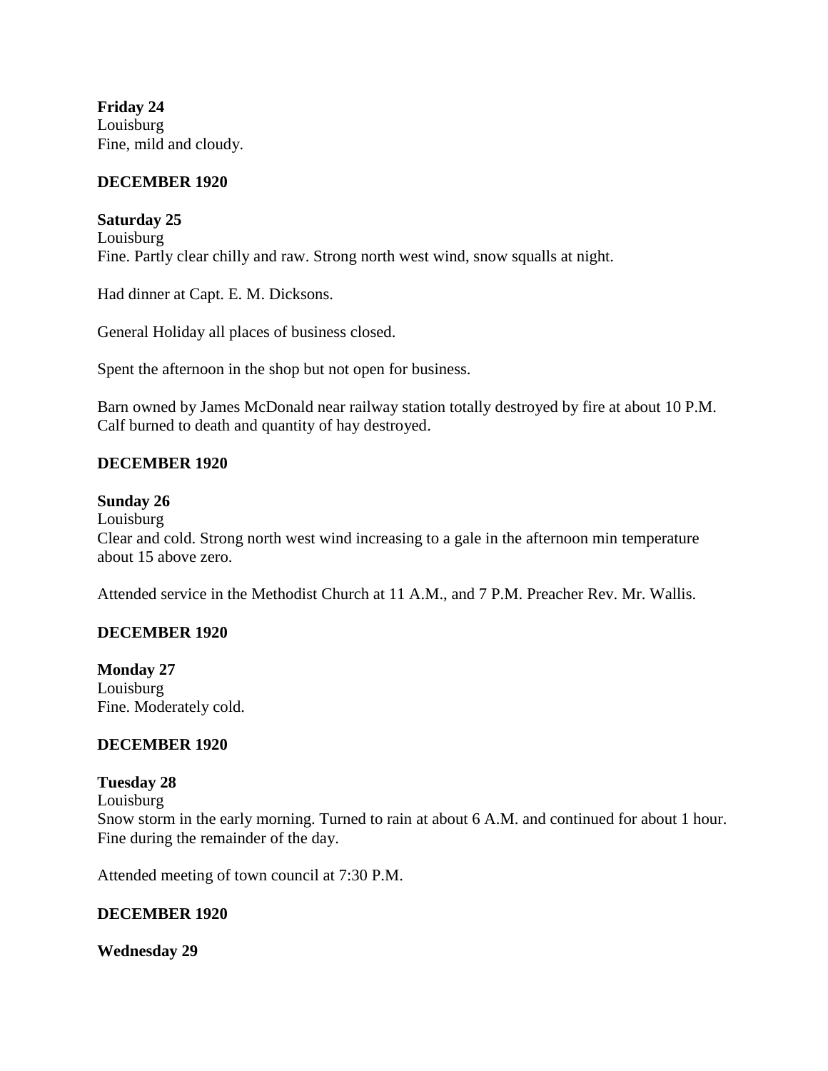**Friday 24**
Louisburg
Fine, mild and cloudy.

**DECEMBER 1920**

**Saturday 25**
Louisburg
Fine. Partly clear chilly and raw. Strong north west wind, snow squalls at night.

Had dinner at Capt. E. M. Dicksons.

General Holiday all places of business closed.

Spent the afternoon in the shop but not open for business.

Barn owned by James McDonald near railway station totally destroyed by fire at about 10 P.M. Calf burned to death and quantity of hay destroyed.

**DECEMBER 1920**

**Sunday 26**
Louisburg
Clear and cold. Strong north west wind increasing to a gale in the afternoon min temperature about 15 above zero.

Attended service in the Methodist Church at 11 A.M., and 7 P.M. Preacher Rev. Mr. Wallis.

**DECEMBER 1920**

**Monday 27**
Louisburg
Fine. Moderately cold.

**DECEMBER 1920**

**Tuesday 28**
Louisburg
Snow storm in the early morning. Turned to rain at about 6 A.M. and continued for about 1 hour. Fine during the remainder of the day.

Attended meeting of town council at 7:30 P.M.

**DECEMBER 1920**

**Wednesday 29**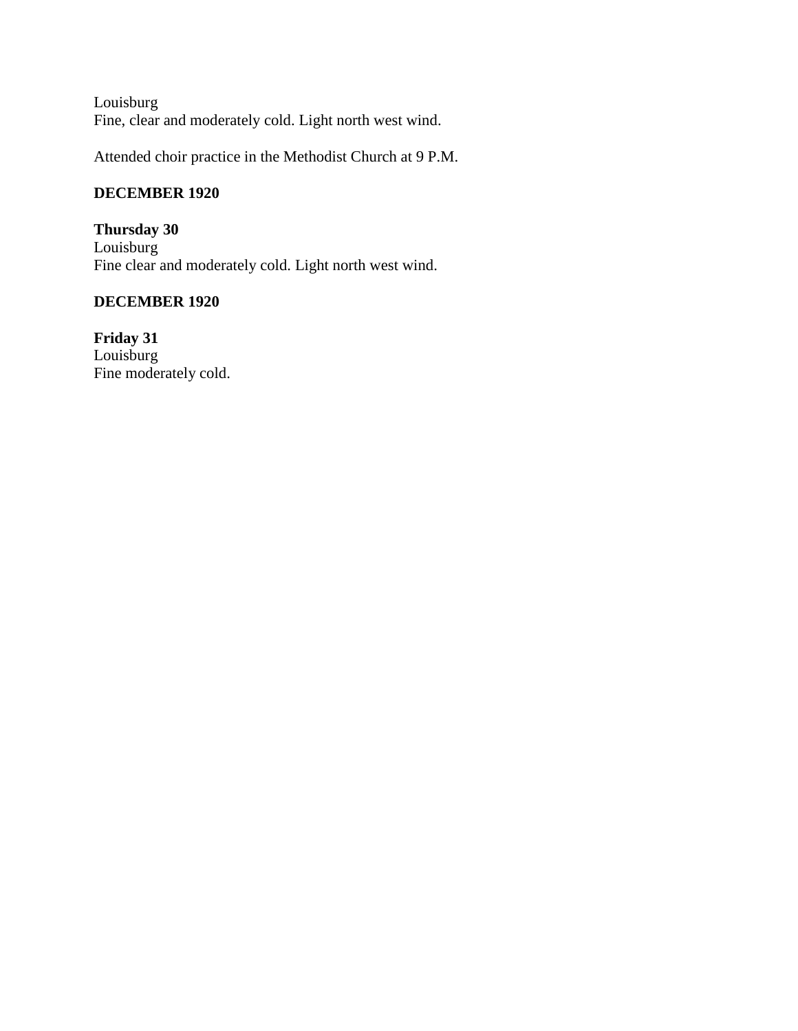Louisburg
Fine, clear and moderately cold. Light north west wind.

Attended choir practice in the Methodist Church at 9 P.M.

**DECEMBER 1920**

**Thursday 30**
Louisburg
Fine clear and moderately cold. Light north west wind.

**DECEMBER 1920**

**Friday 31**
Louisburg
Fine moderately cold.